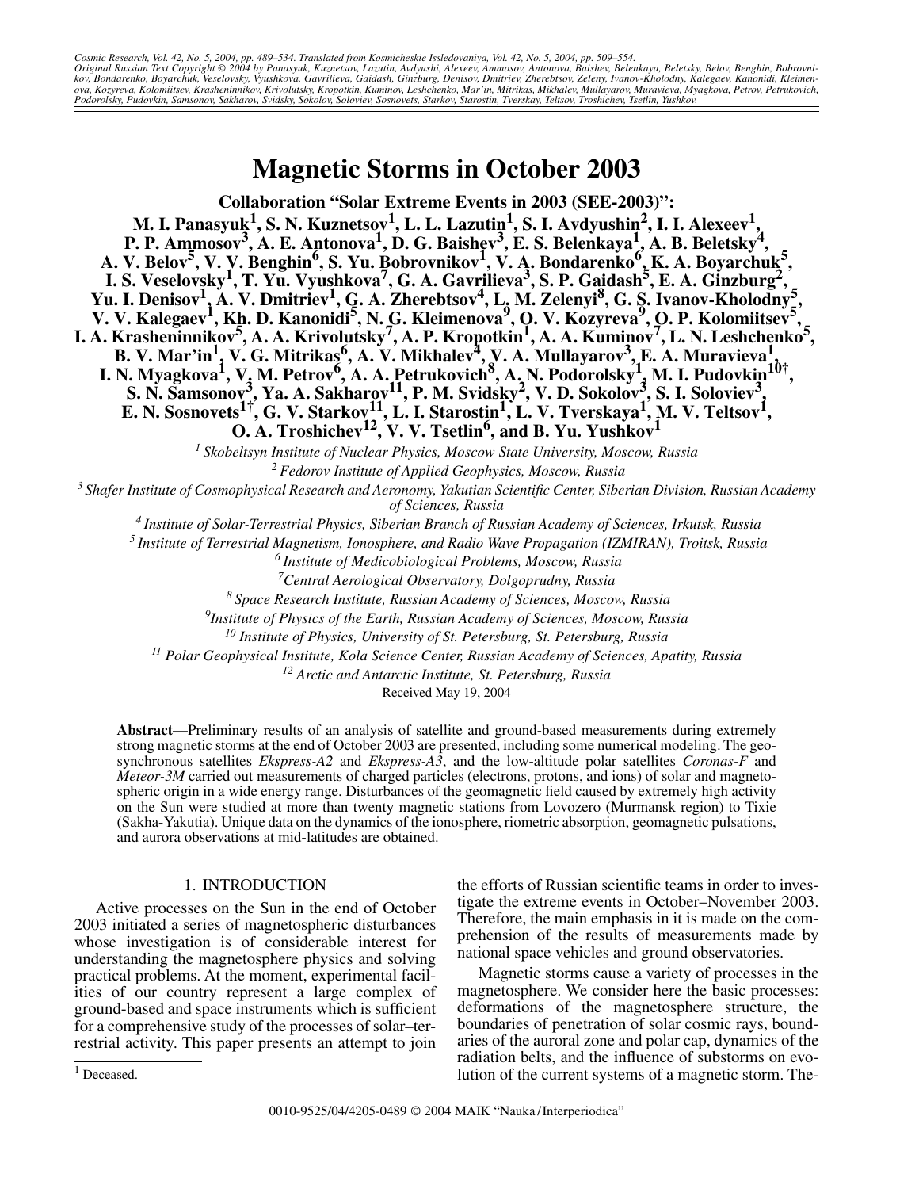# Magnetic Storms in October 2003

**Collaboration "Solar Extreme Events in 2003 (SEE-2003)":**

**M. I. Panasyuk[1], S. N. Kuznetsov[1], L. L. Lazutin[1], S. I. Avdyushin[2], I. I. Alexeev[1], P. P. Ammosov[3], A. E. Antonova[1], D. G. Baishev[3], E. S. Belenkaya[1], A. B. Beletsky[4], A. V. Belov[5], V. V. Benghin[6], S. Yu. Bobrovnikov[1], V. A. Bondarenko[6], K. A. Boyarchuk[5], I. S. Veselovsky[1], T. Yu. Vyushkova[7], G. A. Gavrilieva[3], S. P. Gaidash[5], E. A. Ginzburg[2], Yu. I. Denisov[1], A. V. Dmitriev[1], G. A. Zherebtsov[4], L. M. Zelenyi[8], G. S. Ivanov-Kholodny[5], V. V. Kalegaev[1], Kh. D. Kanonidi[5], N. G. Kleimenova[9], O. V. Kozyreva[9], O. P. Kolomiitsev[5], I. A. Krasheninnikov[5], A. A. Krivolutsky[7], A. P. Kropotkin[1], A. A. Kuminov[7], L. N. Leshchenko[5], B. V. Mar'in[1], V. G. Mitrikas[6], A. V. Mikhalev[4], V. A. Mullayarov[3], E. A. Muravieva[1], I. N. Myagkova[1], V. M. Petrov[6], A. A. Petrukovich[8], A. N. Podorolsky[1], M. I. Pudovkin[10†], S. N. Samsonov[3], Ya. A. Sakharov[11], P. M. Svidsky[2], V. D. Sokolov[3], S. I. Soloviev[3], E. N. Sosnovets[1†], G. V. Starkov[11], L. I. Starostin[1], L. V. Tverskaya[1], M. V. Teltsov[1], O. A. Troshichev[12], V. V. Tsetlin[6], and B. Yu. Yushkov[1]**

*[1] Skobeltsyn Institute of Nuclear Physics, Moscow State University, Moscow, Russia*

*[2] Fedorov Institute of Applied Geophysics, Moscow, Russia*

*[3] Shafer Institute of Cosmophysical Research and Aeronomy, Yakutian Scientific Center, Siberian Division, Russian Academy of Sciences, Russia*

*[4] Institute of Solar-Terrestrial Physics, Siberian Branch of Russian Academy of Sciences, Irkutsk, Russia*

*[5] Institute of Terrestrial Magnetism, Ionosphere, and Radio Wave Propagation (IZMIRAN), Troitsk, Russia*

*[6] Institute of Medicobiological Problems, Moscow, Russia*

*[7] Central Aerological Observatory, Dolgoprudny, Russia*

*[8] Space Research Institute, Russian Academy of Sciences, Moscow, Russia*

*[9] Institute of Physics of the Earth, Russian Academy of Sciences, Moscow, Russia*

*[10] Institute of Physics, University of St. Petersburg, St. Petersburg, Russia*

*[11] Polar Geophysical Institute, Kola Science Center, Russian Academy of Sciences, Apatity, Russia*

*[12] Arctic and Antarctic Institute, St. Petersburg, Russia*

Received May 19, 2004

**Abstract**—Preliminary results of an analysis of satellite and ground-based measurements during extremely strong magnetic storms at the end of October 2003 are presented, including some numerical modeling. The geosynchronous satellites *Ekspress-A2* and *Ekspress-A3*, and the low-altitude polar satellites *Coronas-F* and *Meteor-3M* carried out measurements of charged particles (electrons, protons, and ions) of solar and magnetospheric origin in a wide energy range. Disturbances of the geomagnetic field caused by extremely high activity on the Sun were studied at more than twenty magnetic stations from Lovozero (Murmansk region) to Tixie (Sakha-Yakutia). Unique data on the dynamics of the ionosphere, riometric absorption, geomagnetic pulsations, and aurora observations at mid-latitudes are obtained.

## 1. INTRODUCTION

Active processes on the Sun in the end of October 2003 initiated a series of magnetospheric disturbances whose investigation is of considerable interest for understanding the magnetosphere physics and solving practical problems. At the moment, experimental facilities of our country represent a large complex of ground-based and space instruments which is sufficient for a comprehensive study of the processes of solar–terrestrial activity. This paper presents an attempt to join the efforts of Russian scientific teams in order to investigate the extreme events in October–November 2003. Therefore, the main emphasis in it is made on the comprehension of the results of measurements made by national space vehicles and ground observatories.

Magnetic storms cause a variety of processes in the magnetosphere. We consider here the basic processes: deformations of the magnetosphere structure, the boundaries of penetration of solar cosmic rays, boundaries of the auroral zone and polar cap, dynamics of the radiation belts, and the influence of substorms on evolution of the current systems of a magnetic storm. The-

[1] Deceased.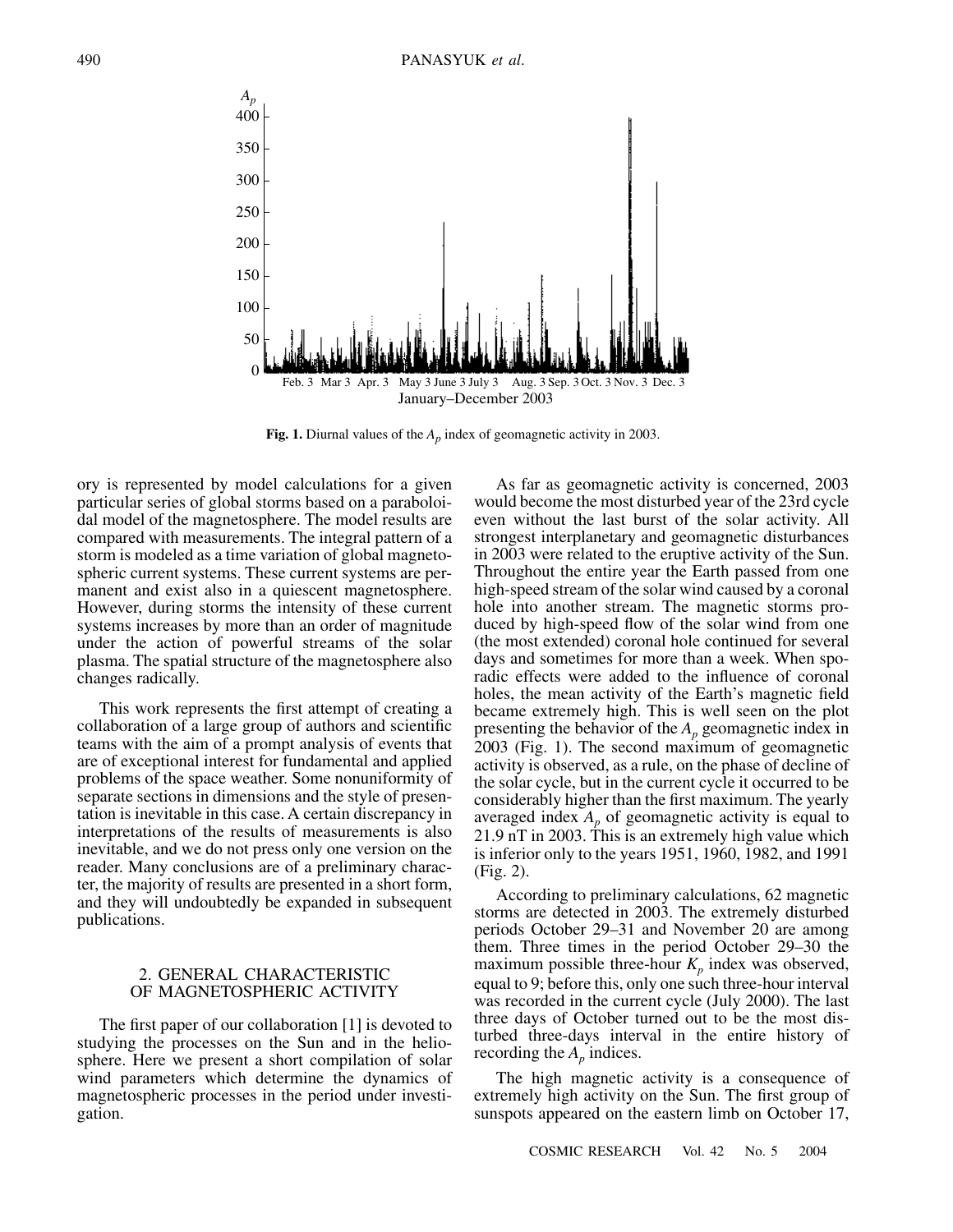$A_p$
400
350
300
250
200
150
100
50
0
Feb. 3 Mar 3 Apr. 3 May 3 June 3 July 3 Aug. 3 Sep. 3 Oct. 3 Nov. 3 Dec. 3
January–December 2003

**Fig. 1.** Diurnal values of the $A_p$ index of geomagnetic activity in 2003.

ory is represented by model calculations for a given particular series of global storms based on a paraboloidal model of the magnetosphere. The model results are compared with measurements. The integral pattern of a storm is modeled as a time variation of global magnetospheric current systems. These current systems are permanent and exist also in a quiescent magnetosphere. However, during storms the intensity of these current systems increases by more than an order of magnitude under the action of powerful streams of the solar plasma. The spatial structure of the magnetosphere also changes radically.

This work represents the first attempt of creating a collaboration of a large group of authors and scientific teams with the aim of a prompt analysis of events that are of exceptional interest for fundamental and applied problems of the space weather. Some nonuniformity of separate sections in dimensions and the style of presentation is inevitable in this case. A certain discrepancy in interpretations of the results of measurements is also inevitable, and we do not press only one version on the reader. Many conclusions are of a preliminary character, the majority of results are presented in a short form, and they will undoubtedly be expanded in subsequent publications.

## 2. GENERAL CHARACTERISTIC OF MAGNETOSPHERIC ACTIVITY

The first paper of our collaboration [1] is devoted to studying the processes on the Sun and in the heliosphere. Here we present a short compilation of solar wind parameters which determine the dynamics of magnetospheric processes in the period under investigation.

As far as geomagnetic activity is concerned, 2003 would become the most disturbed year of the 23rd cycle even without the last burst of the solar activity. All strongest interplanetary and geomagnetic disturbances in 2003 were related to the eruptive activity of the Sun. Throughout the entire year the Earth passed from one high-speed stream of the solar wind caused by a coronal hole into another stream. The magnetic storms produced by high-speed flow of the solar wind from one (the most extended) coronal hole continued for several days and sometimes for more than a week. When sporadic effects were added to the influence of coronal holes, the mean activity of the Earth's magnetic field became extremely high. This is well seen on the plot presenting the behavior of the $A_p$ geomagnetic index in 2003 (Fig. 1). The second maximum of geomagnetic activity is observed, as a rule, on the phase of decline of the solar cycle, but in the current cycle it occurred to be considerably higher than the first maximum. The yearly averaged index $A_p$ of geomagnetic activity is equal to 21.9 nT in 2003. This is an extremely high value which is inferior only to the years 1951, 1960, 1982, and 1991 (Fig. 2).

According to preliminary calculations, 62 magnetic storms are detected in 2003. The extremely disturbed periods October 29–31 and November 20 are among them. Three times in the period October 29–30 the maximum possible three-hour $K_p$ index was observed, equal to 9; before this, only one such three-hour interval was recorded in the current cycle (July 2000). The last three days of October turned out to be the most disturbed three-days interval in the entire history of recording the $A_p$ indices.

The high magnetic activity is a consequence of extremely high activity on the Sun. The first group of sunspots appeared on the eastern limb on October 17,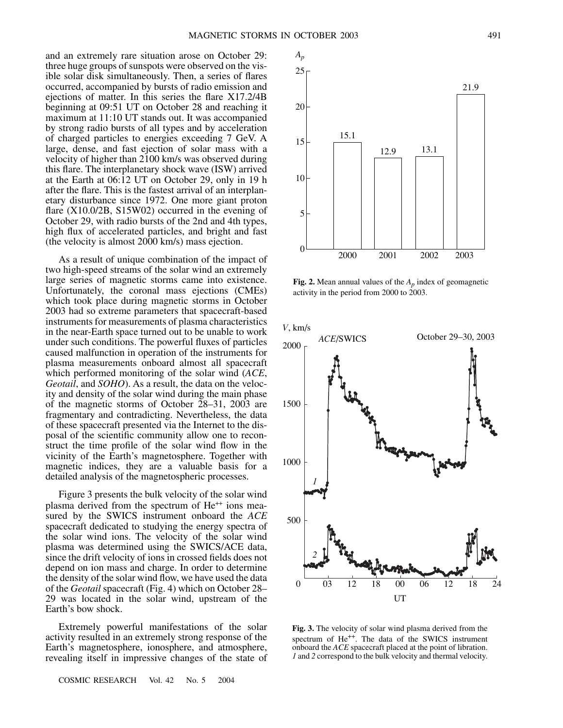and an extremely rare situation arose on October 29: three huge groups of sunspots were observed on the visible solar disk simultaneously. Then, a series of flares occurred, accompanied by bursts of radio emission and ejections of matter. In this series the flare X17.2/4B beginning at 09:51 UT on October 28 and reaching it maximum at 11:10 UT stands out. It was accompanied by strong radio bursts of all types and by acceleration of charged particles to energies exceeding 7 GeV. A large, dense, and fast ejection of solar mass with a velocity of higher than 2100 km/s was observed during this flare. The interplanetary shock wave (ISW) arrived at the Earth at 06:12 UT on October 29, only in 19 h after the flare. This is the fastest arrival of an interplanetary disturbance since 1972. One more giant proton flare (X10.0/2B, S15W02) occurred in the evening of October 29, with radio bursts of the 2nd and 4th types, high flux of accelerated particles, and bright and fast (the velocity is almost 2000 km/s) mass ejection.

As a result of unique combination of the impact of two high-speed streams of the solar wind an extremely large series of magnetic storms came into existence. Unfortunately, the coronal mass ejections (CMEs) which took place during magnetic storms in October 2003 had so extreme parameters that spacecraft-based instruments for measurements of plasma characteristics in the near-Earth space turned out to be unable to work under such conditions. The powerful fluxes of particles caused malfunction in operation of the instruments for plasma measurements onboard almost all spacecraft which performed monitoring of the solar wind (*ACE*, *Geotail*, and *SOHO*). As a result, the data on the velocity and density of the solar wind during the main phase of the magnetic storms of October 28–31, 2003 are fragmentary and contradicting. Nevertheless, the data of these spacecraft presented via the Internet to the disposal of the scientific community allow one to reconstruct the time profile of the solar wind flow in the vicinity of the Earth's magnetosphere. Together with magnetic indices, they are a valuable basis for a detailed analysis of the magnetospheric processes.

Figure 3 presents the bulk velocity of the solar wind plasma derived from the spectrum of $He^{++}$ ions measured by the SWICS instrument onboard the *ACE* spacecraft dedicated to studying the energy spectra of the solar wind ions. The velocity of the solar wind plasma was determined using the SWICS/ACE data, since the drift velocity of ions in crossed fields does not depend on ion mass and charge. In order to determine the density of the solar wind flow, we have used the data of the *Geotail* spacecraft (Fig. 4) which on October 28–29 was located in the solar wind, upstream of the Earth's bow shock.

Extremely powerful manifestations of the solar activity resulted in an extremely strong response of the Earth's magnetosphere, ionosphere, and atmosphere, revealing itself in impressive changes of the state of

**Fig. 2.** Mean annual values of the $A_p$ index of geomagnetic activity in the period from 2000 to 2003.

**Fig. 3.** The velocity of solar wind plasma derived from the spectrum of $He^{++}$. The data of the SWICS instrument onboard the *ACE* spacecraft placed at the point of libration. *1* and *2* correspond to the bulk velocity and thermal velocity.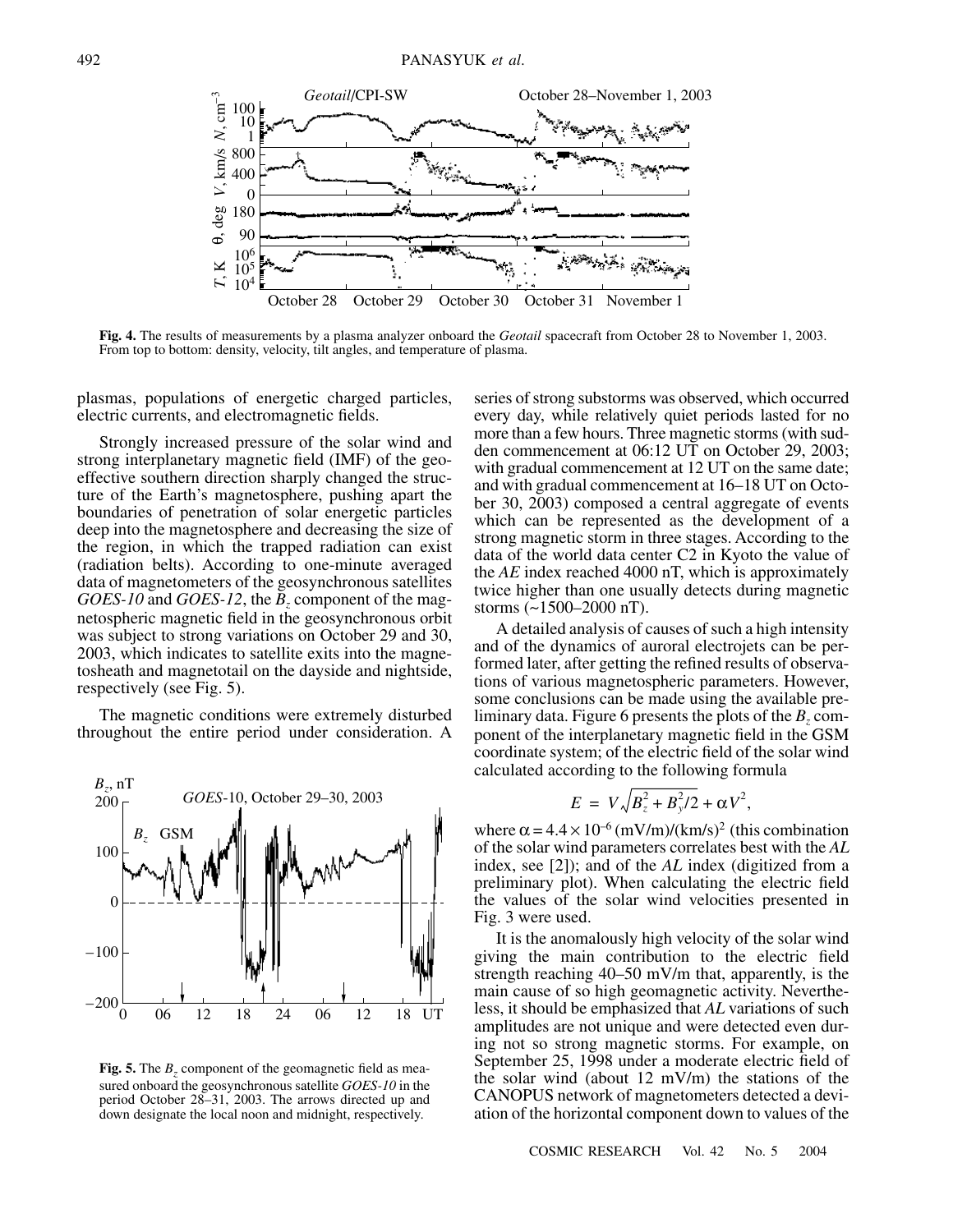Fig. 4. The results of measurements by a plasma analyzer onboard the *Geotail* spacecraft from October 28 to November 1, 2003. From top to bottom: density, velocity, tilt angles, and temperature of plasma.

plasmas, populations of energetic charged particles, electric currents, and electromagnetic fields.

Strongly increased pressure of the solar wind and strong interplanetary magnetic field (IMF) of the geoeffective southern direction sharply changed the structure of the Earth's magnetosphere, pushing apart the boundaries of penetration of solar energetic particles deep into the magnetosphere and decreasing the size of the region, in which the trapped radiation can exist (radiation belts). According to one-minute averaged data of magnetometers of the geosynchronous satellites *GOES-10* and *GOES-12*, the $B_z$ component of the magnetospheric magnetic field in the geosynchronous orbit was subject to strong variations on October 29 and 30, 2003, which indicates to satellite exits into the magnetosheath and magnetotail on the dayside and nightside, respectively (see Fig. 5).

The magnetic conditions were extremely disturbed throughout the entire period under consideration. A series of strong substorms was observed, which occurred every day, while relatively quiet periods lasted for no more than a few hours. Three magnetic storms (with sudden commencement at 06:12 UT on October 29, 2003; with gradual commencement at 12 UT on the same date; and with gradual commencement at 16–18 UT on October 30, 2003) composed a central aggregate of events which can be represented as the development of a strong magnetic storm in three stages. According to the data of the world data center C2 in Kyoto the value of the *AE* index reached 4000 nT, which is approximately twice higher than one usually detects during magnetic storms (~1500–2000 nT).

Fig. 5. The $B_z$ component of the geomagnetic field as measured onboard the geosynchronous satellite *GOES-10* in the period October 28–31, 2003. The arrows directed up and down designate the local noon and midnight, respectively.

A detailed analysis of causes of such a high intensity and of the dynamics of auroral electrojets can be performed later, after getting the refined results of observations of various magnetospheric parameters. However, some conclusions can be made using the available preliminary data. Figure 6 presents the plots of the $B_z$ component of the interplanetary magnetic field in the GSM coordinate system; of the electric field of the solar wind calculated according to the following formula

$$E = V\sqrt{B_z^2 + B_y^2/2} + \alpha V^2,$$

where $\alpha = 4.4 \times 10^{-6}$ (mV/m)/(km/s)$^2$ (this combination of the solar wind parameters correlates best with the *AL* index, see [2]); and of the *AL* index (digitized from a preliminary plot). When calculating the electric field the values of the solar wind velocities presented in Fig. 3 were used.

It is the anomalously high velocity of the solar wind giving the main contribution to the electric field strength reaching 40–50 mV/m that, apparently, is the main cause of so high geomagnetic activity. Nevertheless, it should be emphasized that *AL* variations of such amplitudes are not unique and were detected even during not so strong magnetic storms. For example, on September 25, 1998 under a moderate electric field of the solar wind (about 12 mV/m) the stations of the CANOPUS network of magnetometers detected a deviation of the horizontal component down to values of the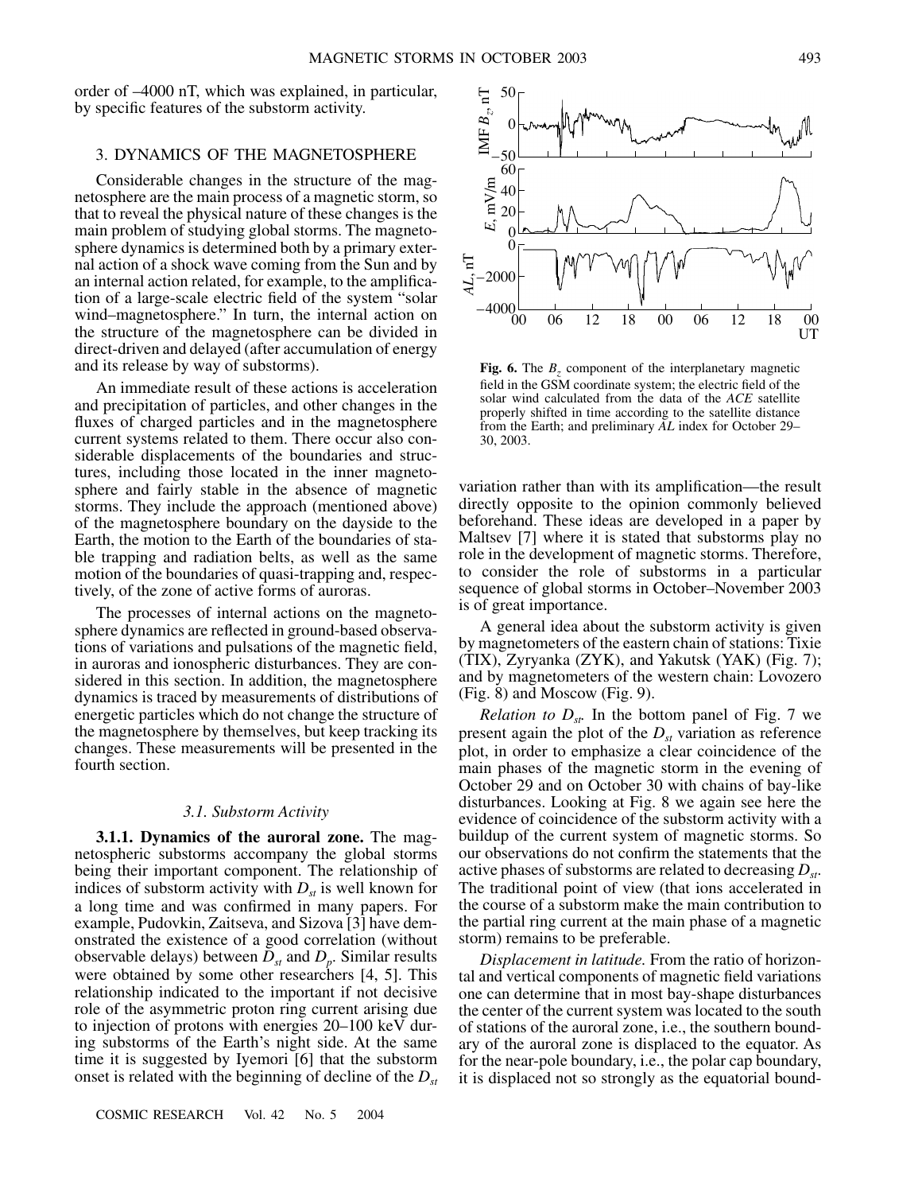order of –4000 nT, which was explained, in particular, by specific features of the substorm activity.

## 3. DYNAMICS OF THE MAGNETOSPHERE

Considerable changes in the structure of the magnetosphere are the main process of a magnetic storm, so that to reveal the physical nature of these changes is the main problem of studying global storms. The magnetosphere dynamics is determined both by a primary external action of a shock wave coming from the Sun and by an internal action related, for example, to the amplification of a large-scale electric field of the system "solar wind–magnetosphere." In turn, the internal action on the structure of the magnetosphere can be divided in direct-driven and delayed (after accumulation of energy and its release by way of substorms).

An immediate result of these actions is acceleration and precipitation of particles, and other changes in the fluxes of charged particles and in the magnetosphere current systems related to them. There occur also considerable displacements of the boundaries and structures, including those located in the inner magnetosphere and fairly stable in the absence of magnetic storms. They include the approach (mentioned above) of the magnetosphere boundary on the dayside to the Earth, the motion to the Earth of the boundaries of stable trapping and radiation belts, as well as the same motion of the boundaries of quasi-trapping and, respectively, of the zone of active forms of auroras.

The processes of internal actions on the magnetosphere dynamics are reflected in ground-based observations of variations and pulsations of the magnetic field, in auroras and ionospheric disturbances. They are considered in this section. In addition, the magnetosphere dynamics is traced by measurements of distributions of energetic particles which do not change the structure of the magnetosphere by themselves, but keep tracking its changes. These measurements will be presented in the fourth section.

### *3.1. Substorm Activity*

**3.1.1. Dynamics of the auroral zone.** The magnetospheric substorms accompany the global storms being their important component. The relationship of indices of substorm activity with $D_{st}$ is well known for a long time and was confirmed in many papers. For example, Pudovkin, Zaitseva, and Sizova [3] have demonstrated the existence of a good correlation (without observable delays) between $D_{st}$ and $D_p$. Similar results were obtained by some other researchers [4, 5]. This relationship indicated to the important if not decisive role of the asymmetric proton ring current arising due to injection of protons with energies 20–100 keV during substorms of the Earth's night side. At the same time it is suggested by Iyemori [6] that the substorm onset is related with the beginning of decline of the $D_{st}$ variation rather than with its amplification—the result directly opposite to the opinion commonly believed beforehand. These ideas are developed in a paper by Maltsev [7] where it is stated that substorms play no role in the development of magnetic storms. Therefore, to consider the role of substorms in a particular sequence of global storms in October–November 2003 is of great importance.

IMF $B_z$, nT
50
0
–50
$E$, mV/m
60
40
20
0
$AL$, nT
0
–2000
–4000
00 06 12 18 00 06 12 18 00
UT

**Fig. 6.** The $B_z$ component of the interplanetary magnetic field in the GSM coordinate system; the electric field of the solar wind calculated from the data of the *ACE* satellite properly shifted in time according to the satellite distance from the Earth; and preliminary $AL$ index for October 29–30, 2003.

A general idea about the substorm activity is given by magnetometers of the eastern chain of stations: Tixie (TIX), Zyryanka (ZYK), and Yakutsk (YAK) (Fig. 7); and by magnetometers of the western chain: Lovozero (Fig. 8) and Moscow (Fig. 9).

*Relation to $D_{st}$.* In the bottom panel of Fig. 7 we present again the plot of the $D_{st}$ variation as reference plot, in order to emphasize a clear coincidence of the main phases of the magnetic storm in the evening of October 29 and on October 30 with chains of bay-like disturbances. Looking at Fig. 8 we again see here the evidence of coincidence of the substorm activity with a buildup of the current system of magnetic storms. So our observations do not confirm the statements that the active phases of substorms are related to decreasing $D_{st}$. The traditional point of view (that ions accelerated in the course of a substorm make the main contribution to the partial ring current at the main phase of a magnetic storm) remains to be preferable.

*Displacement in latitude.* From the ratio of horizontal and vertical components of magnetic field variations one can determine that in most bay-shape disturbances the center of the current system was located to the south of stations of the auroral zone, i.e., the southern boundary of the auroral zone is displaced to the equator. As for the near-pole boundary, i.e., the polar cap boundary, it is displaced not so strongly as the equatorial bound-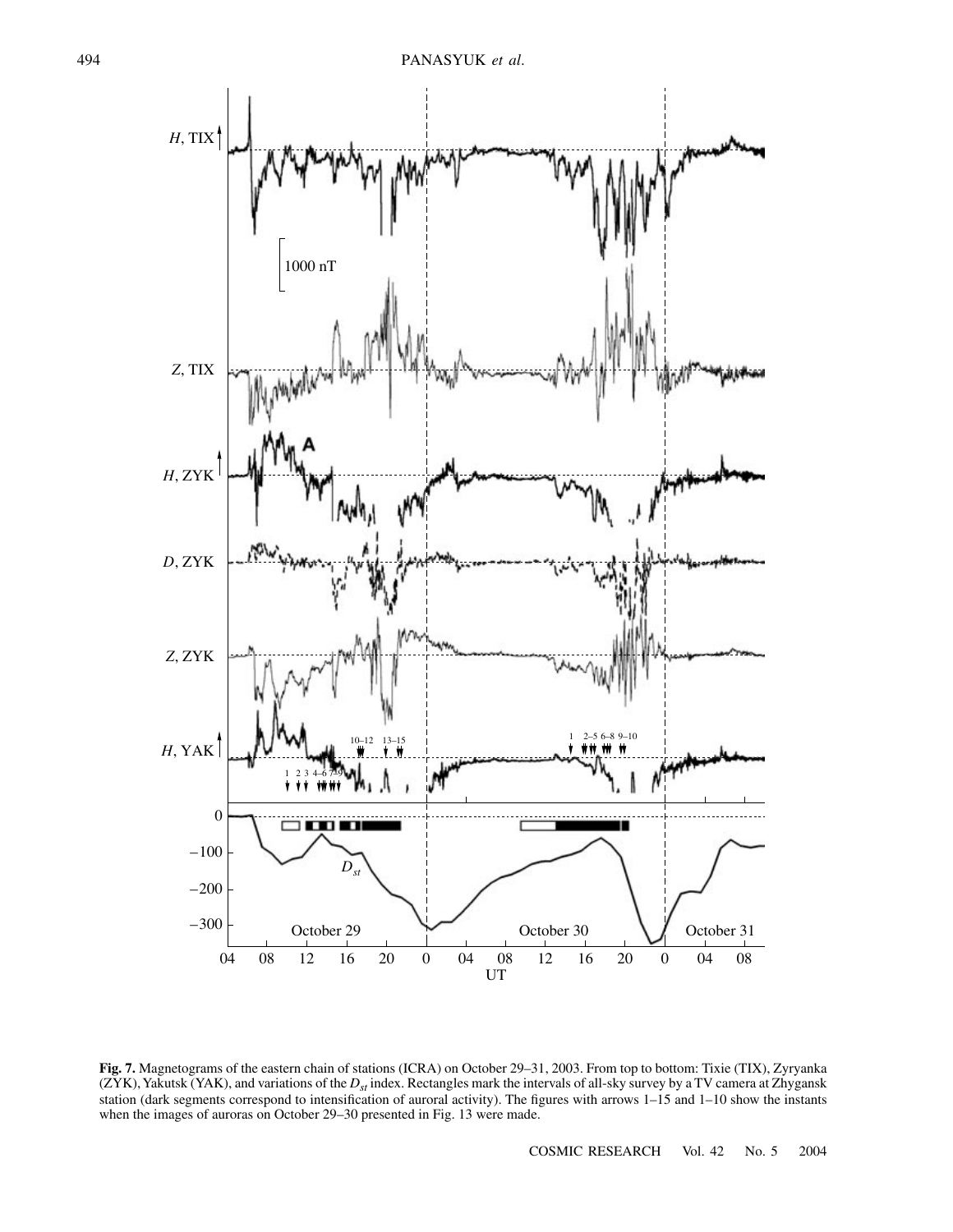**Fig. 7.** Magnetograms of the eastern chain of stations (ICRA) on October 29–31, 2003. From top to bottom: Tixie (TIX), Zyryanka (ZYK), Yakutsk (YAK), and variations of the $D_{st}$ index. Rectangles mark the intervals of all-sky survey by a TV camera at Zhygansk station (dark segments correspond to intensification of auroral activity). The figures with arrows 1–15 and 1–10 show the instants when the images of auroras on October 29–30 presented in Fig. 13 were made.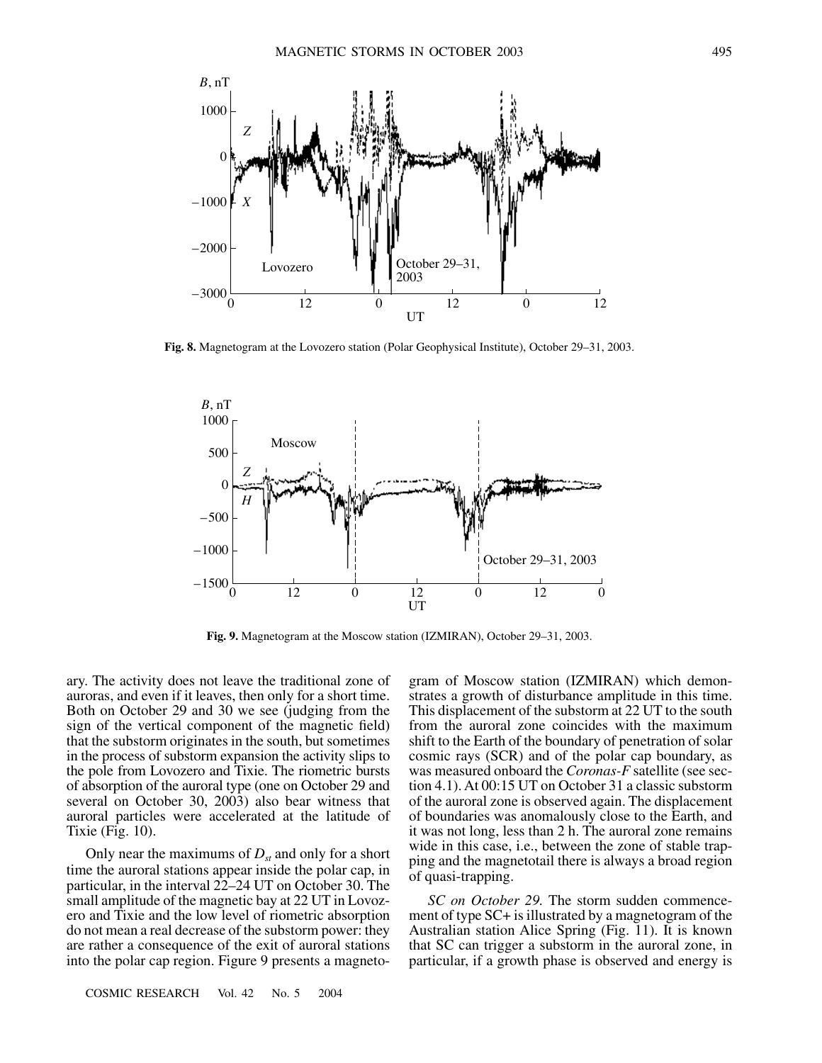Fig. 8. Magnetogram at the Lovozero station (Polar Geophysical Institute), October 29–31, 2003.

Fig. 9. Magnetogram at the Moscow station (IZMIRAN), October 29–31, 2003.

ary. The activity does not leave the traditional zone of auroras, and even if it leaves, then only for a short time. Both on October 29 and 30 we see (judging from the sign of the vertical component of the magnetic field) that the substorm originates in the south, but sometimes in the process of substorm expansion the activity slips to the pole from Lovozero and Tixie. The riometric bursts of absorption of the auroral type (one on October 29 and several on October 30, 2003) also bear witness that auroral particles were accelerated at the latitude of Tixie (Fig. 10).

Only near the maximums of $D_{st}$ and only for a short time the auroral stations appear inside the polar cap, in particular, in the interval 22–24 UT on October 30. The small amplitude of the magnetic bay at 22 UT in Lovozero and Tixie and the low level of riometric absorption do not mean a real decrease of the substorm power: they are rather a consequence of the exit of auroral stations into the polar cap region. Figure 9 presents a magnetogram of Moscow station (IZMIRAN) which demonstrates a growth of disturbance amplitude in this time. This displacement of the substorm at 22 UT to the south from the auroral zone coincides with the maximum shift to the Earth of the boundary of penetration of solar cosmic rays (SCR) and of the polar cap boundary, as was measured onboard the *Coronas-F* satellite (see section 4.1). At 00:15 UT on October 31 a classic substorm of the auroral zone is observed again. The displacement of boundaries was anomalously close to the Earth, and it was not long, less than 2 h. The auroral zone remains wide in this case, i.e., between the zone of stable trapping and the magnetotail there is always a broad region of quasi-trapping.

*SC on October 29.* The storm sudden commencement of type SC+ is illustrated by a magnetogram of the Australian station Alice Spring (Fig. 11). It is known that SC can trigger a substorm in the auroral zone, in particular, if a growth phase is observed and energy is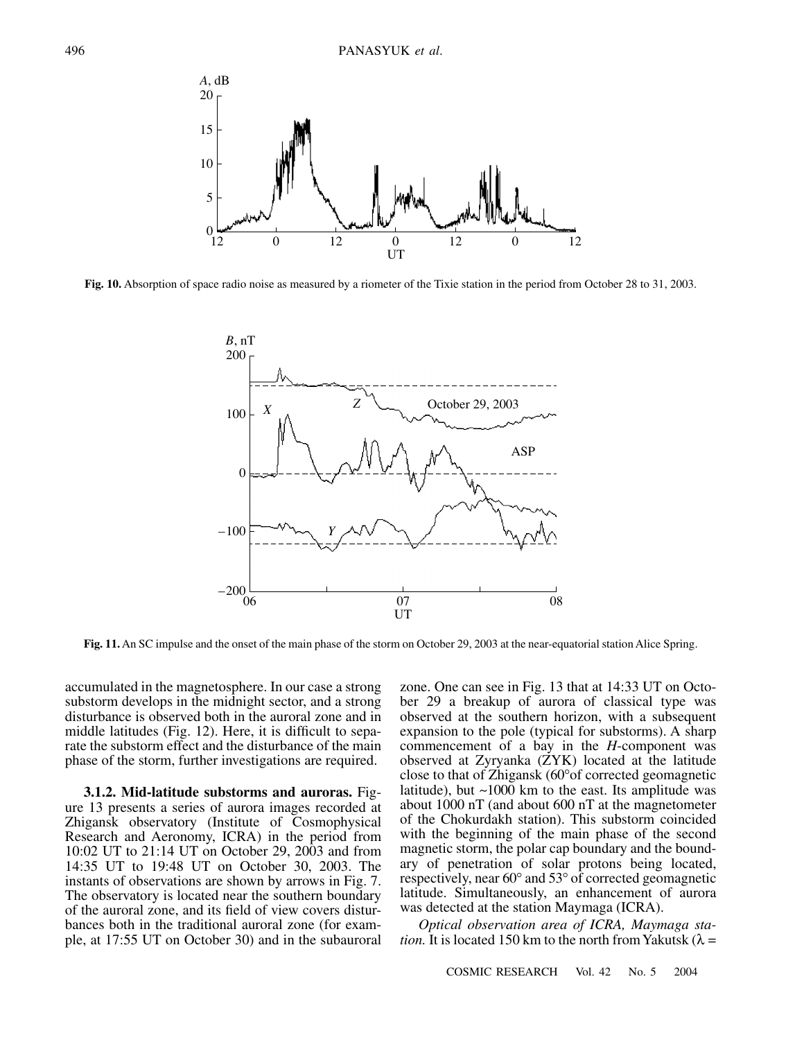Fig. 10. Absorption of space radio noise as measured by a riometer of the Tixie station in the period from October 28 to 31, 2003.

Fig. 11. An SC impulse and the onset of the main phase of the storm on October 29, 2003 at the near-equatorial station Alice Spring.

accumulated in the magnetosphere. In our case a strong substorm develops in the midnight sector, and a strong disturbance is observed both in the auroral zone and in middle latitudes (Fig. 12). Here, it is difficult to separate the substorm effect and the disturbance of the main phase of the storm, further investigations are required.

**3.1.2. Mid-latitude substorms and auroras.** Figure 13 presents a series of aurora images recorded at Zhigansk observatory (Institute of Cosmophysical Research and Aeronomy, ICRA) in the period from 10:02 UT to 21:14 UT on October 29, 2003 and from 14:35 UT to 19:48 UT on October 30, 2003. The instants of observations are shown by arrows in Fig. 7. The observatory is located near the southern boundary of the auroral zone, and its field of view covers disturbances both in the traditional auroral zone (for example, at 17:55 UT on October 30) and in the subauroral zone. One can see in Fig. 13 that at 14:33 UT on October 29 a breakup of aurora of classical type was observed at the southern horizon, with a subsequent expansion to the pole (typical for substorms). A sharp commencement of a bay in the *H*-component was observed at Zyryanka (ZYK) located at the latitude close to that of Zhigansk (60°of corrected geomagnetic latitude), but ~1000 km to the east. Its amplitude was about 1000 nT (and about 600 nT at the magnetometer of the Chokurdakh station). This substorm coincided with the beginning of the main phase of the second magnetic storm, the polar cap boundary and the boundary of penetration of solar protons being located, respectively, near 60° and 53° of corrected geomagnetic latitude. Simultaneously, an enhancement of aurora was detected at the station Maymaga (ICRA).

*Optical observation area of ICRA, Maymaga station.* It is located 150 km to the north from Yakutsk ($\lambda$ =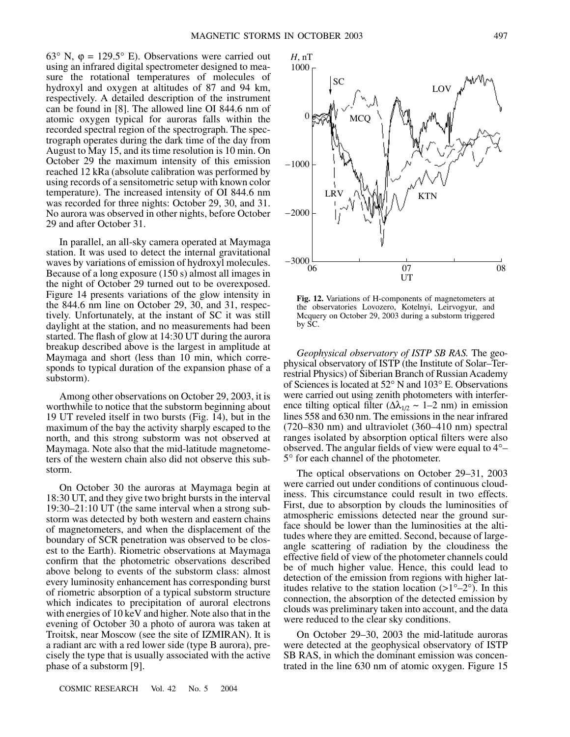63° N, φ = 129.5° E). Observations were carried out using an infrared digital spectrometer designed to measure the rotational temperatures of molecules of hydroxyl and oxygen at altitudes of 87 and 94 km, respectively. A detailed description of the instrument can be found in [8]. The allowed line OI 844.6 nm of atomic oxygen typical for auroras falls within the recorded spectral region of the spectrograph. The spectrograph operates during the dark time of the day from August to May 15, and its time resolution is 10 min. On October 29 the maximum intensity of this emission reached 12 kRa (absolute calibration was performed by using records of a sensitometric setup with known color temperature). The increased intensity of OI 844.6 nm was recorded for three nights: October 29, 30, and 31. No aurora was observed in other nights, before October 29 and after October 31.

In parallel, an all-sky camera operated at Maymaga station. It was used to detect the internal gravitational waves by variations of emission of hydroxyl molecules. Because of a long exposure (150 s) almost all images in the night of October 29 turned out to be overexposed. Figure 14 presents variations of the glow intensity in the 844.6 nm line on October 29, 30, and 31, respectively. Unfortunately, at the instant of SC it was still daylight at the station, and no measurements had been started. The flash of glow at 14:30 UT during the aurora breakup described above is the largest in amplitude at Maymaga and short (less than 10 min, which corresponds to typical duration of the expansion phase of a substorm).

Among other observations on October 29, 2003, it is worthwhile to notice that the substorm beginning about 19 UT reveled itself in two bursts (Fig. 14), but in the maximum of the bay the activity sharply escaped to the north, and this strong substorm was not observed at Maymaga. Note also that the mid-latitude magnetometers of the western chain also did not observe this substorm.

On October 30 the auroras at Maymaga begin at 18:30 UT, and they give two bright bursts in the interval 19:30–21:10 UT (the same interval when a strong substorm was detected by both western and eastern chains of magnetometers, and when the displacement of the boundary of SCR penetration was observed to be closest to the Earth). Riometric observations at Maymaga confirm that the photometric observations described above belong to events of the substorm class: almost every luminosity enhancement has corresponding burst of riometric absorption of a typical substorm structure which indicates to precipitation of auroral electrons with energies of 10 keV and higher. Note also that in the evening of October 30 a photo of aurora was taken at Troitsk, near Moscow (see the site of IZMIRAN). It is a radiant arc with a red lower side (type B aurora), precisely the type that is usually associated with the active phase of a substorm [9].

**Fig. 12.** Variations of H-components of magnetometers at the observatories Lovozero, Kotelnyi, Leirvogyur, and Mcquery on October 29, 2003 during a substorm triggered by SC.

*Geophysical observatory of ISTP SB RAS.* The geophysical observatory of ISTP (the Institute of Solar–Terrestrial Physics) of Siberian Branch of Russian Academy of Sciences is located at 52° N and 103° E. Observations were carried out using zenith photometers with interference tilting optical filter ($\Delta\lambda_{1/2} \sim 1$–2 nm) in emission lines 558 and 630 nm. The emissions in the near infrared (720–830 nm) and ultraviolet (360–410 nm) spectral ranges isolated by absorption optical filters were also observed. The angular fields of view were equal to 4°–5° for each channel of the photometer.

The optical observations on October 29–31, 2003 were carried out under conditions of continuous cloudiness. This circumstance could result in two effects. First, due to absorption by clouds the luminosities of atmospheric emissions detected near the ground surface should be lower than the luminosities at the altitudes where they are emitted. Second, because of large-angle scattering of radiation by the cloudiness the effective field of view of the photometer channels could be of much higher value. Hence, this could lead to detection of the emission from regions with higher latitudes relative to the station location (>1°–2°). In this connection, the absorption of the detected emission by clouds was preliminary taken into account, and the data were reduced to the clear sky conditions.

On October 29–30, 2003 the mid-latitude auroras were detected at the geophysical observatory of ISTP SB RAS, in which the dominant emission was concentrated in the line 630 nm of atomic oxygen. Figure 15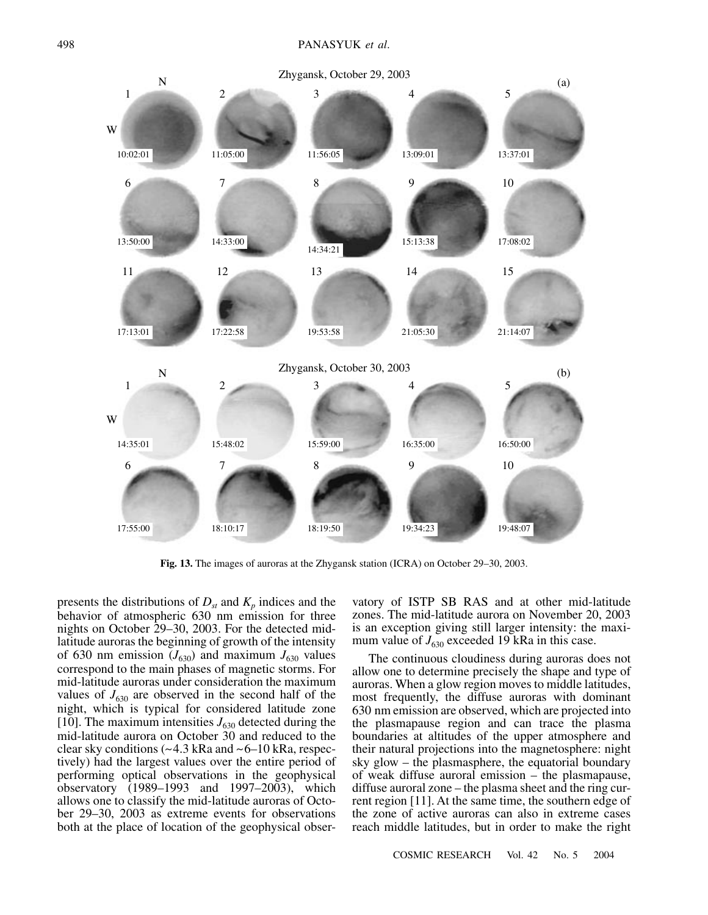Fig. 13. The images of auroras at the Zhygansk station (ICRA) on October 29–30, 2003.

presents the distributions of $D_{st}$ and $K_p$ indices and the behavior of atmospheric 630 nm emission for three nights on October 29–30, 2003. For the detected mid-latitude auroras the beginning of growth of the intensity of 630 nm emission ($J_{630}$) and maximum $J_{630}$ values correspond to the main phases of magnetic storms. For mid-latitude auroras under consideration the maximum values of $J_{630}$ are observed in the second half of the night, which is typical for considered latitude zone [10]. The maximum intensities $J_{630}$ detected during the mid-latitude aurora on October 30 and reduced to the clear sky conditions (~4.3 kRa and ~6–10 kRa, respectively) had the largest values over the entire period of performing optical observations in the geophysical observatory (1989–1993 and 1997–2003), which allows one to classify the mid-latitude auroras of October 29–30, 2003 as extreme events for observations both at the place of location of the geophysical observatory of ISTP SB RAS and at other mid-latitude zones. The mid-latitude aurora on November 20, 2003 is an exception giving still larger intensity: the maximum value of $J_{630}$ exceeded 19 kRa in this case.

The continuous cloudiness during auroras does not allow one to determine precisely the shape and type of auroras. When a glow region moves to middle latitudes, most frequently, the diffuse auroras with dominant 630 nm emission are observed, which are projected into the plasmapause region and can trace the plasma boundaries at altitudes of the upper atmosphere and their natural projections into the magnetosphere: night sky glow – the plasmasphere, the equatorial boundary of weak diffuse auroral emission – the plasmapause, diffuse auroral zone – the plasma sheet and the ring current region [11]. At the same time, the southern edge of the zone of active auroras can also in extreme cases reach middle latitudes, but in order to make the right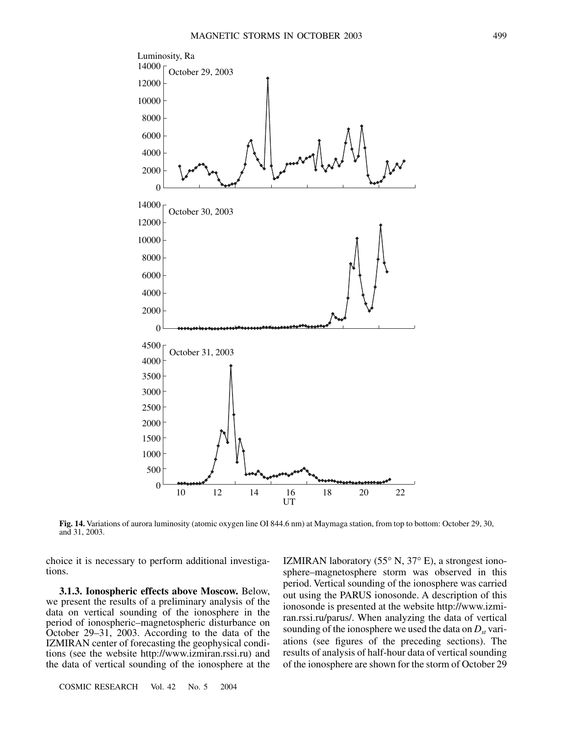Fig. 14. Variations of aurora luminosity (atomic oxygen line OI 844.6 nm) at Maymaga station, from top to bottom: October 29, 30, and 31, 2003.

choice it is necessary to perform additional investigations.

**3.1.3. Ionospheric effects above Moscow.** Below, we present the results of a preliminary analysis of the data on vertical sounding of the ionosphere in the period of ionospheric–magnetospheric disturbance on October 29–31, 2003. According to the data of the IZMIRAN center of forecasting the geophysical conditions (see the website http://www.izmiran.rssi.ru) and the data of vertical sounding of the ionosphere at the IZMIRAN laboratory (55° N, 37° E), a strongest ionosphere–magnetosphere storm was observed in this period. Vertical sounding of the ionosphere was carried out using the PARUS ionosonde. A description of this ionosonde is presented at the website http://www.izmiran.rssi.ru/parus/. When analyzing the data of vertical sounding of the ionosphere we used the data on $D_{st}$ variations (see figures of the preceding sections). The results of analysis of half-hour data of vertical sounding of the ionosphere are shown for the storm of October 29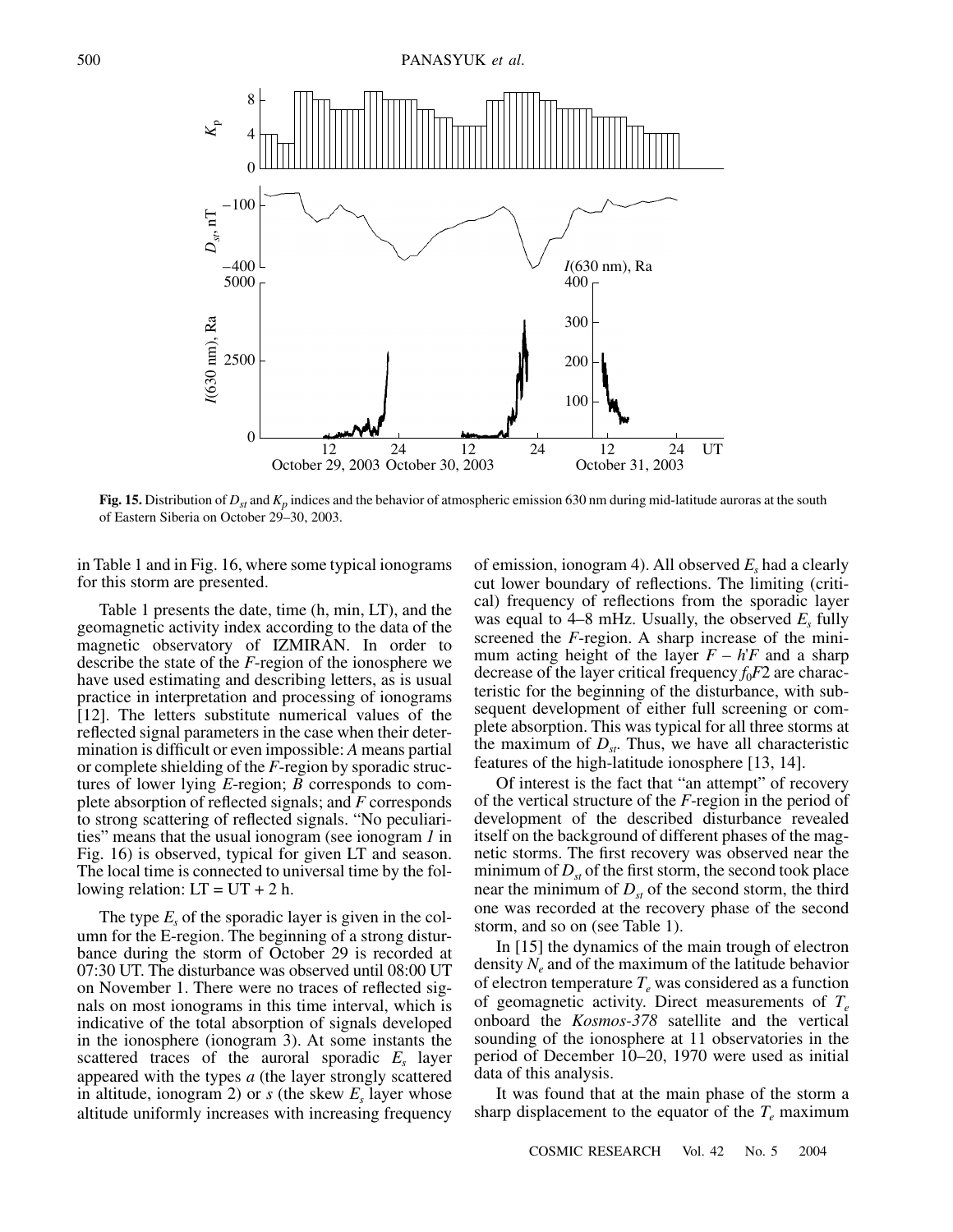**Fig. 15.** Distribution of $D_{st}$ and $K_p$ indices and the behavior of atmospheric emission 630 nm during mid-latitude auroras at the south of Eastern Siberia on October 29–30, 2003.

in Table 1 and in Fig. 16, where some typical ionograms for this storm are presented.

Table 1 presents the date, time (h, min, LT), and the geomagnetic activity index according to the data of the magnetic observatory of IZMIRAN. In order to describe the state of the *F*-region of the ionosphere we have used estimating and describing letters, as is usual practice in interpretation and processing of ionograms [12]. The letters substitute numerical values of the reflected signal parameters in the case when their determination is difficult or even impossible: *A* means partial or complete shielding of the *F*-region by sporadic structures of lower lying *E*-region; *B* corresponds to complete absorption of reflected signals; and *F* corresponds to strong scattering of reflected signals. "No peculiarities" means that the usual ionogram (see ionogram *1* in Fig. 16) is observed, typical for given LT and season. The local time is connected to universal time by the following relation: LT = UT + 2 h.

The type $E_s$ of the sporadic layer is given in the column for the E-region. The beginning of a strong disturbance during the storm of October 29 is recorded at 07:30 UT. The disturbance was observed until 08:00 UT on November 1. There were no traces of reflected signals on most ionograms in this time interval, which is indicative of the total absorption of signals developed in the ionosphere (ionogram 3). At some instants the scattered traces of the auroral sporadic $E_s$ layer appeared with the types *a* (the layer strongly scattered in altitude, ionogram 2) or *s* (the skew $E_s$ layer whose altitude uniformly increases with increasing frequency of emission, ionogram 4). All observed $E_s$ had a clearly cut lower boundary of reflections. The limiting (critical) frequency of reflections from the sporadic layer was equal to 4–8 mHz. Usually, the observed $E_s$ fully screened the *F*-region. A sharp increase of the minimum acting height of the layer $F - h'F$ and a sharp decrease of the layer critical frequency $f_0F2$ are characteristic for the beginning of the disturbance, with subsequent development of either full screening or complete absorption. This was typical for all three storms at the maximum of $D_{st}$. Thus, we have all characteristic features of the high-latitude ionosphere [13, 14].

Of interest is the fact that "an attempt" of recovery of the vertical structure of the *F*-region in the period of development of the described disturbance revealed itself on the background of different phases of the magnetic storms. The first recovery was observed near the minimum of $D_{st}$ of the first storm, the second took place near the minimum of $D_{st}$ of the second storm, the third one was recorded at the recovery phase of the second storm, and so on (see Table 1).

In [15] the dynamics of the main trough of electron density $N_e$ and of the maximum of the latitude behavior of electron temperature $T_e$ was considered as a function of geomagnetic activity. Direct measurements of $T_e$ onboard the *Kosmos-378* satellite and the vertical sounding of the ionosphere at 11 observatories in the period of December 10–20, 1970 were used as initial data of this analysis.

It was found that at the main phase of the storm a sharp displacement to the equator of the $T_e$ maximum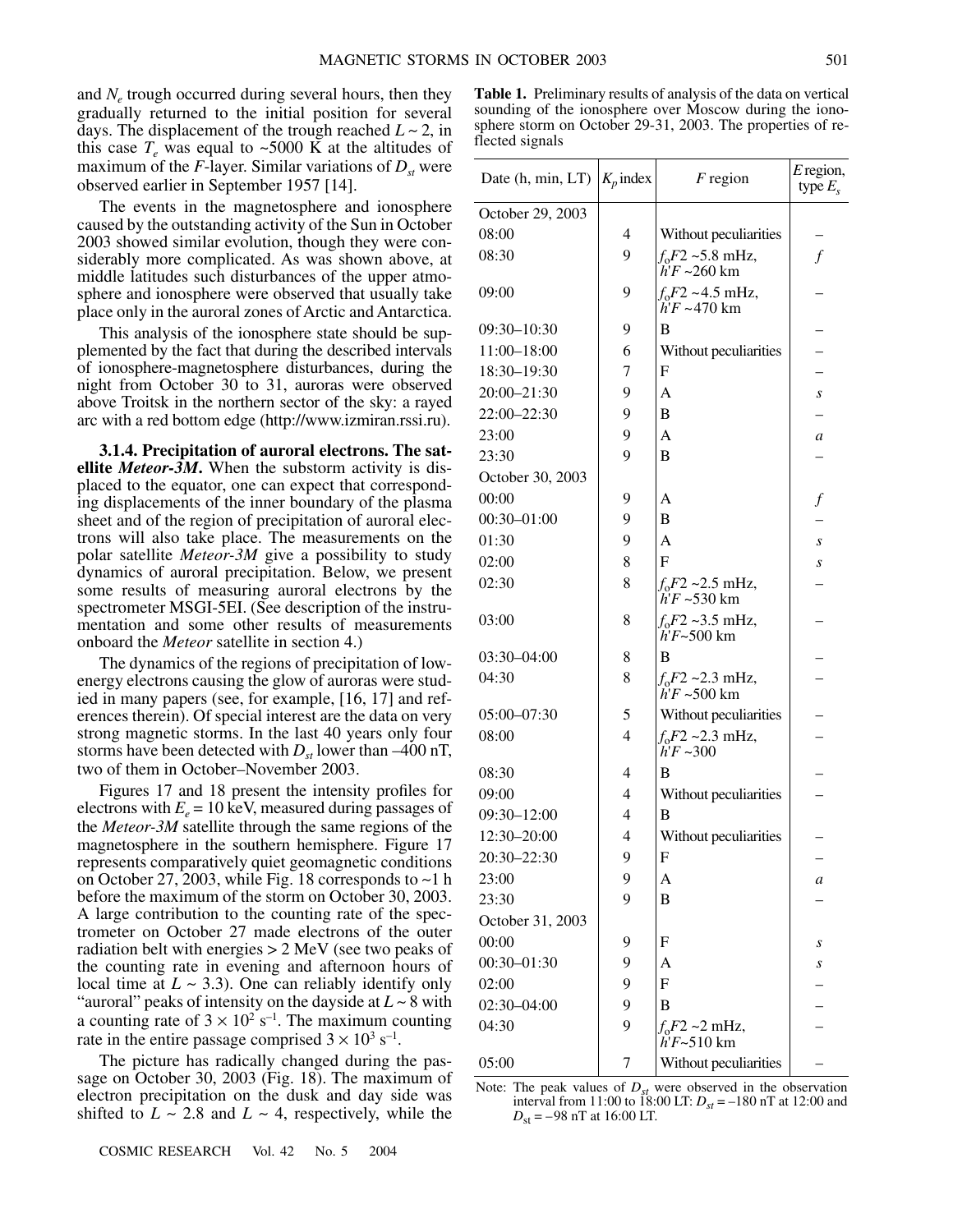and $N_e$ trough occurred during several hours, then they gradually returned to the initial position for several days. The displacement of the trough reached $L \sim 2$, in this case $T_e$ was equal to ~5000 K at the altitudes of maximum of the *F*-layer. Similar variations of $D_{st}$ were observed earlier in September 1957 [14].

The events in the magnetosphere and ionosphere caused by the outstanding activity of the Sun in October 2003 showed similar evolution, though they were considerably more complicated. As was shown above, at middle latitudes such disturbances of the upper atmosphere and ionosphere were observed that usually take place only in the auroral zones of Arctic and Antarctica.

This analysis of the ionosphere state should be supplemented by the fact that during the described intervals of ionosphere-magnetosphere disturbances, during the night from October 30 to 31, auroras were observed above Troitsk in the northern sector of the sky: a rayed arc with a red bottom edge (http://www.izmiran.rssi.ru).

**3.1.4. Precipitation of auroral electrons. The satellite *Meteor-3M*.** When the substorm activity is displaced to the equator, one can expect that corresponding displacements of the inner boundary of the plasma sheet and of the region of precipitation of auroral electrons will also take place. The measurements on the polar satellite *Meteor-3M* give a possibility to study dynamics of auroral precipitation. Below, we present some results of measuring auroral electrons by the spectrometer MSGI-5EI. (See description of the instrumentation and some other results of measurements onboard the *Meteor* satellite in section 4.)

The dynamics of the regions of precipitation of low-energy electrons causing the glow of auroras were studied in many papers (see, for example, [16, 17] and references therein). Of special interest are the data on very strong magnetic storms. In the last 40 years only four storms have been detected with $D_{st}$ lower than –400 nT, two of them in October–November 2003.

Figures 17 and 18 present the intensity profiles for electrons with $E_e = 10$ keV, measured during passages of the *Meteor-3M* satellite through the same regions of the magnetosphere in the southern hemisphere. Figure 17 represents comparatively quiet geomagnetic conditions on October 27, 2003, while Fig. 18 corresponds to ~1 h before the maximum of the storm on October 30, 2003. A large contribution to the counting rate of the spectrometer on October 27 made electrons of the outer radiation belt with energies > 2 MeV (see two peaks of the counting rate in evening and afternoon hours of local time at $L \sim 3.3$). One can reliably identify only "auroral" peaks of intensity on the dayside at $L \sim 8$ with a counting rate of $3 \times 10^2$ s$^{-1}$. The maximum counting rate in the entire passage comprised $3 \times 10^3$ s$^{-1}$.

The picture has radically changed during the passage on October 30, 2003 (Fig. 18). The maximum of electron precipitation on the dusk and day side was shifted to $L \sim 2.8$ and $L \sim 4$, respectively, while the

**Table 1.** Preliminary results of analysis of the data on vertical sounding of the ionosphere over Moscow during the ionosphere storm on October 29-31, 2003. The properties of reflected signals

| Date (h, min, LT) | $K_p$ index | *F* region | *E* region, type $E_s$ |
|---|---|---|---|
| October 29, 2003 | | | |
| 08:00 | 4 | Without peculiarities | – |
| 08:30 | 9 | $f_oF2$ ~5.8 mHz, $h'F$ ~260 km | *f* |
| 09:00 | 9 | $f_oF2$ ~4.5 mHz, $h'F$ ~470 km | – |
| 09:30–10:30 | 9 | B | – |
| 11:00–18:00 | 6 | Without peculiarities | – |
| 18:30–19:30 | 7 | F | – |
| 20:00–21:30 | 9 | A | *s* |
| 22:00–22:30 | 9 | B | – |
| 23:00 | 9 | A | *a* |
| 23:30 | 9 | B | – |
| October 30, 2003 | | | |
| 00:00 | 9 | A | *f* |
| 00:30–01:00 | 9 | B | – |
| 01:30 | 9 | A | *s* |
| 02:00 | 8 | F | *s* |
| 02:30 | 8 | $f_oF2$ ~2.5 mHz, $h'F$ ~530 km | – |
| 03:00 | 8 | $f_oF2$ ~3.5 mHz, $h'F$~500 km | – |
| 03:30–04:00 | 8 | B | – |
| 04:30 | 8 | $f_oF2$ ~2.3 mHz, $h'F$ ~500 km | – |
| 05:00–07:30 | 5 | Without peculiarities | – |
| 08:00 | 4 | $f_oF2$ ~2.3 mHz, $h'F$ ~300 | – |
| 08:30 | 4 | B | – |
| 09:00 | 4 | Without peculiarities | – |
| 09:30–12:00 | 4 | B | |
| 12:30–20:00 | 4 | Without peculiarities | – |
| 20:30–22:30 | 9 | F | – |
| 23:00 | 9 | A | *a* |
| 23:30 | 9 | B | – |
| October 31, 2003 | | | |
| 00:00 | 9 | F | *s* |
| 00:30–01:30 | 9 | A | *s* |
| 02:00 | 9 | F | – |
| 02:30–04:00 | 9 | B | – |
| 04:30 | 9 | $f_oF2$ ~2 mHz, $h'F$~510 km | – |
| 05:00 | 7 | Without peculiarities | – |

Note: The peak values of $D_{st}$ were observed in the observation interval from 11:00 to 18:00 LT: $D_{st}$ = –180 nT at 12:00 and $D_{st}$ = –98 nT at 16:00 LT.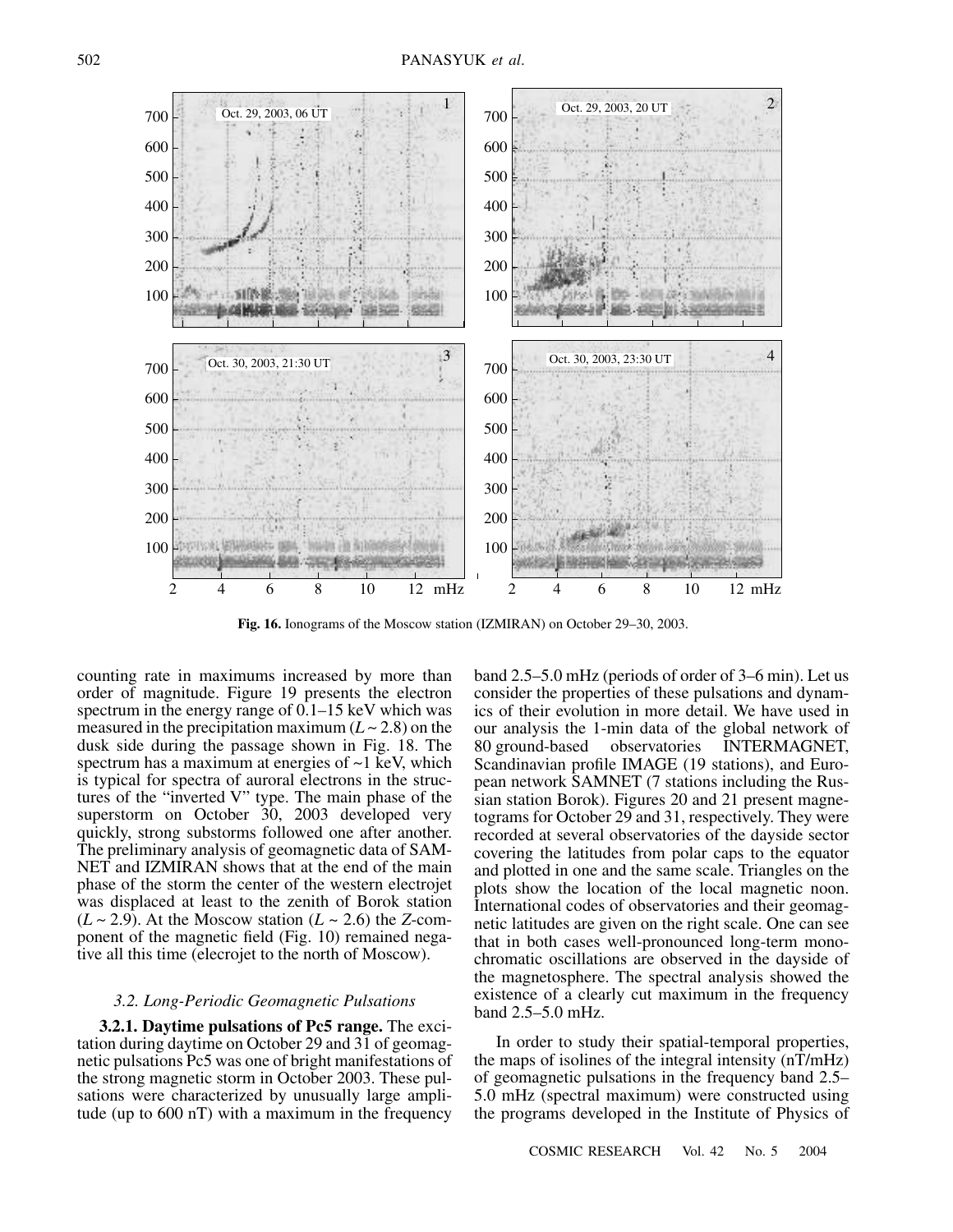**Fig. 16.** Ionograms of the Moscow station (IZMIRAN) on October 29–30, 2003.

counting rate in maximums increased by more than order of magnitude. Figure 19 presents the electron spectrum in the energy range of 0.1–15 keV which was measured in the precipitation maximum ($L \sim 2.8$) on the dusk side during the passage shown in Fig. 18. The spectrum has a maximum at energies of ~1 keV, which is typical for spectra of auroral electrons in the structures of the "inverted V" type. The main phase of the superstorm on October 30, 2003 developed very quickly, strong substorms followed one after another. The preliminary analysis of geomagnetic data of SAMNET and IZMIRAN shows that at the end of the main phase of the storm the center of the western electrojet was displaced at least to the zenith of Borok station ($L \sim 2.9$). At the Moscow station ($L \sim 2.6$) the $Z$-component of the magnetic field (Fig. 10) remained negative all this time (elecrojet to the north of Moscow).

### *3.2. Long-Periodic Geomagnetic Pulsations*

**3.2.1. Daytime pulsations of Pc5 range.** The excitation during daytime on October 29 and 31 of geomagnetic pulsations Pc5 was one of bright manifestations of the strong magnetic storm in October 2003. These pulsations were characterized by unusually large amplitude (up to 600 nT) with a maximum in the frequency band 2.5–5.0 mHz (periods of order of 3–6 min). Let us consider the properties of these pulsations and dynamics of their evolution in more detail. We have used in our analysis the 1-min data of the global network of 80 ground-based observatories INTERMAGNET, Scandinavian profile IMAGE (19 stations), and European network SAMNET (7 stations including the Russian station Borok). Figures 20 and 21 present magnetograms for October 29 and 31, respectively. They were recorded at several observatories of the dayside sector covering the latitudes from polar caps to the equator and plotted in one and the same scale. Triangles on the plots show the location of the local magnetic noon. International codes of observatories and their geomagnetic latitudes are given on the right scale. One can see that in both cases well-pronounced long-term monochromatic oscillations are observed in the dayside of the magnetosphere. The spectral analysis showed the existence of a clearly cut maximum in the frequency band 2.5–5.0 mHz.

In order to study their spatial-temporal properties, the maps of isolines of the integral intensity (nT/mHz) of geomagnetic pulsations in the frequency band 2.5–5.0 mHz (spectral maximum) were constructed using the programs developed in the Institute of Physics of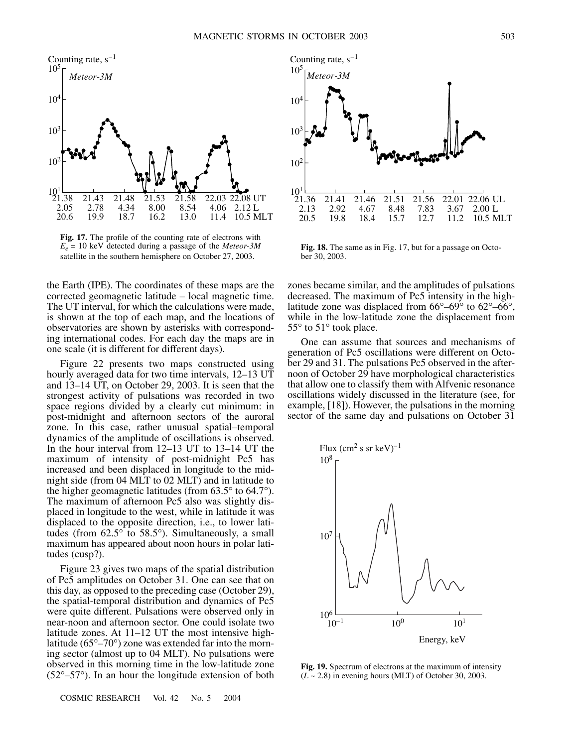Fig. 17. The profile of the counting rate of electrons with $E_e$ = 10 keV detected during a passage of the *Meteor-3M* satellite in the southern hemisphere on October 27, 2003.

Fig. 18. The same as in Fig. 17, but for a passage on October 30, 2003.

the Earth (IPE). The coordinates of these maps are the corrected geomagnetic latitude – local magnetic time. The UT interval, for which the calculations were made, is shown at the top of each map, and the locations of observatories are shown by asterisks with corresponding international codes. For each day the maps are in one scale (it is different for different days).

Figure 22 presents two maps constructed using hourly averaged data for two time intervals, 12–13 UT and 13–14 UT, on October 29, 2003. It is seen that the strongest activity of pulsations was recorded in two space regions divided by a clearly cut minimum: in post-midnight and afternoon sectors of the auroral zone. In this case, rather unusual spatial–temporal dynamics of the amplitude of oscillations is observed. In the hour interval from 12–13 UT to 13–14 UT the maximum of intensity of post-midnight Pc5 has increased and been displaced in longitude to the midnight side (from 04 MLT to 02 MLT) and in latitude to the higher geomagnetic latitudes (from 63.5° to 64.7°). The maximum of afternoon Pc5 also was slightly displaced in longitude to the west, while in latitude it was displaced to the opposite direction, i.e., to lower latitudes (from 62.5° to 58.5°). Simultaneously, a small maximum has appeared about noon hours in polar latitudes (cusp?).

Figure 23 gives two maps of the spatial distribution of Pc5 amplitudes on October 31. One can see that on this day, as opposed to the preceding case (October 29), the spatial-temporal distribution and dynamics of Pc5 were quite different. Pulsations were observed only in near-noon and afternoon sector. One could isolate two latitude zones. At 11–12 UT the most intensive high-latitude (65°–70°) zone was extended far into the morning sector (almost up to 04 MLT). No pulsations were observed in this morning time in the low-latitude zone (52°–57°). In an hour the longitude extension of both zones became similar, and the amplitudes of pulsations decreased. The maximum of Pc5 intensity in the high-latitude zone was displaced from 66°–69° to 62°–66°, while in the low-latitude zone the displacement from 55° to 51° took place.

One can assume that sources and mechanisms of generation of Pc5 oscillations were different on October 29 and 31. The pulsations Pc5 observed in the afternoon of October 29 have morphological characteristics that allow one to classify them with Alfvenic resonance oscillations widely discussed in the literature (see, for example, [18]). However, the pulsations in the morning sector of the same day and pulsations on October 31

Fig. 19. Spectrum of electrons at the maximum of intensity ($L$ ~ 2.8) in evening hours (MLT) of October 30, 2003.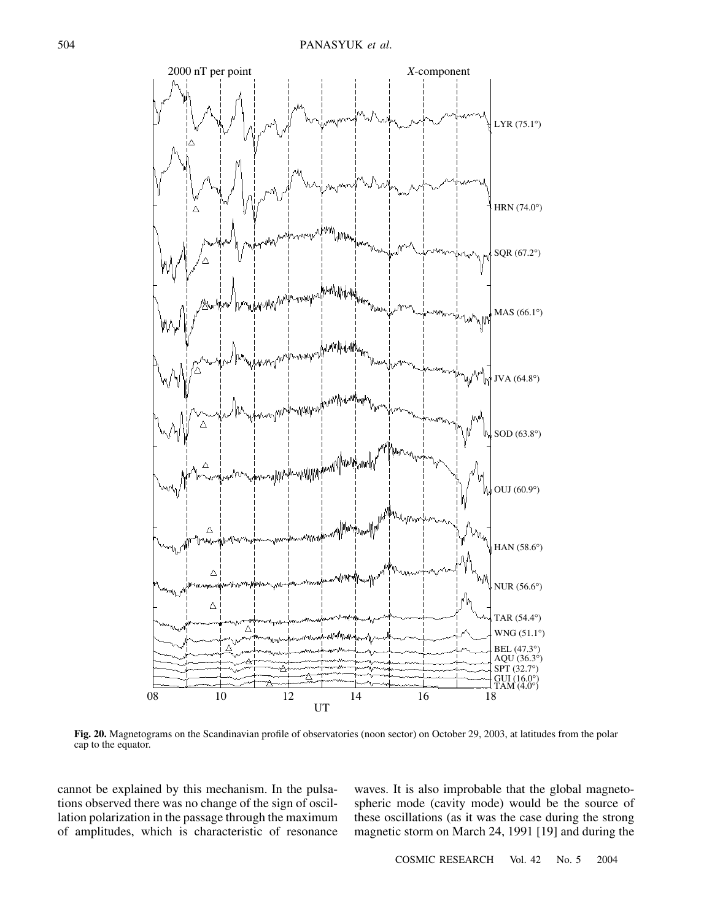**Fig. 20.** Magnetograms on the Scandinavian profile of observatories (noon sector) on October 29, 2003, at latitudes from the polar cap to the equator.

cannot be explained by this mechanism. In the pulsations observed there was no change of the sign of oscillation polarization in the passage through the maximum of amplitudes, which is characteristic of resonance waves. It is also improbable that the global magnetospheric mode (cavity mode) would be the source of these oscillations (as it was the case during the strong magnetic storm on March 24, 1991 [19] and during the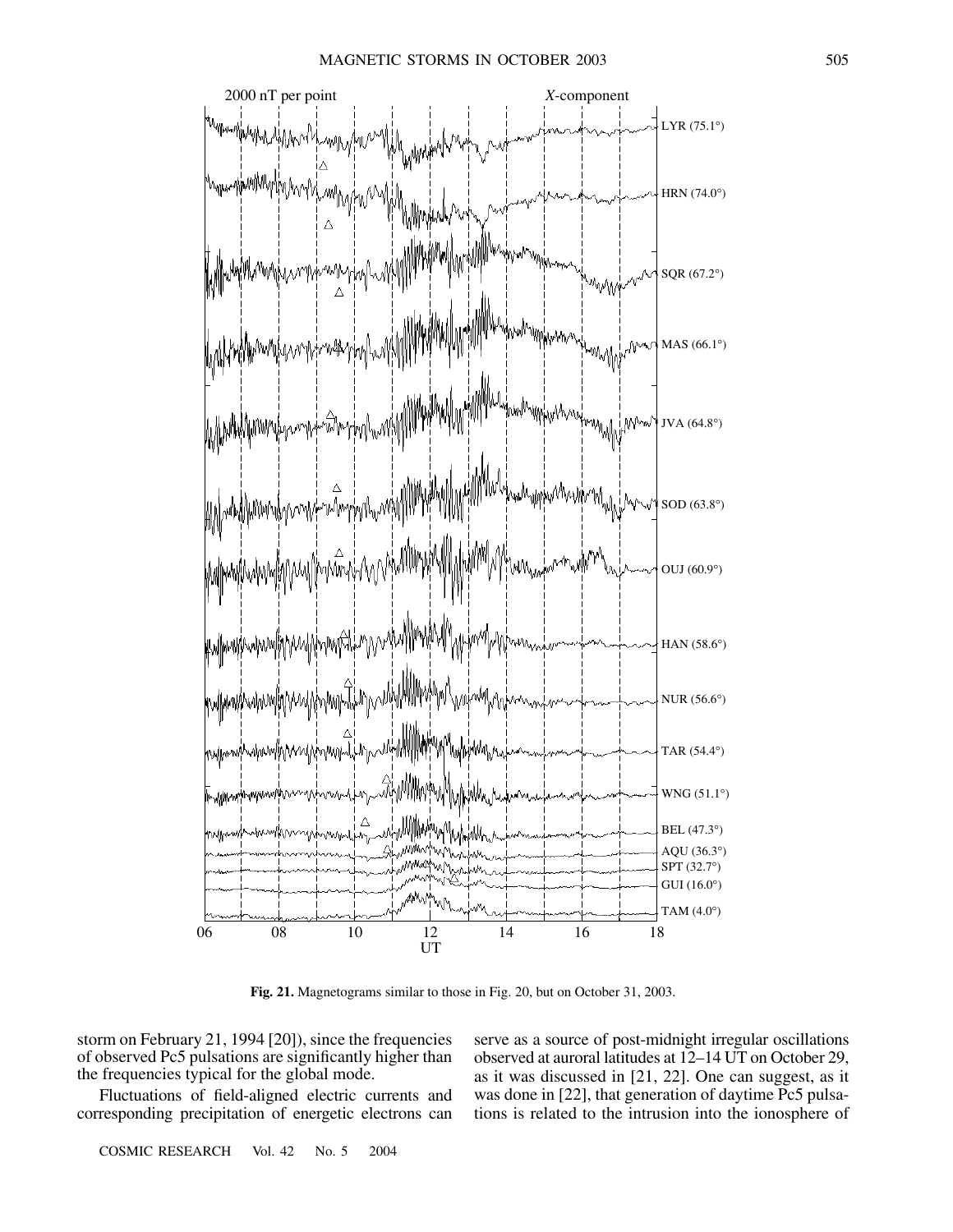Fig. 21. Magnetograms similar to those in Fig. 20, but on October 31, 2003.

storm on February 21, 1994 [20]), since the frequencies of observed Pc5 pulsations are significantly higher than the frequencies typical for the global mode.

Fluctuations of field-aligned electric currents and corresponding precipitation of energetic electrons can serve as a source of post-midnight irregular oscillations observed at auroral latitudes at 12–14 UT on October 29, as it was discussed in [21, 22]. One can suggest, as it was done in [22], that generation of daytime Pc5 pulsations is related to the intrusion into the ionosphere of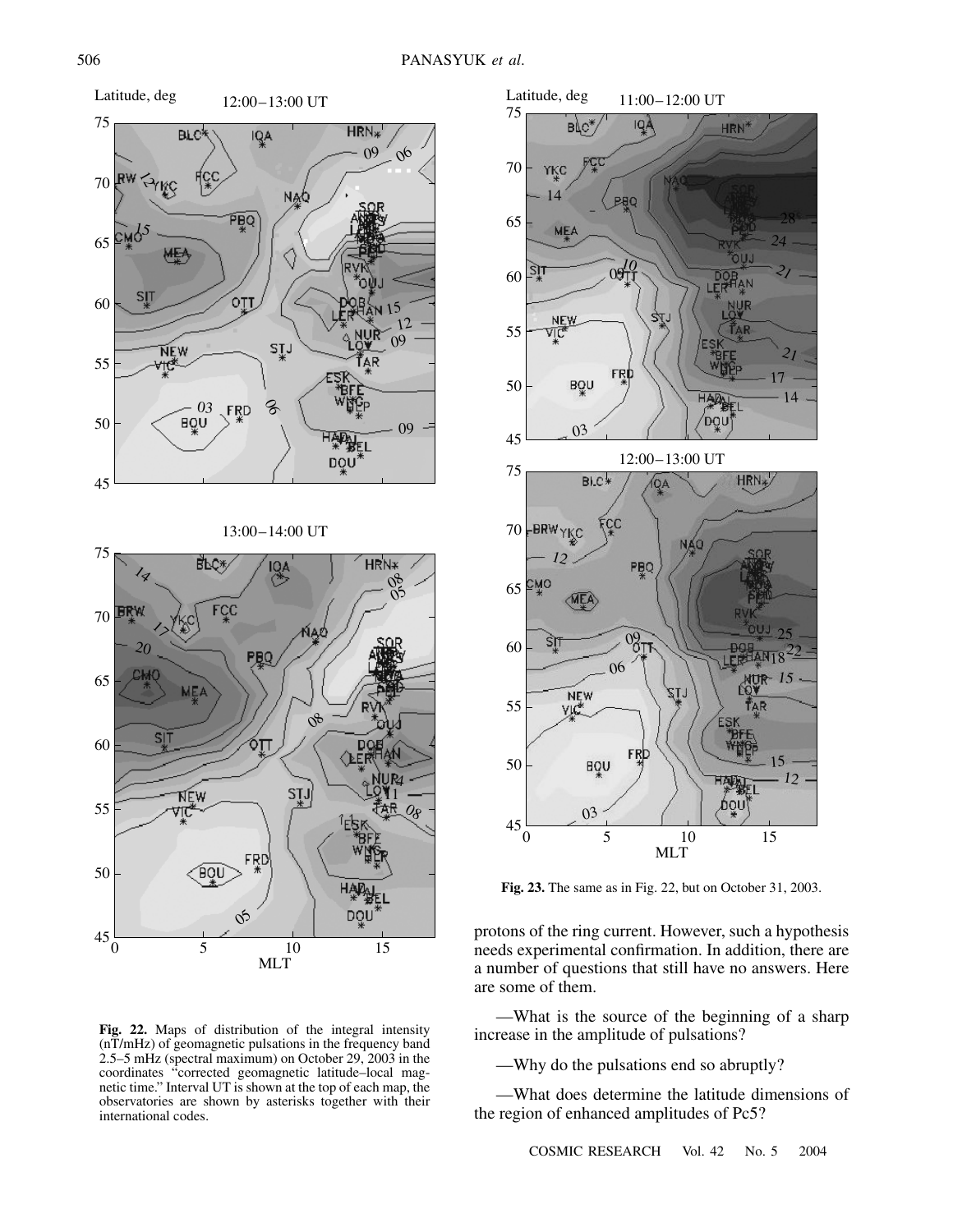**Fig. 22.** Maps of distribution of the integral intensity (nT/mHz) of geomagnetic pulsations in the frequency band 2.5–5 mHz (spectral maximum) on October 29, 2003 in the coordinates "corrected geomagnetic latitude–local magnetic time." Interval UT is shown at the top of each map, the observatories are shown by asterisks together with their international codes.

**Fig. 23.** The same as in Fig. 22, but on October 31, 2003.

protons of the ring current. However, such a hypothesis needs experimental confirmation. In addition, there are a number of questions that still have no answers. Here are some of them.

—What is the source of the beginning of a sharp increase in the amplitude of pulsations?

—Why do the pulsations end so abruptly?

—What does determine the latitude dimensions of the region of enhanced amplitudes of Pc5?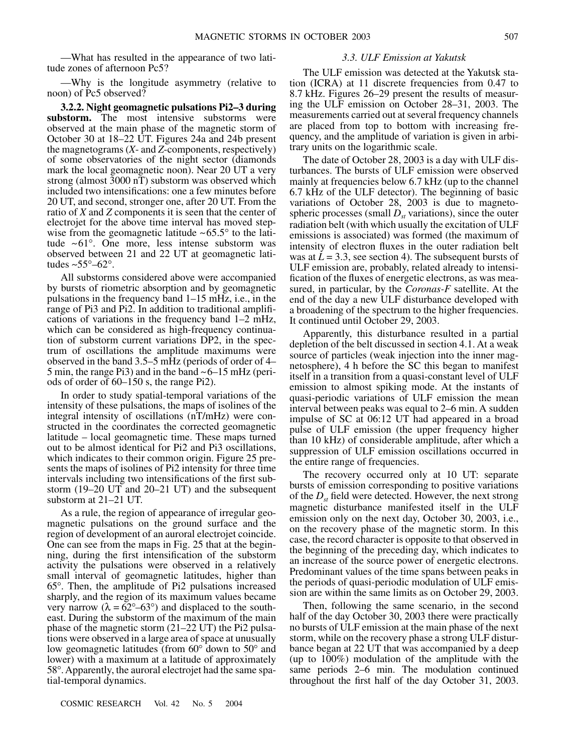—What has resulted in the appearance of two latitude zones of afternoon Pc5?

—Why is the longitude asymmetry (relative to noon) of Pc5 observed?

**3.2.2. Night geomagnetic pulsations Pi2–3 during substorm.** The most intensive substorms were observed at the main phase of the magnetic storm of October 30 at 18–22 UT. Figures 24a and 24b present the magnetograms (*X*- and *Z*-components, respectively) of some observatories of the night sector (diamonds mark the local geomagnetic noon). Near 20 UT a very strong (almost 3000 nT) substorm was observed which included two intensifications: one a few minutes before 20 UT, and second, stronger one, after 20 UT. From the ratio of *X* and *Z* components it is seen that the center of electrojet for the above time interval has moved stepwise from the geomagnetic latitude ~65.5° to the latitude ~61°. One more, less intense substorm was observed between 21 and 22 UT at geomagnetic latitudes ~55°–62°.

All substorms considered above were accompanied by bursts of riometric absorption and by geomagnetic pulsations in the frequency band 1–15 mHz, i.e., in the range of Pi3 and Pi2. In addition to traditional amplifications of variations in the frequency band 1–2 mHz, which can be considered as high-frequency continuation of substorm current variations DP2, in the spectrum of oscillations the amplitude maximums were observed in the band 3.5–5 mHz (periods of order of 4–5 min, the range Pi3) and in the band ~6–15 mHz (periods of order of 60–150 s, the range Pi2).

In order to study spatial-temporal variations of the intensity of these pulsations, the maps of isolines of the integral intensity of oscillations (nT/mHz) were constructed in the coordinates the corrected geomagnetic latitude – local geomagnetic time. These maps turned out to be almost identical for Pi2 and Pi3 oscillations, which indicates to their common origin. Figure 25 presents the maps of isolines of Pi2 intensity for three time intervals including two intensifications of the first substorm (19–20 UT and 20–21 UT) and the subsequent substorm at 21–21 UT.

As a rule, the region of appearance of irregular geomagnetic pulsations on the ground surface and the region of development of an auroral electrojet coincide. One can see from the maps in Fig. 25 that at the beginning, during the first intensification of the substorm activity the pulsations were observed in a relatively small interval of geomagnetic latitudes, higher than 65°. Then, the amplitude of Pi2 pulsations increased sharply, and the region of its maximum values became very narrow ($\lambda = 62°–63°$) and displaced to the southeast. During the substorm of the maximum of the main phase of the magnetic storm (21–22 UT) the Pi2 pulsations were observed in a large area of space at unusually low geomagnetic latitudes (from 60° down to 50° and lower) with a maximum at a latitude of approximately 58°. Apparently, the auroral electrojet had the same spatial-temporal dynamics.

### *3.3. ULF Emission at Yakutsk*

The ULF emission was detected at the Yakutsk station (ICRA) at 11 discrete frequencies from 0.47 to 8.7 kHz. Figures 26–29 present the results of measuring the ULF emission on October 28–31, 2003. The measurements carried out at several frequency channels are placed from top to bottom with increasing frequency, and the amplitude of variation is given in arbitrary units on the logarithmic scale.

The date of October 28, 2003 is a day with ULF disturbances. The bursts of ULF emission were observed mainly at frequencies below 6.7 kHz (up to the channel 6.7 kHz of the ULF detector). The beginning of basic variations of October 28, 2003 is due to magnetospheric processes (small $D_{st}$ variations), since the outer radiation belt (with which usually the excitation of ULF emissions is associated) was formed (the maximum of intensity of electron fluxes in the outer radiation belt was at $L = 3.3$, see section 4). The subsequent bursts of ULF emission are, probably, related already to intensification of the fluxes of energetic electrons, as was measured, in particular, by the *Coronas-F* satellite. At the end of the day a new ULF disturbance developed with a broadening of the spectrum to the higher frequencies. It continued until October 29, 2003.

Apparently, this disturbance resulted in a partial depletion of the belt discussed in section 4.1. At a weak source of particles (weak injection into the inner magnetosphere), 4 h before the SC this began to manifest itself in a transition from a quasi-constant level of ULF emission to almost spiking mode. At the instants of quasi-periodic variations of ULF emission the mean interval between peaks was equal to 2–6 min. A sudden impulse of SC at 06:12 UT had appeared in a broad pulse of ULF emission (the upper frequency higher than 10 kHz) of considerable amplitude, after which a suppression of ULF emission oscillations occurred in the entire range of frequencies.

The recovery occurred only at 10 UT: separate bursts of emission corresponding to positive variations of the $D_{st}$ field were detected. However, the next strong magnetic disturbance manifested itself in the ULF emission only on the next day, October 30, 2003, i.e., on the recovery phase of the magnetic storm. In this case, the record character is opposite to that observed in the beginning of the preceding day, which indicates to an increase of the source power of energetic electrons. Predominant values of the time spans between peaks in the periods of quasi-periodic modulation of ULF emission are within the same limits as on October 29, 2003.

Then, following the same scenario, in the second half of the day October 30, 2003 there were practically no bursts of ULF emission at the main phase of the next storm, while on the recovery phase a strong ULF disturbance began at 22 UT that was accompanied by a deep (up to 100%) modulation of the amplitude with the same periods 2–6 min. The modulation continued throughout the first half of the day October 31, 2003.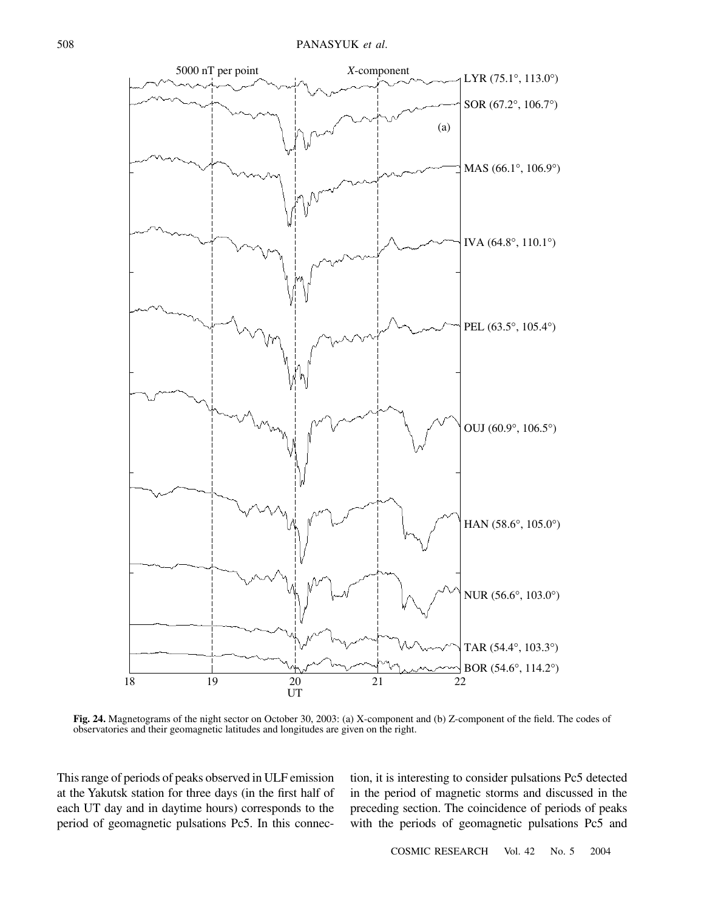**Fig. 24.** Magnetograms of the night sector on October 30, 2003: (a) X-component and (b) Z-component of the field. The codes of observatories and their geomagnetic latitudes and longitudes are given on the right.

This range of periods of peaks observed in ULF emission at the Yakutsk station for three days (in the first half of each UT day and in daytime hours) corresponds to the period of geomagnetic pulsations Pc5. In this connection, it is interesting to consider pulsations Pc5 detected in the period of magnetic storms and discussed in the preceding section. The coincidence of periods of peaks with the periods of geomagnetic pulsations Pc5 and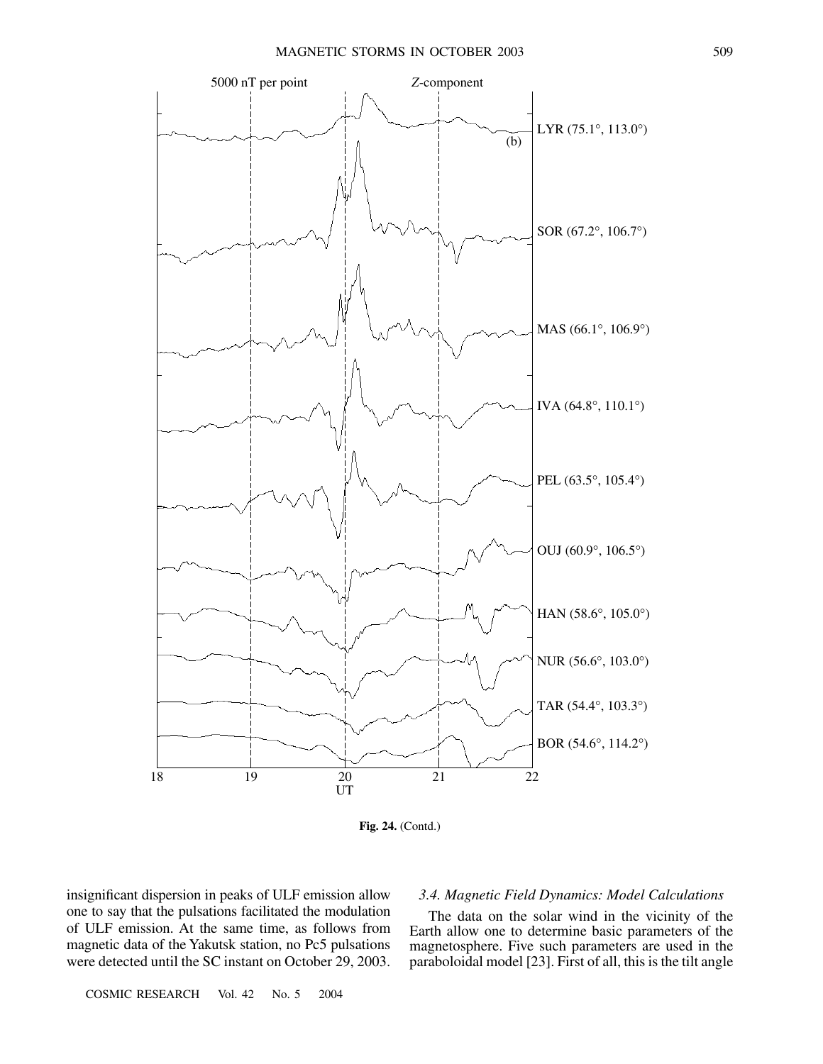Fig. 24. (Contd.)

insignificant dispersion in peaks of ULF emission allow one to say that the pulsations facilitated the modulation of ULF emission. At the same time, as follows from magnetic data of the Yakutsk station, no Pc5 pulsations were detected until the SC instant on October 29, 2003.

### 3.4. Magnetic Field Dynamics: Model Calculations

The data on the solar wind in the vicinity of the Earth allow one to determine basic parameters of the magnetosphere. Five such parameters are used in the paraboloidal model [23]. First of all, this is the tilt angle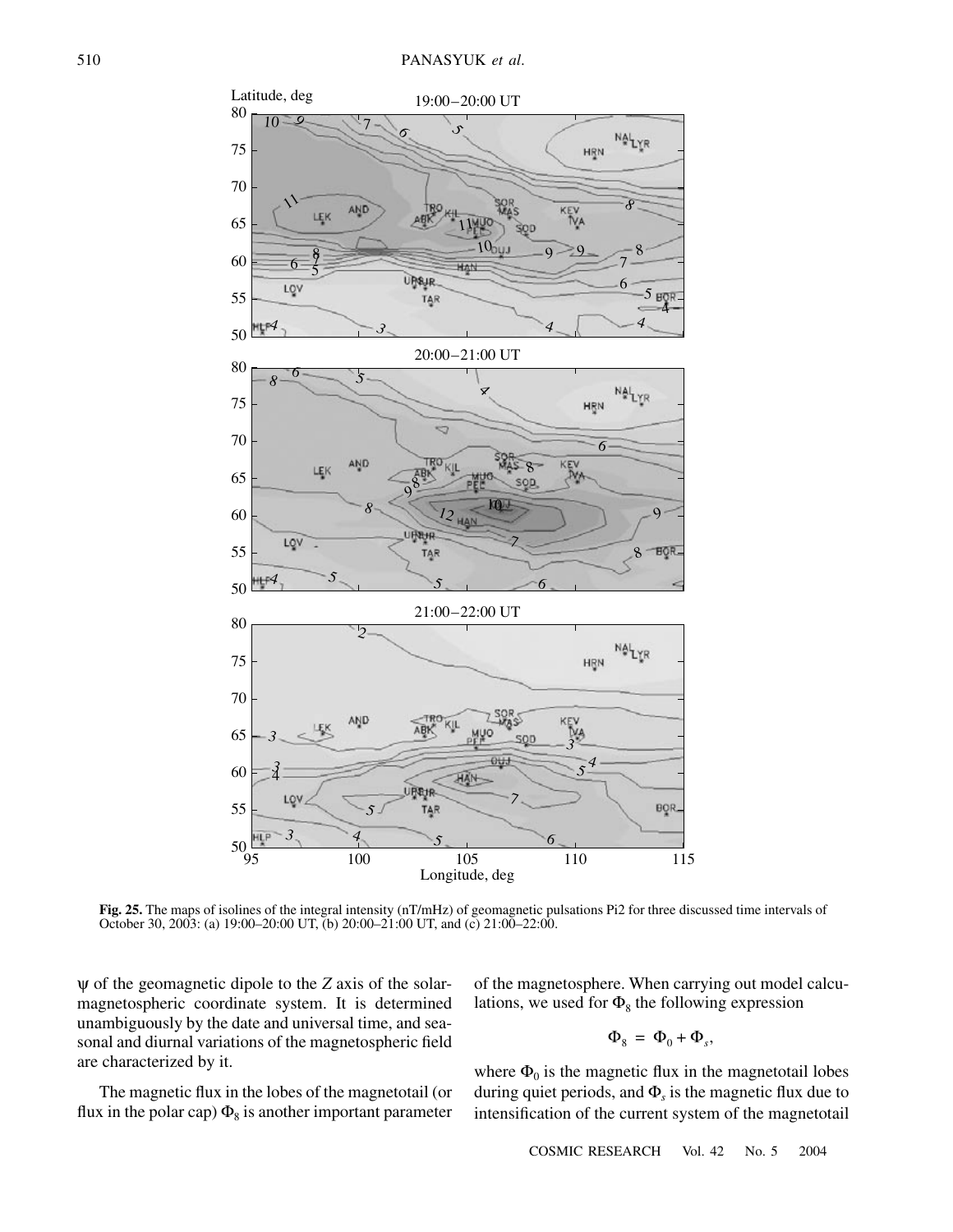**Fig. 25.** The maps of isolines of the integral intensity (nT/mHz) of geomagnetic pulsations Pi2 for three discussed time intervals of October 30, 2003: (a) 19:00–20:00 UT, (b) 20:00–21:00 UT, and (c) 21:00–22:00.

$\psi$ of the geomagnetic dipole to the $Z$ axis of the solar-magnetospheric coordinate system. It is determined unambiguously by the date and universal time, and seasonal and diurnal variations of the magnetospheric field are characterized by it.

The magnetic flux in the lobes of the magnetotail (or flux in the polar cap) $\Phi_8$ is another important parameter of the magnetosphere. When carrying out model calculations, we used for $\Phi_8$ the following expression

$$\Phi_8 = \Phi_0 + \Phi_s,$$

where $\Phi_0$ is the magnetic flux in the magnetotail lobes during quiet periods, and $\Phi_s$ is the magnetic flux due to intensification of the current system of the magnetotail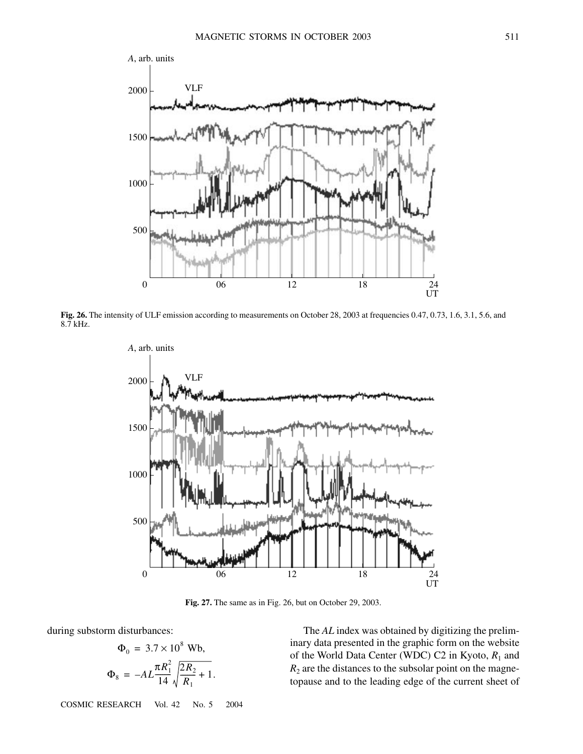Fig. 26. The intensity of ULF emission according to measurements on October 28, 2003 at frequencies 0.47, 0.73, 1.6, 3.1, 5.6, and 8.7 kHz.

Fig. 27. The same as in Fig. 26, but on October 29, 2003.

during substorm disturbances:

$$\Phi_0 = 3.7 \times 10^8 \text{ Wb},$$

$$\Phi_8 = -AL\frac{\pi R_1^2}{14}\sqrt{\frac{2R_2}{R_1}+1}.$$

The $AL$ index was obtained by digitizing the preliminary data presented in the graphic form on the website of the World Data Center (WDC) C2 in Kyoto, $R_1$ and $R_2$ are the distances to the subsolar point on the magnetopause and to the leading edge of the current sheet of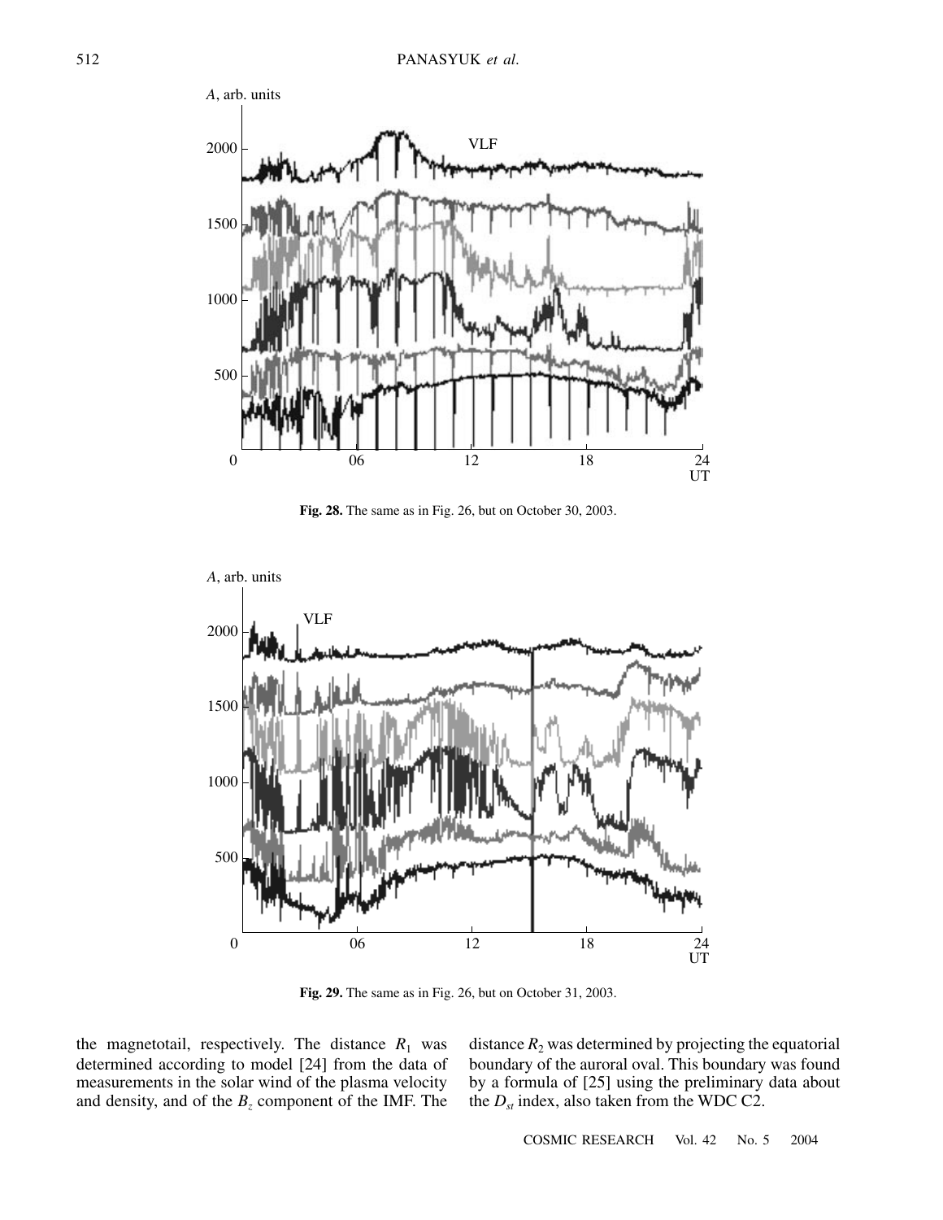Fig. 28. The same as in Fig. 26, but on October 30, 2003.

Fig. 29. The same as in Fig. 26, but on October 31, 2003.

the magnetotail, respectively. The distance $R_1$ was determined according to model [24] from the data of measurements in the solar wind of the plasma velocity and density, and of the $B_z$ component of the IMF. The distance $R_2$ was determined by projecting the equatorial boundary of the auroral oval. This boundary was found by a formula of [25] using the preliminary data about the $D_{st}$ index, also taken from the WDC C2.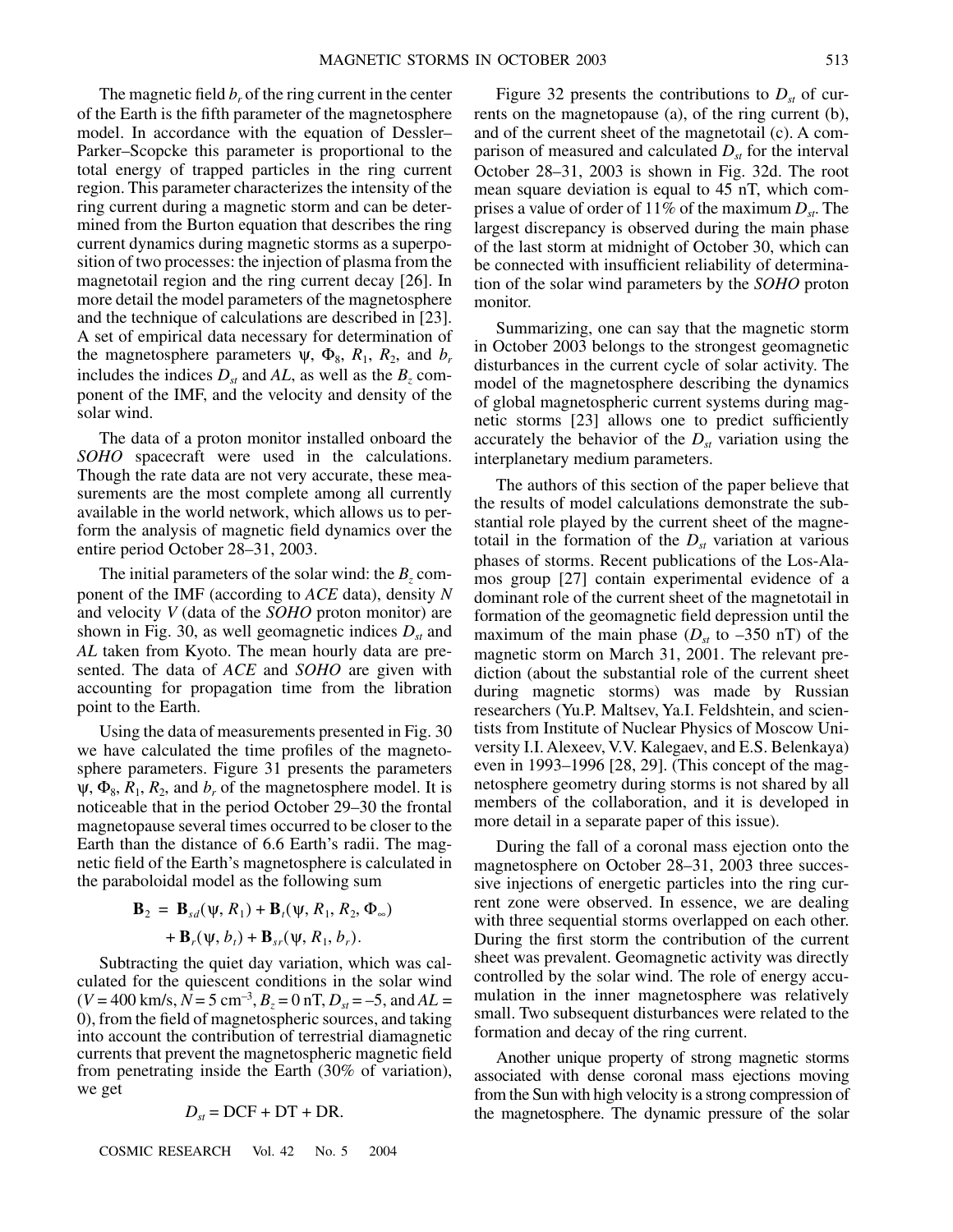The magnetic field $b_r$ of the ring current in the center of the Earth is the fifth parameter of the magnetosphere model. In accordance with the equation of Dessler–Parker–Scopcke this parameter is proportional to the total energy of trapped particles in the ring current region. This parameter characterizes the intensity of the ring current during a magnetic storm and can be determined from the Burton equation that describes the ring current dynamics during magnetic storms as a superposition of two processes: the injection of plasma from the magnetotail region and the ring current decay [26]. In more detail the model parameters of the magnetosphere and the technique of calculations are described in [23]. A set of empirical data necessary for determination of the magnetosphere parameters $\psi$, $\Phi_8$, $R_1$, $R_2$, and $b_r$ includes the indices $D_{st}$ and $AL$, as well as the $B_z$ component of the IMF, and the velocity and density of the solar wind.

The data of a proton monitor installed onboard the *SOHO* spacecraft were used in the calculations. Though the rate data are not very accurate, these measurements are the most complete among all currently available in the world network, which allows us to perform the analysis of magnetic field dynamics over the entire period October 28–31, 2003.

The initial parameters of the solar wind: the $B_z$ component of the IMF (according to *ACE* data), density $N$ and velocity $V$ (data of the *SOHO* proton monitor) are shown in Fig. 30, as well geomagnetic indices $D_{st}$ and $AL$ taken from Kyoto. The mean hourly data are presented. The data of *ACE* and *SOHO* are given with accounting for propagation time from the libration point to the Earth.

Using the data of measurements presented in Fig. 30 we have calculated the time profiles of the magnetosphere parameters. Figure 31 presents the parameters $\psi$, $\Phi_8$, $R_1$, $R_2$, and $b_r$ of the magnetosphere model. It is noticeable that in the period October 29–30 the frontal magnetopause several times occurred to be closer to the Earth than the distance of 6.6 Earth's radii. The magnetic field of the Earth's magnetosphere is calculated in the paraboloidal model as the following sum

$$\mathbf{B}_2 = \mathbf{B}_{sd}(\psi, R_1) + \mathbf{B}_t(\psi, R_1, R_2, \Phi_\infty) + \mathbf{B}_r(\psi, b_t) + \mathbf{B}_{sr}(\psi, R_1, b_r).$$

Subtracting the quiet day variation, which was calculated for the quiescent conditions in the solar wind ($V = 400$ km/s, $N = 5$ cm$^{-3}$, $B_z = 0$ nT, $D_{st} = -5$, and $AL = 0$), from the field of magnetospheric sources, and taking into account the contribution of terrestrial diamagnetic currents that prevent the magnetospheric magnetic field from penetrating inside the Earth (30% of variation), we get

$$D_{st} = \text{DCF} + \text{DT} + \text{DR}.$$

Figure 32 presents the contributions to $D_{st}$ of currents on the magnetopause (a), of the ring current (b), and of the current sheet of the magnetotail (c). A comparison of measured and calculated $D_{st}$ for the interval October 28–31, 2003 is shown in Fig. 32d. The root mean square deviation is equal to 45 nT, which comprises a value of order of 11% of the maximum $D_{st}$. The largest discrepancy is observed during the main phase of the last storm at midnight of October 30, which can be connected with insufficient reliability of determination of the solar wind parameters by the *SOHO* proton monitor.

Summarizing, one can say that the magnetic storm in October 2003 belongs to the strongest geomagnetic disturbances in the current cycle of solar activity. The model of the magnetosphere describing the dynamics of global magnetospheric current systems during magnetic storms [23] allows one to predict sufficiently accurately the behavior of the $D_{st}$ variation using the interplanetary medium parameters.

The authors of this section of the paper believe that the results of model calculations demonstrate the substantial role played by the current sheet of the magnetotail in the formation of the $D_{st}$ variation at various phases of storms. Recent publications of the Los-Alamos group [27] contain experimental evidence of a dominant role of the current sheet of the magnetotail in formation of the geomagnetic field depression until the maximum of the main phase ($D_{st}$ to –350 nT) of the magnetic storm on March 31, 2001. The relevant prediction (about the substantial role of the current sheet during magnetic storms) was made by Russian researchers (Yu.P. Maltsev, Ya.I. Feldshtein, and scientists from Institute of Nuclear Physics of Moscow University I.I. Alexeev, V.V. Kalegaev, and E.S. Belenkaya) even in 1993–1996 [28, 29]. (This concept of the magnetosphere geometry during storms is not shared by all members of the collaboration, and it is developed in more detail in a separate paper of this issue).

During the fall of a coronal mass ejection onto the magnetosphere on October 28–31, 2003 three successive injections of energetic particles into the ring current zone were observed. In essence, we are dealing with three sequential storms overlapped on each other. During the first storm the contribution of the current sheet was prevalent. Geomagnetic activity was directly controlled by the solar wind. The role of energy accumulation in the inner magnetosphere was relatively small. Two subsequent disturbances were related to the formation and decay of the ring current.

Another unique property of strong magnetic storms associated with dense coronal mass ejections moving from the Sun with high velocity is a strong compression of the magnetosphere. The dynamic pressure of the solar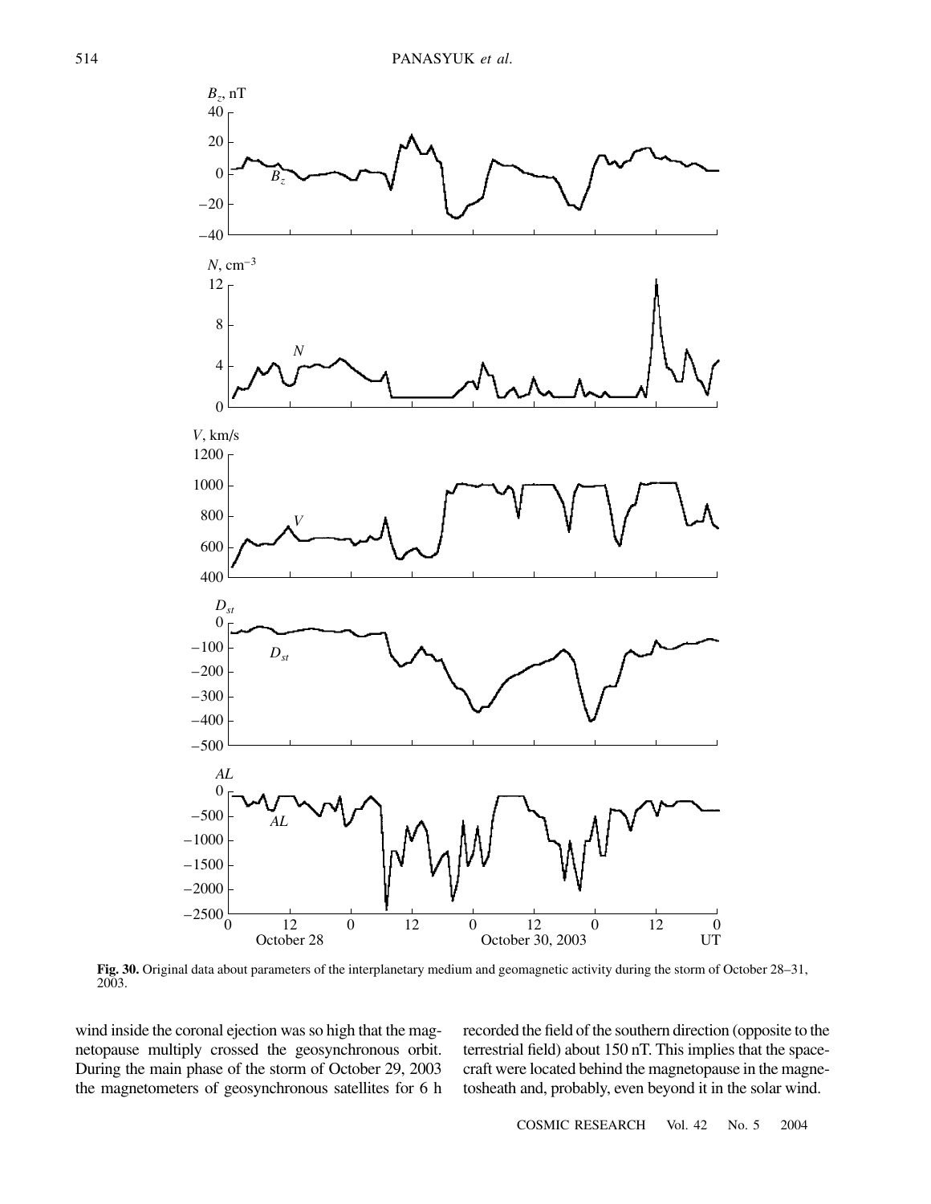Fig. 30. Original data about parameters of the interplanetary medium and geomagnetic activity during the storm of October 28–31, 2003.

wind inside the coronal ejection was so high that the magnetopause multiply crossed the geosynchronous orbit. During the main phase of the storm of October 29, 2003 the magnetometers of geosynchronous satellites for 6 h recorded the field of the southern direction (opposite to the terrestrial field) about 150 nT. This implies that the spacecraft were located behind the magnetopause in the magnetosheath and, probably, even beyond it in the solar wind.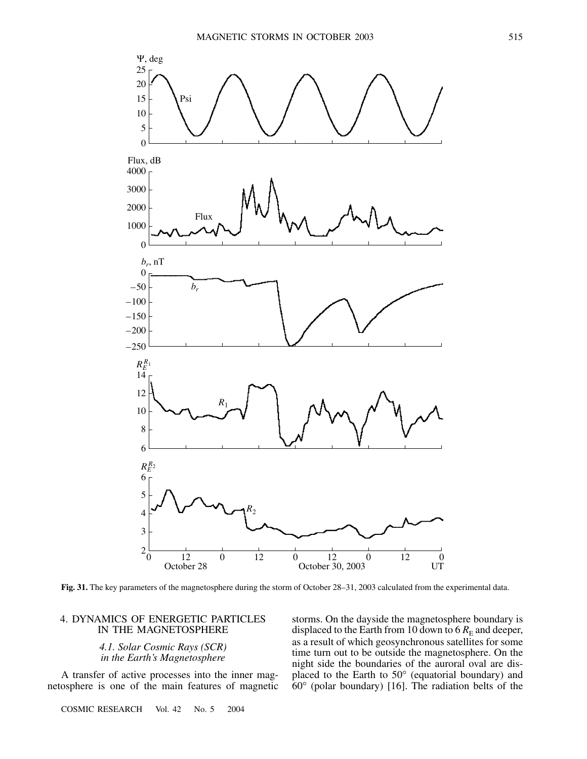Fig. 31. The key parameters of the magnetosphere during the storm of October 28–31, 2003 calculated from the experimental data.

## 4. DYNAMICS OF ENERGETIC PARTICLES IN THE MAGNETOSPHERE

### *4.1. Solar Cosmic Rays (SCR) in the Earth's Magnetosphere*

A transfer of active processes into the inner magnetosphere is one of the main features of magnetic storms. On the dayside the magnetosphere boundary is displaced to the Earth from 10 down to 6 $R_E$ and deeper, as a result of which geosynchronous satellites for some time turn out to be outside the magnetosphere. On the night side the boundaries of the auroral oval are displaced to the Earth to 50° (equatorial boundary) and 60° (polar boundary) [16]. The radiation belts of the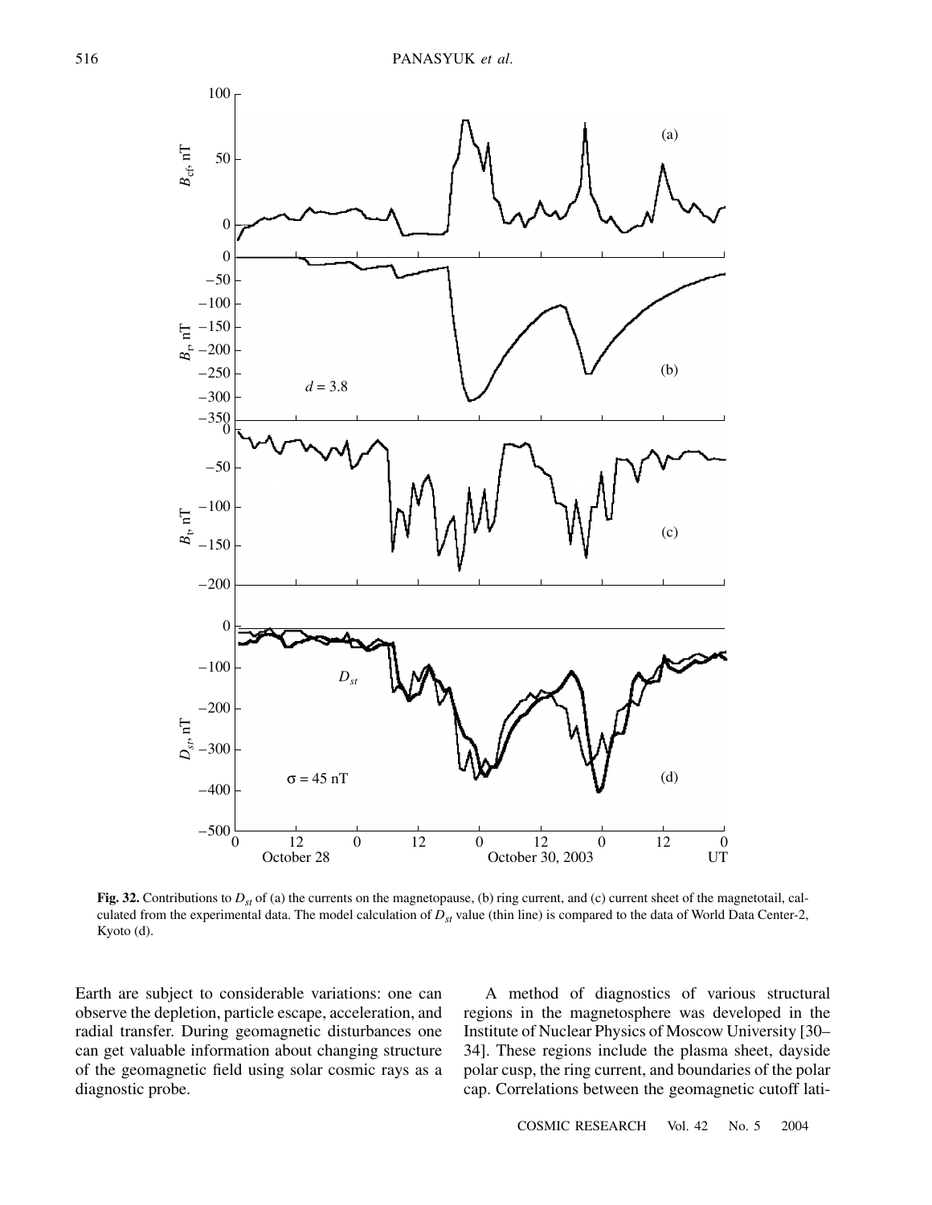**Fig. 32.** Contributions to $D_{st}$ of (a) the currents on the magnetopause, (b) ring current, and (c) current sheet of the magnetotail, calculated from the experimental data. The model calculation of $D_{st}$ value (thin line) is compared to the data of World Data Center-2, Kyoto (d).

Earth are subject to considerable variations: one can observe the depletion, particle escape, acceleration, and radial transfer. During geomagnetic disturbances one can get valuable information about changing structure of the geomagnetic field using solar cosmic rays as a diagnostic probe.

A method of diagnostics of various structural regions in the magnetosphere was developed in the Institute of Nuclear Physics of Moscow University [30–34]. These regions include the plasma sheet, dayside polar cusp, the ring current, and boundaries of the polar cap. Correlations between the geomagnetic cutoff lati-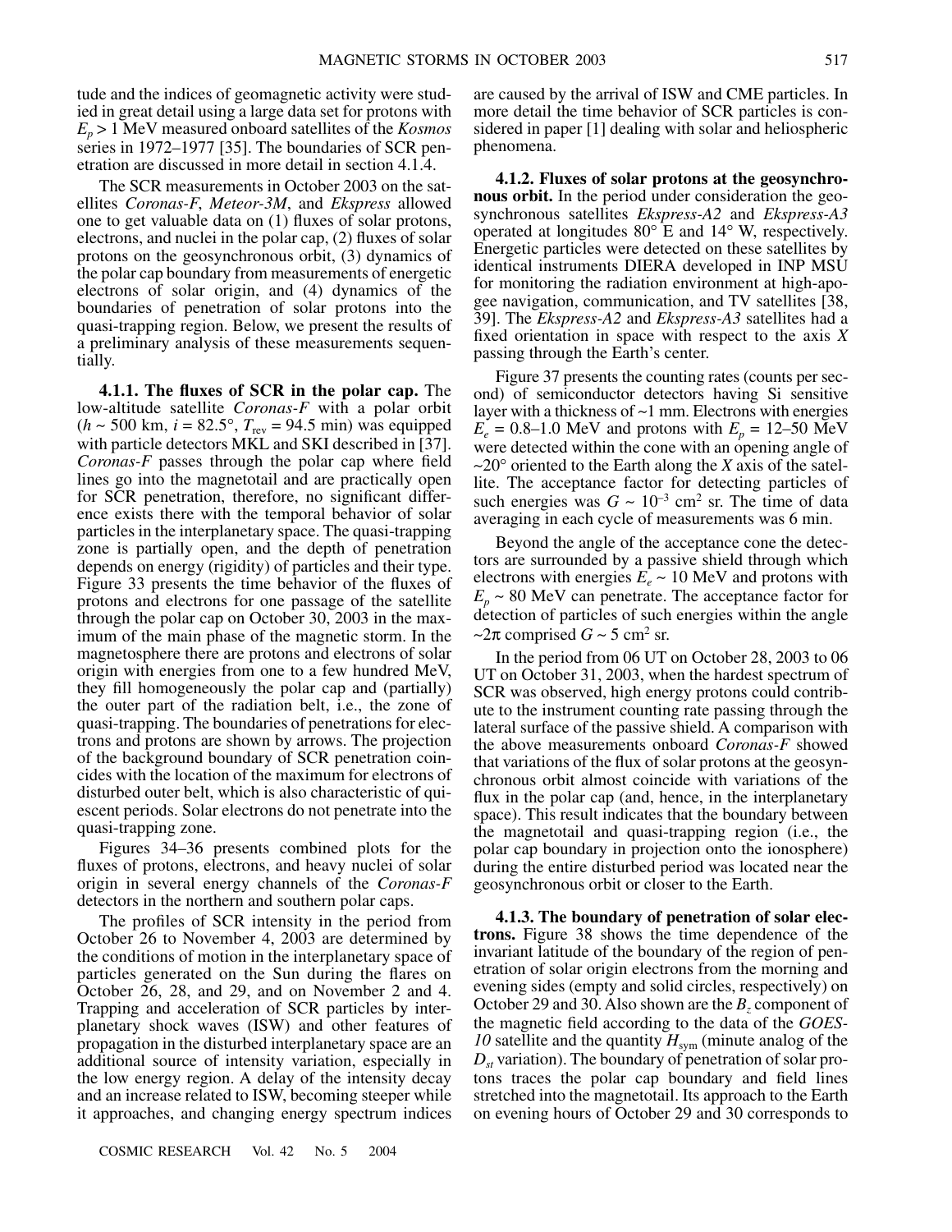tude and the indices of geomagnetic activity were studied in great detail using a large data set for protons with $E_p > 1$ MeV measured onboard satellites of the *Kosmos* series in 1972–1977 [35]. The boundaries of SCR penetration are discussed in more detail in section 4.1.4.

The SCR measurements in October 2003 on the satellites *Coronas-F*, *Meteor-3M*, and *Ekspress* allowed one to get valuable data on (1) fluxes of solar protons, electrons, and nuclei in the polar cap, (2) fluxes of solar protons on the geosynchronous orbit, (3) dynamics of the polar cap boundary from measurements of energetic electrons of solar origin, and (4) dynamics of the boundaries of penetration of solar protons into the quasi-trapping region. Below, we present the results of a preliminary analysis of these measurements sequentially.

**4.1.1. The fluxes of SCR in the polar cap.** The low-altitude satellite *Coronas-F* with a polar orbit ($h \sim 500$ km, $i = 82.5°$, $T_{\rm rev} = 94.5$ min) was equipped with particle detectors MKL and SKI described in [37]. *Coronas-F* passes through the polar cap where field lines go into the magnetotail and are practically open for SCR penetration, therefore, no significant difference exists there with the temporal behavior of solar particles in the interplanetary space. The quasi-trapping zone is partially open, and the depth of penetration depends on energy (rigidity) of particles and their type. Figure 33 presents the time behavior of the fluxes of protons and electrons for one passage of the satellite through the polar cap on October 30, 2003 in the maximum of the main phase of the magnetic storm. In the magnetosphere there are protons and electrons of solar origin with energies from one to a few hundred MeV, they fill homogeneously the polar cap and (partially) the outer part of the radiation belt, i.e., the zone of quasi-trapping. The boundaries of penetrations for electrons and protons are shown by arrows. The projection of the background boundary of SCR penetration coincides with the location of the maximum for electrons of disturbed outer belt, which is also characteristic of quiescent periods. Solar electrons do not penetrate into the quasi-trapping zone.

Figures 34–36 presents combined plots for the fluxes of protons, electrons, and heavy nuclei of solar origin in several energy channels of the *Coronas-F* detectors in the northern and southern polar caps.

The profiles of SCR intensity in the period from October 26 to November 4, 2003 are determined by the conditions of motion in the interplanetary space of particles generated on the Sun during the flares on October 26, 28, and 29, and on November 2 and 4. Trapping and acceleration of SCR particles by interplanetary shock waves (ISW) and other features of propagation in the disturbed interplanetary space are an additional source of intensity variation, especially in the low energy region. A delay of the intensity decay and an increase related to ISW, becoming steeper while it approaches, and changing energy spectrum indices are caused by the arrival of ISW and CME particles. In more detail the time behavior of SCR particles is considered in paper [1] dealing with solar and heliospheric phenomena.

**4.1.2. Fluxes of solar protons at the geosynchronous orbit.** In the period under consideration the geosynchronous satellites *Ekspress-A2* and *Ekspress-A3* operated at longitudes 80° E and 14° W, respectively. Energetic particles were detected on these satellites by identical instruments DIERA developed in INP MSU for monitoring the radiation environment at high-apogee navigation, communication, and TV satellites [38, 39]. The *Ekspress-A2* and *Ekspress-A3* satellites had a fixed orientation in space with respect to the axis $X$ passing through the Earth's center.

Figure 37 presents the counting rates (counts per second) of semiconductor detectors having Si sensitive layer with a thickness of ~1 mm. Electrons with energies $E_e = 0.8$–$1.0$ MeV and protons with $E_p = 12$–$50$ MeV were detected within the cone with an opening angle of ~20° oriented to the Earth along the $X$ axis of the satellite. The acceptance factor for detecting particles of such energies was $G \sim 10^{-3}$ cm$^2$ sr. The time of data averaging in each cycle of measurements was 6 min.

Beyond the angle of the acceptance cone the detectors are surrounded by a passive shield through which electrons with energies $E_e \sim 10$ MeV and protons with $E_p \sim 80$ MeV can penetrate. The acceptance factor for detection of particles of such energies within the angle $\sim 2\pi$ comprised $G \sim 5$ cm$^2$ sr.

In the period from 06 UT on October 28, 2003 to 06 UT on October 31, 2003, when the hardest spectrum of SCR was observed, high energy protons could contribute to the instrument counting rate passing through the lateral surface of the passive shield. A comparison with the above measurements onboard *Coronas-F* showed that variations of the flux of solar protons at the geosynchronous orbit almost coincide with variations of the flux in the polar cap (and, hence, in the interplanetary space). This result indicates that the boundary between the magnetotail and quasi-trapping region (i.e., the polar cap boundary in projection onto the ionosphere) during the entire disturbed period was located near the geosynchronous orbit or closer to the Earth.

**4.1.3. The boundary of penetration of solar electrons.** Figure 38 shows the time dependence of the invariant latitude of the boundary of the region of penetration of solar origin electrons from the morning and evening sides (empty and solid circles, respectively) on October 29 and 30. Also shown are the $B_z$ component of the magnetic field according to the data of the *GOES-10* satellite and the quantity $H_{\rm sym}$ (minute analog of the $D_{st}$ variation). The boundary of penetration of solar protons traces the polar cap boundary and field lines stretched into the magnetotail. Its approach to the Earth on evening hours of October 29 and 30 corresponds to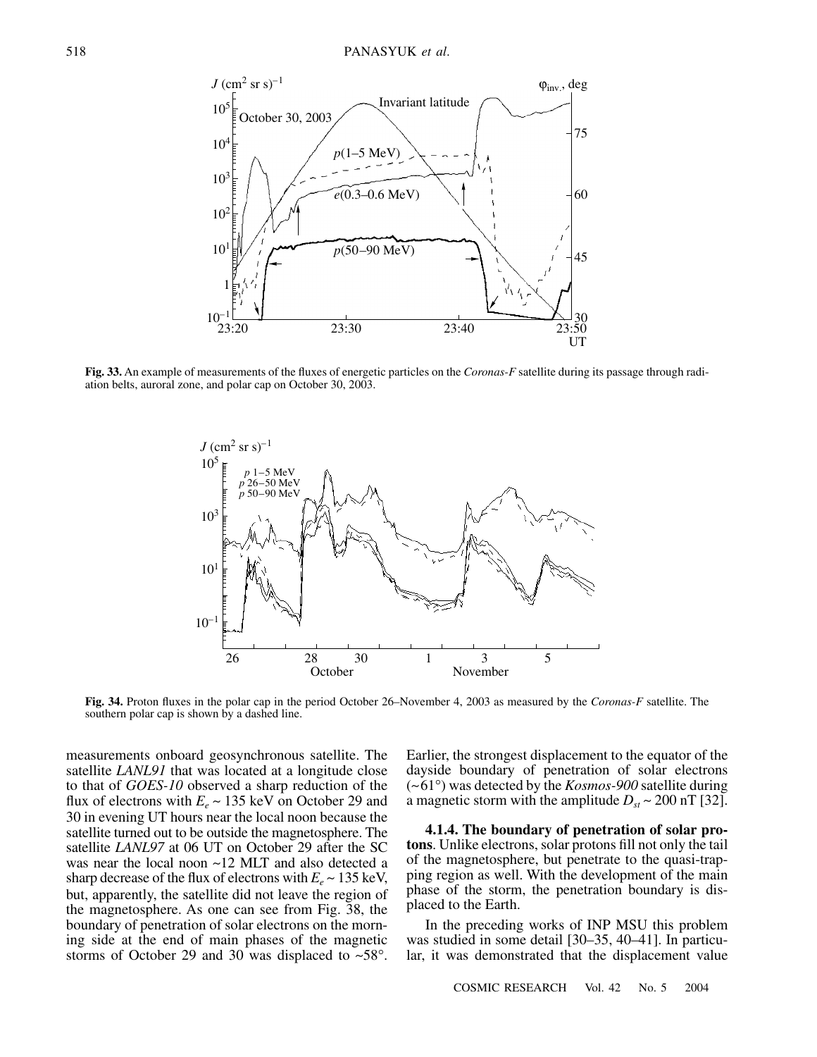**Fig. 33.** An example of measurements of the fluxes of energetic particles on the *Coronas-F* satellite during its passage through radiation belts, auroral zone, and polar cap on October 30, 2003.

**Fig. 34.** Proton fluxes in the polar cap in the period October 26–November 4, 2003 as measured by the *Coronas-F* satellite. The southern polar cap is shown by a dashed line.

measurements onboard geosynchronous satellite. The satellite *LANL91* that was located at a longitude close to that of *GOES-10* observed a sharp reduction of the flux of electrons with $E_e \sim 135$ keV on October 29 and 30 in evening UT hours near the local noon because the satellite turned out to be outside the magnetosphere. The satellite *LANL97* at 06 UT on October 29 after the SC was near the local noon ~12 MLT and also detected a sharp decrease of the flux of electrons with $E_e \sim 135$ keV, but, apparently, the satellite did not leave the region of the magnetosphere. As one can see from Fig. 38, the boundary of penetration of solar electrons on the morning side at the end of main phases of the magnetic storms of October 29 and 30 was displaced to ~58°. Earlier, the strongest displacement to the equator of the dayside boundary of penetration of solar electrons (~61°) was detected by the *Kosmos-900* satellite during a magnetic storm with the amplitude $D_{st} \sim 200$ nT [32].

**4.1.4. The boundary of penetration of solar protons**. Unlike electrons, solar protons fill not only the tail of the magnetosphere, but penetrate to the quasi-trapping region as well. With the development of the main phase of the storm, the penetration boundary is displaced to the Earth.

In the preceding works of INP MSU this problem was studied in some detail [30–35, 40–41]. In particular, it was demonstrated that the displacement value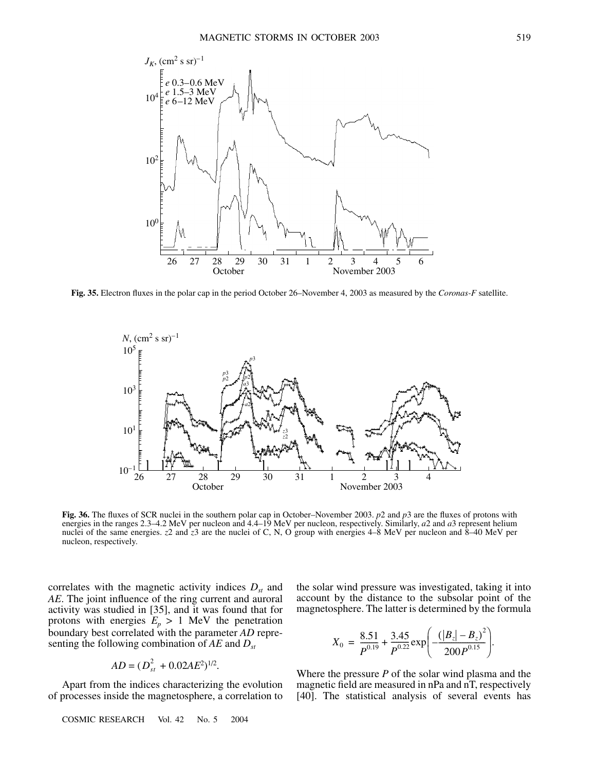**Fig. 35.** Electron fluxes in the polar cap in the period October 26–November 4, 2003 as measured by the *Coronas-F* satellite.

**Fig. 36.** The fluxes of SCR nuclei in the southern polar cap in October–November 2003. *p*2 and *p*3 are the fluxes of protons with energies in the ranges 2.3–4.2 MeV per nucleon and 4.4–19 MeV per nucleon, respectively. Similarly, *a*2 and *a*3 represent helium nuclei of the same energies. *z*2 and *z*3 are the nuclei of C, N, O group with energies 4–8 MeV per nucleon and 8–40 MeV per nucleon, respectively.

correlates with the magnetic activity indices $D_{st}$ and $AE$. The joint influence of the ring current and auroral activity was studied in [35], and it was found that for protons with energies $E_p > 1$ MeV the penetration boundary best correlated with the parameter $AD$ representing the following combination of $AE$ and $D_{st}$

$$AD = (D_{st}^2 + 0.02AE^2)^{1/2}.$$

Apart from the indices characterizing the evolution of processes inside the magnetosphere, a correlation to the solar wind pressure was investigated, taking it into account by the distance to the subsolar point of the magnetosphere. The latter is determined by the formula

$$X_0 = \frac{8.51}{P^{0.19}} + \frac{3.45}{P^{0.22}}\exp\left(-\frac{(|B_z| - B_z)^2}{200P^{0.15}}\right).$$

Where the pressure $P$ of the solar wind plasma and the magnetic field are measured in nPa and nT, respectively [40]. The statistical analysis of several events has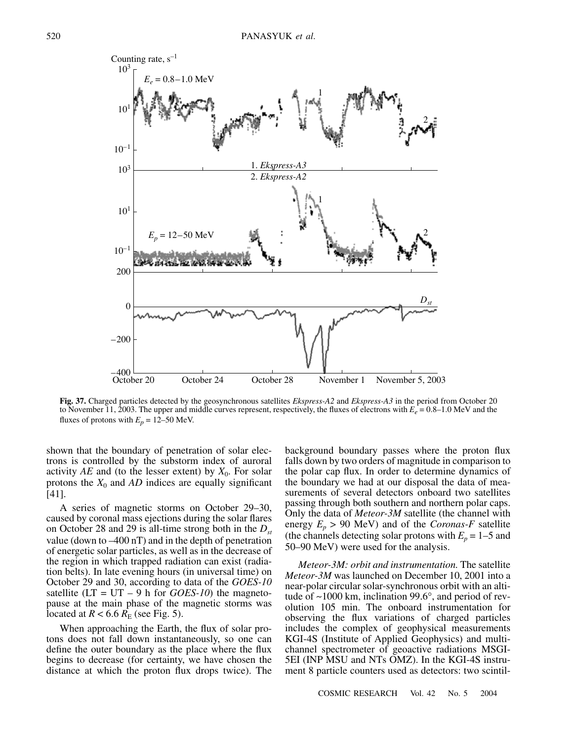**Fig. 37.** Charged particles detected by the geosynchronous satellites *Ekspress-A2* and *Ekspress-A3* in the period from October 20 to November 11, 2003. The upper and middle curves represent, respectively, the fluxes of electrons with $E_e$ = 0.8–1.0 MeV and the fluxes of protons with $E_p$ = 12–50 MeV.

shown that the boundary of penetration of solar electrons is controlled by the substorm index of auroral activity *AE* and (to the lesser extent) by $X_0$. For solar protons the $X_0$ and *AD* indices are equally significant [41].

A series of magnetic storms on October 29–30, caused by coronal mass ejections during the solar flares on October 28 and 29 is all-time strong both in the $D_{st}$ value (down to –400 nT) and in the depth of penetration of energetic solar particles, as well as in the decrease of the region in which trapped radiation can exist (radiation belts). In late evening hours (in universal time) on October 29 and 30, according to data of the *GOES-10* satellite (LT = UT – 9 h for *GOES-10*) the magnetopause at the main phase of the magnetic storms was located at $R < 6.6\ R_E$ (see Fig. 5).

When approaching the Earth, the flux of solar protons does not fall down instantaneously, so one can define the outer boundary as the place where the flux begins to decrease (for certainty, we have chosen the distance at which the proton flux drops twice). The background boundary passes where the proton flux falls down by two orders of magnitude in comparison to the polar cap flux. In order to determine dynamics of the boundary we had at our disposal the data of measurements of several detectors onboard two satellites passing through both southern and northern polar caps. Only the data of *Meteor-3M* satellite (the channel with energy $E_p$ > 90 MeV) and of the *Coronas-F* satellite (the channels detecting solar protons with $E_p$ = 1–5 and 50–90 MeV) were used for the analysis.

*Meteor-3M: orbit and instrumentation.* The satellite *Meteor-3M* was launched on December 10, 2001 into a near-polar circular solar-synchronous orbit with an altitude of ~1000 km, inclination 99.6°, and period of revolution 105 min. The onboard instrumentation for observing the flux variations of charged particles includes the complex of geophysical measurements KGI-4S (Institute of Applied Geophysics) and multichannel spectrometer of geoactive radiations MSGI-5EI (INP MSU and NTs OMZ). In the KGI-4S instrument 8 particle counters used as detectors: two scintil-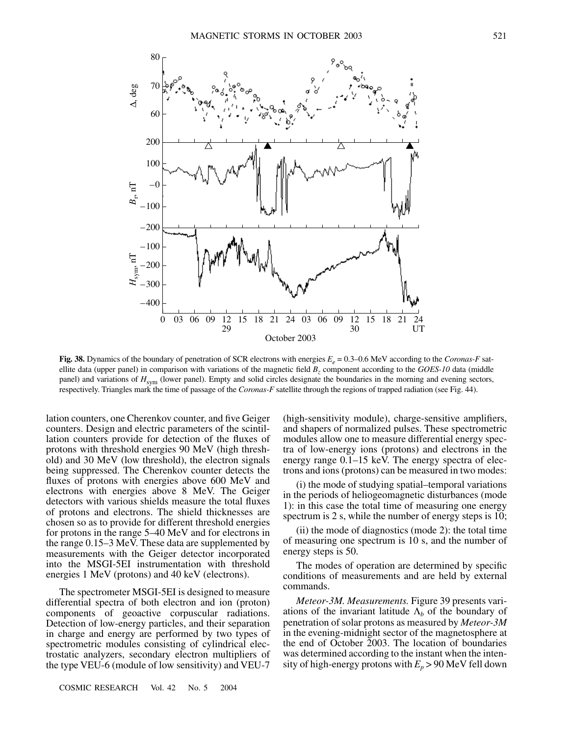**Fig. 38.** Dynamics of the boundary of penetration of SCR electrons with energies $E_e$ = 0.3–0.6 MeV according to the *Coronas-F* satellite data (upper panel) in comparison with variations of the magnetic field $B_z$ component according to the *GOES-10* data (middle panel) and variations of $H_{sym}$ (lower panel). Empty and solid circles designate the boundaries in the morning and evening sectors, respectively. Triangles mark the time of passage of the *Coronas-F* satellite through the regions of trapped radiation (see Fig. 44).

lation counters, one Cherenkov counter, and five Geiger counters. Design and electric parameters of the scintillation counters provide for detection of the fluxes of protons with threshold energies 90 MeV (high threshold) and 30 MeV (low threshold), the electron signals being suppressed. The Cherenkov counter detects the fluxes of protons with energies above 600 MeV and electrons with energies above 8 MeV. The Geiger detectors with various shields measure the total fluxes of protons and electrons. The shield thicknesses are chosen so as to provide for different threshold energies for protons in the range 5–40 MeV and for electrons in the range 0.15–3 MeV. These data are supplemented by measurements with the Geiger detector incorporated into the MSGI-5EI instrumentation with threshold energies 1 MeV (protons) and 40 keV (electrons).

The spectrometer MSGI-5EI is designed to measure differential spectra of both electron and ion (proton) components of geoactive corpuscular radiations. Detection of low-energy particles, and their separation in charge and energy are performed by two types of spectrometric modules consisting of cylindrical electrostatic analyzers, secondary electron multipliers of the type VEU-6 (module of low sensitivity) and VEU-7 (high-sensitivity module), charge-sensitive amplifiers, and shapers of normalized pulses. These spectrometric modules allow one to measure differential energy spectra of low-energy ions (protons) and electrons in the energy range 0.1–15 keV. The energy spectra of electrons and ions (protons) can be measured in two modes:

(i) the mode of studying spatial–temporal variations in the periods of heliogeomagnetic disturbances (mode 1): in this case the total time of measuring one energy spectrum is 2 s, while the number of energy steps is 10;

(ii) the mode of diagnostics (mode 2): the total time of measuring one spectrum is 10 s, and the number of energy steps is 50.

The modes of operation are determined by specific conditions of measurements and are held by external commands.

*Meteor-3M. Measurements.* Figure 39 presents variations of the invariant latitude $\Lambda_b$ of the boundary of penetration of solar protons as measured by *Meteor-3M* in the evening-midnight sector of the magnetosphere at the end of October 2003. The location of boundaries was determined according to the instant when the intensity of high-energy protons with $E_p$ > 90 MeV fell down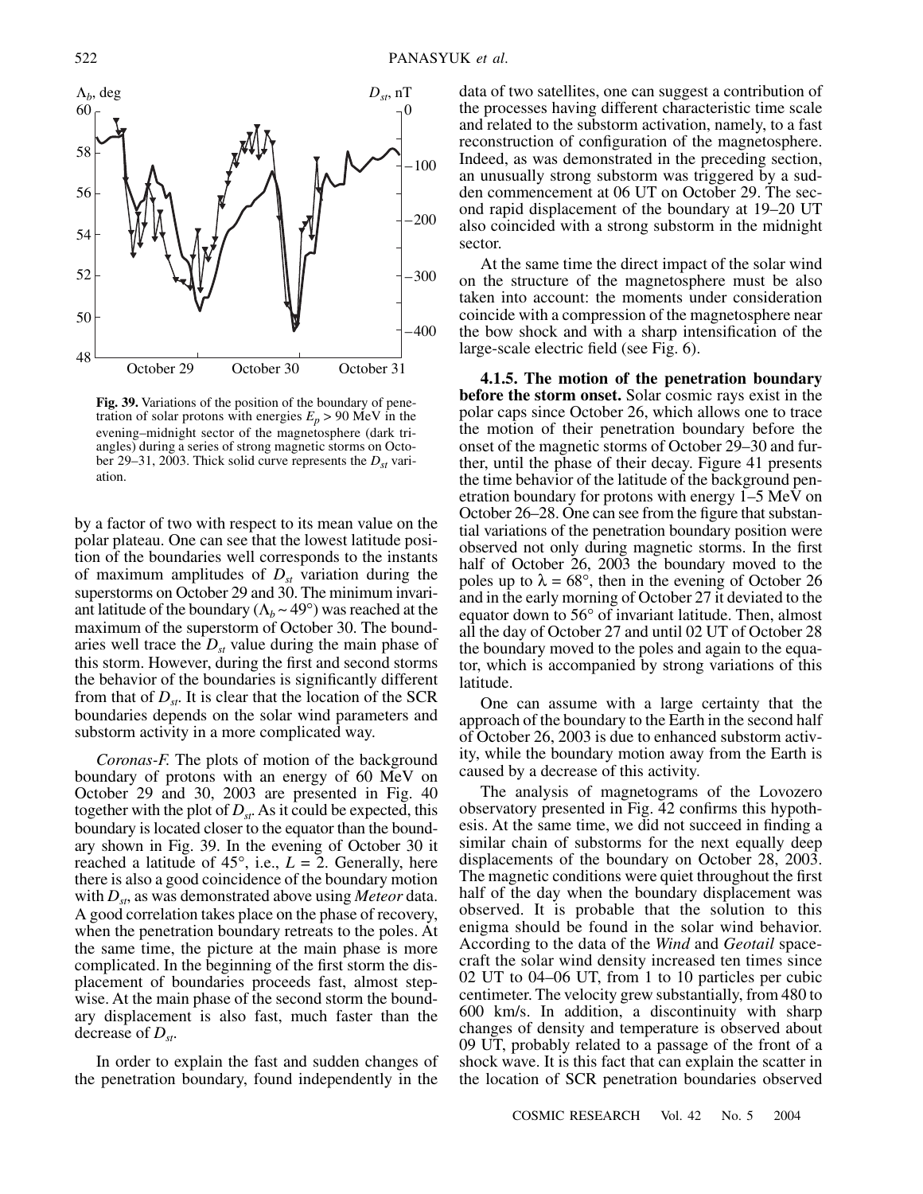Fig. 39. Variations of the position of the boundary of penetration of solar protons with energies $E_p > 90$ MeV in the evening–midnight sector of the magnetosphere (dark triangles) during a series of strong magnetic storms on October 29–31, 2003. Thick solid curve represents the $D_{st}$ variation.

by a factor of two with respect to its mean value on the polar plateau. One can see that the lowest latitude position of the boundaries well corresponds to the instants of maximum amplitudes of $D_{st}$ variation during the superstorms on October 29 and 30. The minimum invariant latitude of the boundary ($\Lambda_b \sim 49°$) was reached at the maximum of the superstorm of October 30. The boundaries well trace the $D_{st}$ value during the main phase of this storm. However, during the first and second storms the behavior of the boundaries is significantly different from that of $D_{st}$. It is clear that the location of the SCR boundaries depends on the solar wind parameters and substorm activity in a more complicated way.

*Coronas-F.* The plots of motion of the background boundary of protons with an energy of 60 MeV on October 29 and 30, 2003 are presented in Fig. 40 together with the plot of $D_{st}$. As it could be expected, this boundary is located closer to the equator than the boundary shown in Fig. 39. In the evening of October 30 it reached a latitude of 45°, i.e., $L = 2$. Generally, here there is also a good coincidence of the boundary motion with $D_{st}$, as was demonstrated above using *Meteor* data. A good correlation takes place on the phase of recovery, when the penetration boundary retreats to the poles. At the same time, the picture at the main phase is more complicated. In the beginning of the first storm the displacement of boundaries proceeds fast, almost stepwise. At the main phase of the second storm the boundary displacement is also fast, much faster than the decrease of $D_{st}$.

In order to explain the fast and sudden changes of the penetration boundary, found independently in the data of two satellites, one can suggest a contribution of the processes having different characteristic time scale and related to the substorm activation, namely, to a fast reconstruction of configuration of the magnetosphere. Indeed, as was demonstrated in the preceding section, an unusually strong substorm was triggered by a sudden commencement at 06 UT on October 29. The second rapid displacement of the boundary at 19–20 UT also coincided with a strong substorm in the midnight sector.

At the same time the direct impact of the solar wind on the structure of the magnetosphere must be also taken into account: the moments under consideration coincide with a compression of the magnetosphere near the bow shock and with a sharp intensification of the large-scale electric field (see Fig. 6).

**4.1.5. The motion of the penetration boundary before the storm onset.** Solar cosmic rays exist in the polar caps since October 26, which allows one to trace the motion of their penetration boundary before the onset of the magnetic storms of October 29–30 and further, until the phase of their decay. Figure 41 presents the time behavior of the latitude of the background penetration boundary for protons with energy 1–5 MeV on October 26–28. One can see from the figure that substantial variations of the penetration boundary position were observed not only during magnetic storms. In the first half of October 26, 2003 the boundary moved to the poles up to $\lambda = 68°$, then in the evening of October 26 and in the early morning of October 27 it deviated to the equator down to 56° of invariant latitude. Then, almost all the day of October 27 and until 02 UT of October 28 the boundary moved to the poles and again to the equator, which is accompanied by strong variations of this latitude.

One can assume with a large certainty that the approach of the boundary to the Earth in the second half of October 26, 2003 is due to enhanced substorm activity, while the boundary motion away from the Earth is caused by a decrease of this activity.

The analysis of magnetograms of the Lovozero observatory presented in Fig. 42 confirms this hypothesis. At the same time, we did not succeed in finding a similar chain of substorms for the next equally deep displacements of the boundary on October 28, 2003. The magnetic conditions were quiet throughout the first half of the day when the boundary displacement was observed. It is probable that the solution to this enigma should be found in the solar wind behavior. According to the data of the *Wind* and *Geotail* spacecraft the solar wind density increased ten times since 02 UT to 04–06 UT, from 1 to 10 particles per cubic centimeter. The velocity grew substantially, from 480 to 600 km/s. In addition, a discontinuity with sharp changes of density and temperature is observed about 09 UT, probably related to a passage of the front of a shock wave. It is this fact that can explain the scatter in the location of SCR penetration boundaries observed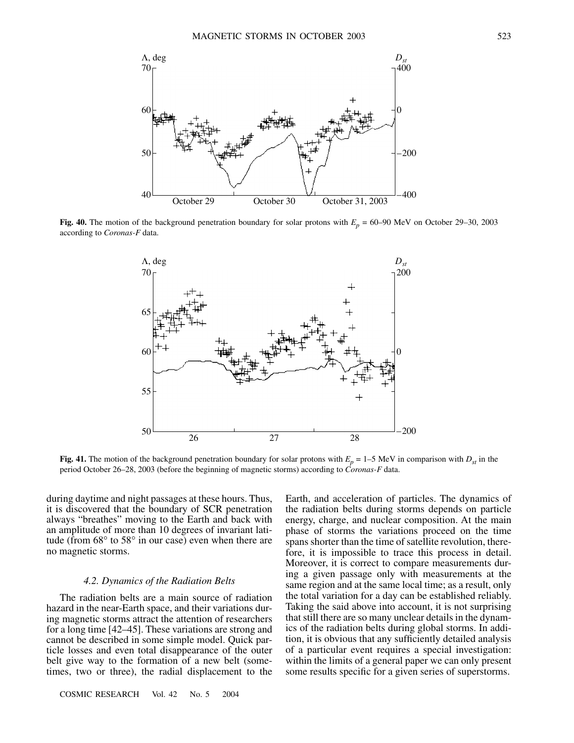**Fig. 40.** The motion of the background penetration boundary for solar protons with $E_p$ = 60–90 MeV on October 29–30, 2003 according to *Coronas-F* data.

**Fig. 41.** The motion of the background penetration boundary for solar protons with $E_p$ = 1–5 MeV in comparison with $D_{st}$ in the period October 26–28, 2003 (before the beginning of magnetic storms) according to *Coronas-F* data.

during daytime and night passages at these hours. Thus, it is discovered that the boundary of SCR penetration always "breathes" moving to the Earth and back with an amplitude of more than 10 degrees of invariant latitude (from 68° to 58° in our case) even when there are no magnetic storms.

### 4.2. Dynamics of the Radiation Belts

The radiation belts are a main source of radiation hazard in the near-Earth space, and their variations during magnetic storms attract the attention of researchers for a long time [42–45]. These variations are strong and cannot be described in some simple model. Quick particle losses and even total disappearance of the outer belt give way to the formation of a new belt (sometimes, two or three), the radial displacement to the Earth, and acceleration of particles. The dynamics of the radiation belts during storms depends on particle energy, charge, and nuclear composition. At the main phase of storms the variations proceed on the time spans shorter than the time of satellite revolution, therefore, it is impossible to trace this process in detail. Moreover, it is correct to compare measurements during a given passage only with measurements at the same region and at the same local time; as a result, only the total variation for a day can be established reliably. Taking the said above into account, it is not surprising that still there are so many unclear details in the dynamics of the radiation belts during global storms. In addition, it is obvious that any sufficiently detailed analysis of a particular event requires a special investigation: within the limits of a general paper we can only present some results specific for a given series of superstorms.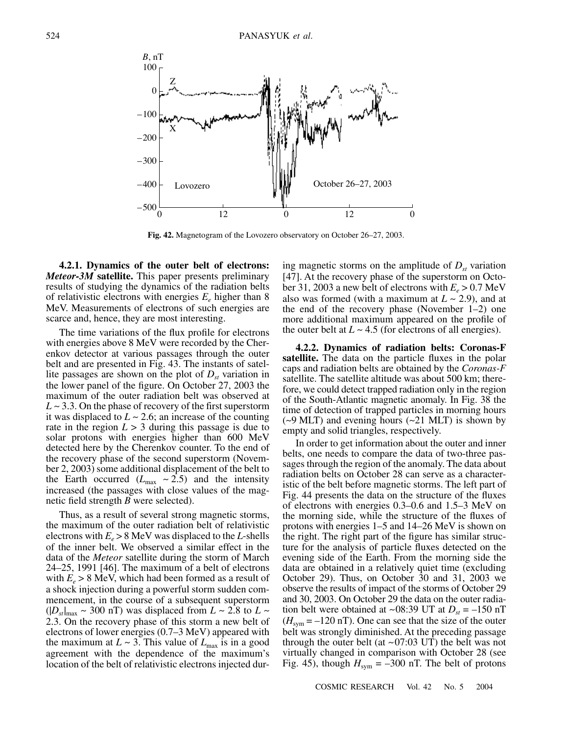Fig. 42. Magnetogram of the Lovozero observatory on October 26–27, 2003.

**4.2.1. Dynamics of the outer belt of electrons: *Meteor-3M* satellite.** This paper presents preliminary results of studying the dynamics of the radiation belts of relativistic electrons with energies $E_e$ higher than 8 MeV. Measurements of electrons of such energies are scarce and, hence, they are most interesting.

The time variations of the flux profile for electrons with energies above 8 MeV were recorded by the Cherenkov detector at various passages through the outer belt and are presented in Fig. 43. The instants of satellite passages are shown on the plot of $D_{st}$ variation in the lower panel of the figure. On October 27, 2003 the maximum of the outer radiation belt was observed at $L \sim 3.3$. On the phase of recovery of the first superstorm it was displaced to $L \sim 2.6$; an increase of the counting rate in the region $L > 3$ during this passage is due to solar protons with energies higher than 600 MeV detected here by the Cherenkov counter. To the end of the recovery phase of the second superstorm (November 2, 2003) some additional displacement of the belt to the Earth occurred ($L_{\max} \sim 2.5$) and the intensity increased (the passages with close values of the magnetic field strength $B$ were selected).

Thus, as a result of several strong magnetic storms, the maximum of the outer radiation belt of relativistic electrons with $E_e > 8$ MeV was displaced to the $L$-shells of the inner belt. We observed a similar effect in the data of the *Meteor* satellite during the storm of March 24–25, 1991 [46]. The maximum of a belt of electrons with $E_e > 8$ MeV, which had been formed as a result of a shock injection during a powerful storm sudden commencement, in the course of a subsequent superstorm ($|D_{st}|_{\max} \sim 300$ nT) was displaced from $L \sim 2.8$ to $L \sim 2.3$. On the recovery phase of this storm a new belt of electrons of lower energies (0.7–3 MeV) appeared with the maximum at $L \sim 3$. This value of $L_{\max}$ is in a good agreement with the dependence of the maximum's location of the belt of relativistic electrons injected during magnetic storms on the amplitude of $D_{st}$ variation [47]. At the recovery phase of the superstorm on October 31, 2003 a new belt of electrons with $E_e > 0.7$ MeV also was formed (with a maximum at $L \sim 2.9$), and at the end of the recovery phase (November 1–2) one more additional maximum appeared on the profile of the outer belt at $L \sim 4.5$ (for electrons of all energies).

**4.2.2. Dynamics of radiation belts: Coronas-F satellite.** The data on the particle fluxes in the polar caps and radiation belts are obtained by the *Coronas-F* satellite. The satellite altitude was about 500 km; therefore, we could detect trapped radiation only in the region of the South-Atlantic magnetic anomaly. In Fig. 38 the time of detection of trapped particles in morning hours (~9 MLT) and evening hours (~21 MLT) is shown by empty and solid triangles, respectively.

In order to get information about the outer and inner belts, one needs to compare the data of two-three passages through the region of the anomaly. The data about radiation belts on October 28 can serve as a characteristic of the belt before magnetic storms. The left part of Fig. 44 presents the data on the structure of the fluxes of electrons with energies 0.3–0.6 and 1.5–3 MeV on the morning side, while the structure of the fluxes of protons with energies 1–5 and 14–26 MeV is shown on the right. The right part of the figure has similar structure for the analysis of particle fluxes detected on the evening side of the Earth. From the morning side the data are obtained in a relatively quiet time (excluding October 29). Thus, on October 30 and 31, 2003 we observe the results of impact of the storms of October 29 and 30, 2003. On October 29 the data on the outer radiation belt were obtained at ~08:39 UT at $D_{st} = -150$ nT ($H_{\text{sym}} = -120$ nT). One can see that the size of the outer belt was strongly diminished. At the preceding passage through the outer belt (at ~07:03 UT) the belt was not virtually changed in comparison with October 28 (see Fig. 45), though $H_{\text{sym}} = -300$ nT. The belt of protons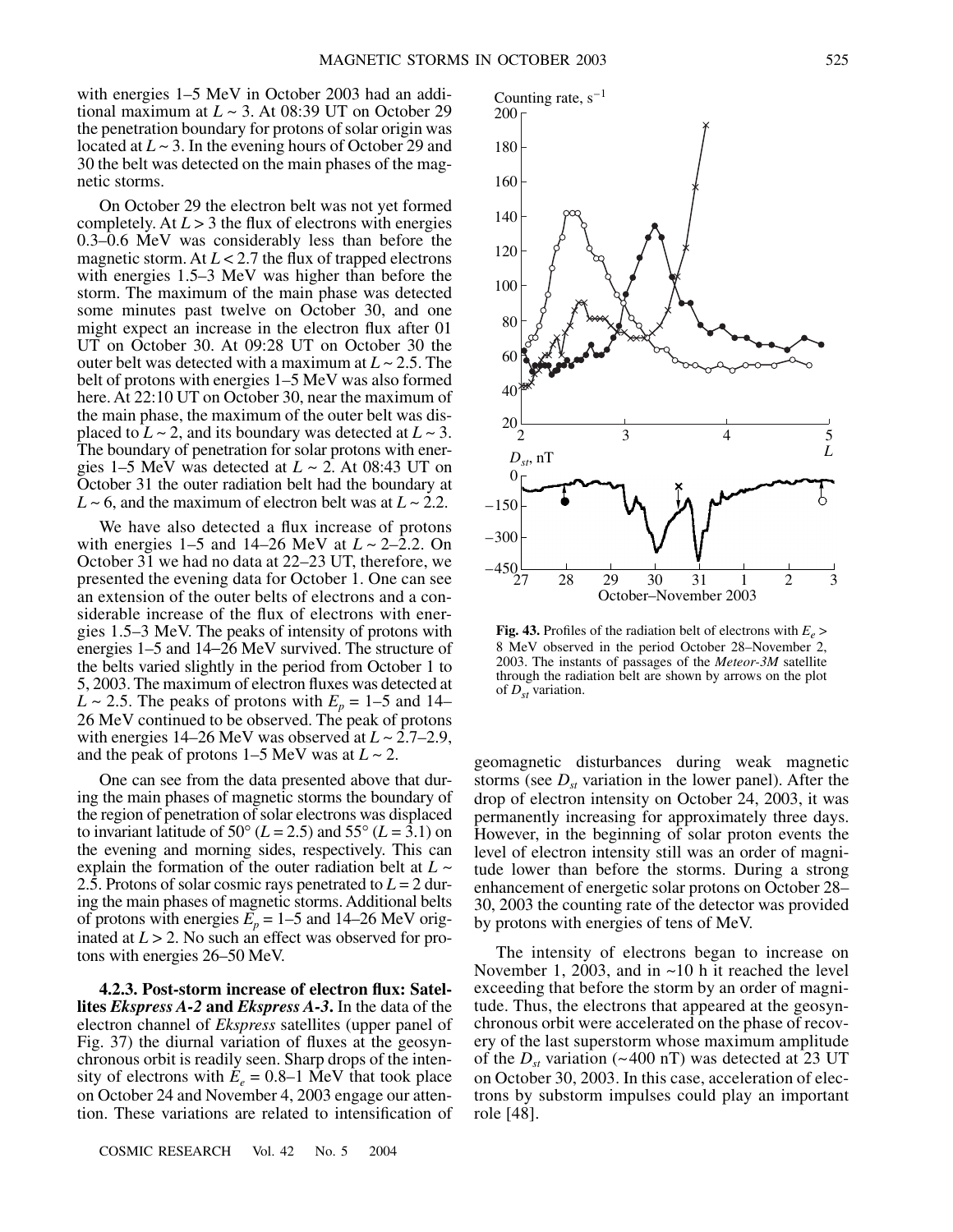with energies 1–5 MeV in October 2003 had an additional maximum at $L \sim 3$. At 08:39 UT on October 29 the penetration boundary for protons of solar origin was located at $L \sim 3$. In the evening hours of October 29 and 30 the belt was detected on the main phases of the magnetic storms.

On October 29 the electron belt was not yet formed completely. At $L > 3$ the flux of electrons with energies 0.3–0.6 MeV was considerably less than before the magnetic storm. At $L < 2.7$ the flux of trapped electrons with energies 1.5–3 MeV was higher than before the storm. The maximum of the main phase was detected some minutes past twelve on October 30, and one might expect an increase in the electron flux after 01 UT on October 30. At 09:28 UT on October 30 the outer belt was detected with a maximum at $L \sim 2.5$. The belt of protons with energies 1–5 MeV was also formed here. At 22:10 UT on October 30, near the maximum of the main phase, the maximum of the outer belt was displaced to $L \sim 2$, and its boundary was detected at $L \sim 3$. The boundary of penetration for solar protons with energies 1–5 MeV was detected at $L \sim 2$. At 08:43 UT on October 31 the outer radiation belt had the boundary at $L \sim 6$, and the maximum of electron belt was at $L \sim 2.2$.

We have also detected a flux increase of protons with energies 1–5 and 14–26 MeV at $L \sim 2$–2.2. On October 31 we had no data at 22–23 UT, therefore, we presented the evening data for October 1. One can see an extension of the outer belts of electrons and a considerable increase of the flux of electrons with energies 1.5–3 MeV. The peaks of intensity of protons with energies 1–5 and 14–26 MeV survived. The structure of the belts varied slightly in the period from October 1 to 5, 2003. The maximum of electron fluxes was detected at $L \sim 2.5$. The peaks of protons with $E_p$ = 1–5 and 14–26 MeV continued to be observed. The peak of protons with energies 14–26 MeV was observed at $L \sim 2.7$–2.9, and the peak of protons 1–5 MeV was at $L \sim 2$.

One can see from the data presented above that during the main phases of magnetic storms the boundary of the region of penetration of solar electrons was displaced to invariant latitude of 50° ($L = 2.5$) and 55° ($L = 3.1$) on the evening and morning sides, respectively. This can explain the formation of the outer radiation belt at $L \sim 2.5$. Protons of solar cosmic rays penetrated to $L = 2$ during the main phases of magnetic storms. Additional belts of protons with energies $E_p$ = 1–5 and 14–26 MeV originated at $L > 2$. No such an effect was observed for protons with energies 26–50 MeV.

**4.2.3. Post-storm increase of electron flux: Satellites *Ekspress A-2* and *Ekspress A-3*.** In the data of the electron channel of *Ekspress* satellites (upper panel of Fig. 37) the diurnal variation of fluxes at the geosynchronous orbit is readily seen. Sharp drops of the intensity of electrons with $E_e$ = 0.8–1 MeV that took place on October 24 and November 4, 2003 engage our attention. These variations are related to intensification of geomagnetic disturbances during weak magnetic storms (see $D_{st}$ variation in the lower panel). After the drop of electron intensity on October 24, 2003, it was permanently increasing for approximately three days. However, in the beginning of solar proton events the level of electron intensity still was an order of magnitude lower than before the storms. During a strong enhancement of energetic solar protons on October 28–30, 2003 the counting rate of the detector was provided by protons with energies of tens of MeV.

The intensity of electrons began to increase on November 1, 2003, and in ~10 h it reached the level exceeding that before the storm by an order of magnitude. Thus, the electrons that appeared at the geosynchronous orbit were accelerated on the phase of recovery of the last superstorm whose maximum amplitude of the $D_{st}$ variation (~400 nT) was detected at 23 UT on October 30, 2003. In this case, acceleration of electrons by substorm impulses could play an important role [48].

**Fig. 43.** Profiles of the radiation belt of electrons with $E_e$ > 8 MeV observed in the period October 28–November 2, 2003. The instants of passages of the *Meteor-3M* satellite through the radiation belt are shown by arrows on the plot of $D_{st}$ variation.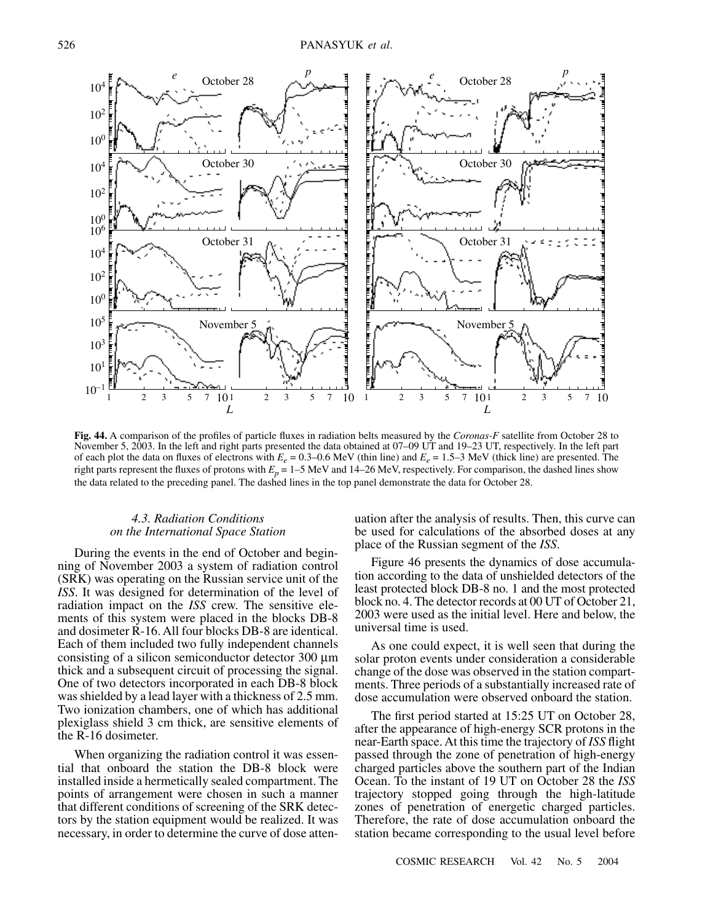Fig. 44. A comparison of the profiles of particle fluxes in radiation belts measured by the *Coronas-F* satellite from October 28 to November 5, 2003. In the left and right parts presented the data obtained at 07–09 UT and 19–23 UT, respectively. In the left part of each plot the data on fluxes of electrons with $E_e$ = 0.3–0.6 MeV (thin line) and $E_e$ = 1.5–3 MeV (thick line) are presented. The right parts represent the fluxes of protons with $E_p$ = 1–5 MeV and 14–26 MeV, respectively. For comparison, the dashed lines show the data related to the preceding panel. The dashed lines in the top panel demonstrate the data for October 28.

### *4.3. Radiation Conditions on the International Space Station*

During the events in the end of October and beginning of November 2003 a system of radiation control (SRK) was operating on the Russian service unit of the *ISS*. It was designed for determination of the level of radiation impact on the *ISS* crew. The sensitive elements of this system were placed in the blocks DB-8 and dosimeter R-16. All four blocks DB-8 are identical. Each of them included two fully independent channels consisting of a silicon semiconductor detector 300 μm thick and a subsequent circuit of processing the signal. One of two detectors incorporated in each DB-8 block was shielded by a lead layer with a thickness of 2.5 mm. Two ionization chambers, one of which has additional plexiglass shield 3 cm thick, are sensitive elements of the R-16 dosimeter.

When organizing the radiation control it was essential that onboard the station the DB-8 block were installed inside a hermetically sealed compartment. The points of arrangement were chosen in such a manner that different conditions of screening of the SRK detectors by the station equipment would be realized. It was necessary, in order to determine the curve of dose attenuation after the analysis of results. Then, this curve can be used for calculations of the absorbed doses at any place of the Russian segment of the *ISS*.

Figure 46 presents the dynamics of dose accumulation according to the data of unshielded detectors of the least protected block DB-8 no. 1 and the most protected block no. 4. The detector records at 00 UT of October 21, 2003 were used as the initial level. Here and below, the universal time is used.

As one could expect, it is well seen that during the solar proton events under consideration a considerable change of the dose was observed in the station compartments. Three periods of a substantially increased rate of dose accumulation were observed onboard the station.

The first period started at 15:25 UT on October 28, after the appearance of high-energy SCR protons in the near-Earth space. At this time the trajectory of *ISS* flight passed through the zone of penetration of high-energy charged particles above the southern part of the Indian Ocean. To the instant of 19 UT on October 28 the *ISS* trajectory stopped going through the high-latitude zones of penetration of energetic charged particles. Therefore, the rate of dose accumulation onboard the station became corresponding to the usual level before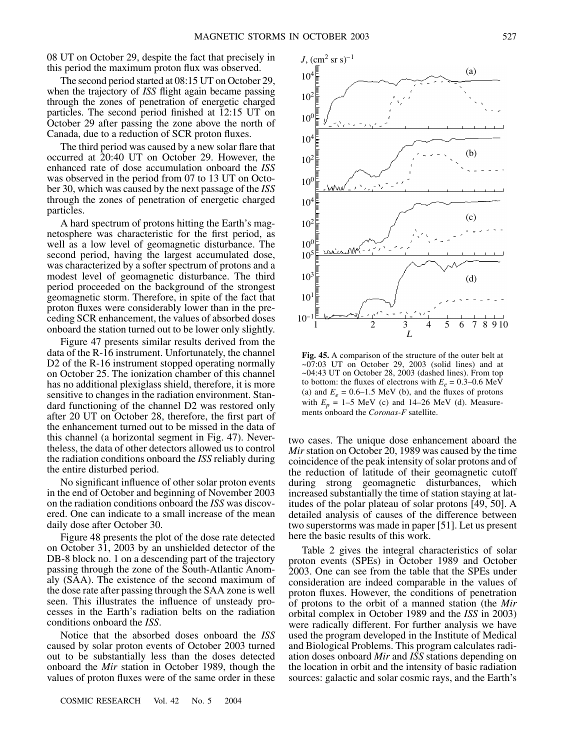08 UT on October 29, despite the fact that precisely in this period the maximum proton flux was observed.

The second period started at 08:15 UT on October 29, when the trajectory of *ISS* flight again became passing through the zones of penetration of energetic charged particles. The second period finished at 12:15 UT on October 29 after passing the zone above the north of Canada, due to a reduction of SCR proton fluxes.

The third period was caused by a new solar flare that occurred at 20:40 UT on October 29. However, the enhanced rate of dose accumulation onboard the *ISS* was observed in the period from 07 to 13 UT on October 30, which was caused by the next passage of the *ISS* through the zones of penetration of energetic charged particles.

A hard spectrum of protons hitting the Earth's magnetosphere was characteristic for the first period, as well as a low level of geomagnetic disturbance. The second period, having the largest accumulated dose, was characterized by a softer spectrum of protons and a modest level of geomagnetic disturbance. The third period proceeded on the background of the strongest geomagnetic storm. Therefore, in spite of the fact that proton fluxes were considerably lower than in the preceding SCR enhancement, the values of absorbed doses onboard the station turned out to be lower only slightly.

Figure 47 presents similar results derived from the data of the R-16 instrument. Unfortunately, the channel D2 of the R-16 instrument stopped operating normally on October 25. The ionization chamber of this channel has no additional plexiglass shield, therefore, it is more sensitive to changes in the radiation environment. Standard functioning of the channel D2 was restored only after 20 UT on October 28, therefore, the first part of the enhancement turned out to be missed in the data of this channel (a horizontal segment in Fig. 47). Nevertheless, the data of other detectors allowed us to control the radiation conditions onboard the *ISS* reliably during the entire disturbed period.

No significant influence of other solar proton events in the end of October and beginning of November 2003 on the radiation conditions onboard the *ISS* was discovered. One can indicate to a small increase of the mean daily dose after October 30.

Figure 48 presents the plot of the dose rate detected on October 31, 2003 by an unshielded detector of the DB-8 block no. 1 on a descending part of the trajectory passing through the zone of the South-Atlantic Anomaly (SAA). The existence of the second maximum of the dose rate after passing through the SAA zone is well seen. This illustrates the influence of unsteady processes in the Earth's radiation belts on the radiation conditions onboard the *ISS*.

Notice that the absorbed doses onboard the *ISS* caused by solar proton events of October 2003 turned out to be substantially less than the doses detected onboard the *Mir* station in October 1989, though the values of proton fluxes were of the same order in these two cases. The unique dose enhancement aboard the *Mir* station on October 20, 1989 was caused by the time coincidence of the peak intensity of solar protons and of the reduction of latitude of their geomagnetic cutoff during strong geomagnetic disturbances, which increased substantially the time of station staying at latitudes of the polar plateau of solar protons [49, 50]. A detailed analysis of causes of the difference between two superstorms was made in paper [51]. Let us present here the basic results of this work.

**Fig. 45.** A comparison of the structure of the outer belt at ~07:03 UT on October 29, 2003 (solid lines) and at ~04:43 UT on October 28, 2003 (dashed lines). From top to bottom: the fluxes of electrons with $E_e$ = 0.3–0.6 MeV (a) and $E_e$ = 0.6–1.5 MeV (b), and the fluxes of protons with $E_p$ = 1–5 MeV (c) and 14–26 MeV (d). Measurements onboard the *Coronas-F* satellite.

Table 2 gives the integral characteristics of solar proton events (SPEs) in October 1989 and October 2003. One can see from the table that the SPEs under consideration are indeed comparable in the values of proton fluxes. However, the conditions of penetration of protons to the orbit of a manned station (the *Mir* orbital complex in October 1989 and the *ISS* in 2003) were radically different. For further analysis we have used the program developed in the Institute of Medical and Biological Problems. This program calculates radiation doses onboard *Mir* and *ISS* stations depending on the location in orbit and the intensity of basic radiation sources: galactic and solar cosmic rays, and the Earth's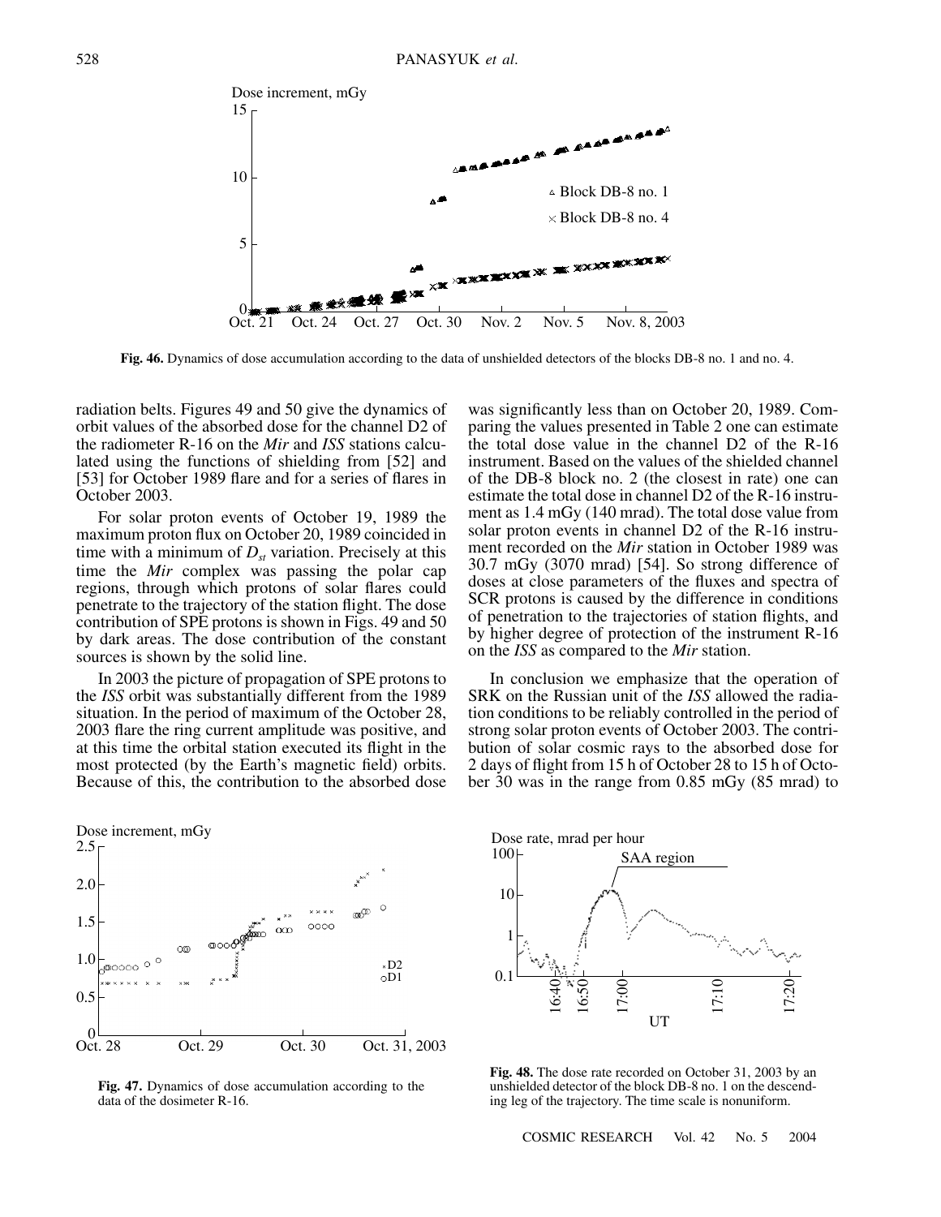Fig. 46. Dynamics of dose accumulation according to the data of unshielded detectors of the blocks DB-8 no. 1 and no. 4.

radiation belts. Figures 49 and 50 give the dynamics of orbit values of the absorbed dose for the channel D2 of the radiometer R-16 on the *Mir* and *ISS* stations calculated using the functions of shielding from [52] and [53] for October 1989 flare and for a series of flares in October 2003.

For solar proton events of October 19, 1989 the maximum proton flux on October 20, 1989 coincided in time with a minimum of $D_{st}$ variation. Precisely at this time the *Mir* complex was passing the polar cap regions, through which protons of solar flares could penetrate to the trajectory of the station flight. The dose contribution of SPE protons is shown in Figs. 49 and 50 by dark areas. The dose contribution of the constant sources is shown by the solid line.

In 2003 the picture of propagation of SPE protons to the *ISS* orbit was substantially different from the 1989 situation. In the period of maximum of the October 28, 2003 flare the ring current amplitude was positive, and at this time the orbital station executed its flight in the most protected (by the Earth's magnetic field) orbits. Because of this, the contribution to the absorbed dose was significantly less than on October 20, 1989. Comparing the values presented in Table 2 one can estimate the total dose value in the channel D2 of the R-16 instrument. Based on the values of the shielded channel of the DB-8 block no. 2 (the closest in rate) one can estimate the total dose in channel D2 of the R-16 instrument as 1.4 mGy (140 mrad). The total dose value from solar proton events in channel D2 of the R-16 instrument recorded on the *Mir* station in October 1989 was 30.7 mGy (3070 mrad) [54]. So strong difference of doses at close parameters of the fluxes and spectra of SCR protons is caused by the difference in conditions of penetration to the trajectories of station flights, and by higher degree of protection of the instrument R-16 on the *ISS* as compared to the *Mir* station.

In conclusion we emphasize that the operation of SRK on the Russian unit of the *ISS* allowed the radiation conditions to be reliably controlled in the period of strong solar proton events of October 2003. The contribution of solar cosmic rays to the absorbed dose for 2 days of flight from 15 h of October 28 to 15 h of October 30 was in the range from 0.85 mGy (85 mrad) to

Fig. 47. Dynamics of dose accumulation according to the data of the dosimeter R-16.

Fig. 48. The dose rate recorded on October 31, 2003 by an unshielded detector of the block DB-8 no. 1 on the descending leg of the trajectory. The time scale is nonuniform.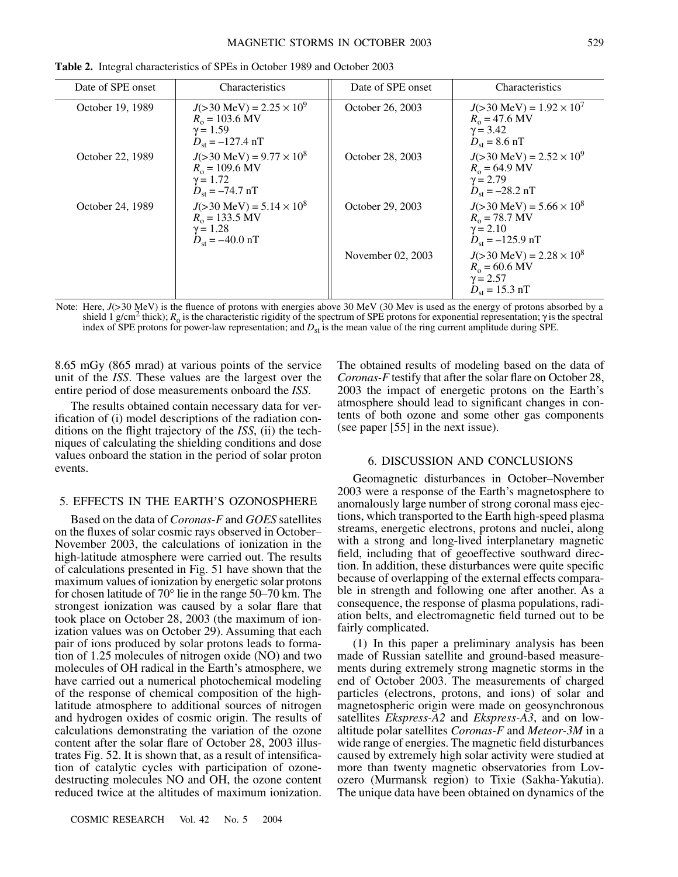**Table 2.** Integral characteristics of SPEs in October 1989 and October 2003

| Date of SPE onset | Characteristics | Date of SPE onset | Characteristics |
|---|---|---|---|
| October 19, 1989 | $J(>30 \text{ MeV}) = 2.25 \times 10^9$<br>$R_o = 103.6$ MV<br>$\gamma = 1.59$<br>$D_{st} = -127.4$ nT | October 26, 2003 | $J(>30 \text{ MeV}) = 1.92 \times 10^7$<br>$R_o = 47.6$ MV<br>$\gamma = 3.42$<br>$D_{st} = 8.6$ nT |
| October 22, 1989 | $J(>30 \text{ MeV}) = 9.77 \times 10^8$<br>$R_o = 109.6$ MV<br>$\gamma = 1.72$<br>$D_{st} = -74.7$ nT | October 28, 2003 | $J(>30 \text{ MeV}) = 2.52 \times 10^9$<br>$R_o = 64.9$ MV<br>$\gamma = 2.79$<br>$D_{st} = -28.2$ nT |
| October 24, 1989 | $J(>30 \text{ MeV}) = 5.14 \times 10^8$<br>$R_o = 133.5$ MV<br>$\gamma = 1.28$<br>$D_{st} = -40.0$ nT | October 29, 2003 | $J(>30 \text{ MeV}) = 5.66 \times 10^8$<br>$R_o = 78.7$ MV<br>$\gamma = 2.10$<br>$D_{st} = -125.9$ nT |
| | | November 02, 2003 | $J(>30 \text{ MeV}) = 2.28 \times 10^8$<br>$R_o = 60.6$ MV<br>$\gamma = 2.57$<br>$D_{st} = 15.3$ nT |

Note: Here, $J(>30 \text{ MeV})$ is the fluence of protons with energies above 30 MeV (30 Mev is used as the energy of protons absorbed by a shield 1 g/cm$^2$ thick); $R_o$ is the characteristic rigidity of the spectrum of SPE protons for exponential representation; $\gamma$ is the spectral index of SPE protons for power-law representation; and $D_{st}$ is the mean value of the ring current amplitude during SPE.

8.65 mGy (865 mrad) at various points of the service unit of the *ISS*. These values are the largest over the entire period of dose measurements onboard the *ISS*.

The results obtained contain necessary data for verification of (i) model descriptions of the radiation conditions on the flight trajectory of the *ISS*, (ii) the techniques of calculating the shielding conditions and dose values onboard the station in the period of solar proton events.

## 5. EFFECTS IN THE EARTH'S OZONOSPHERE

Based on the data of *Coronas-F* and *GOES* satellites on the fluxes of solar cosmic rays observed in October–November 2003, the calculations of ionization in the high-latitude atmosphere were carried out. The results of calculations presented in Fig. 51 have shown that the maximum values of ionization by energetic solar protons for chosen latitude of 70° lie in the range 50–70 km. The strongest ionization was caused by a solar flare that took place on October 28, 2003 (the maximum of ionization values was on October 29). Assuming that each pair of ions produced by solar protons leads to formation of 1.25 molecules of nitrogen oxide (NO) and two molecules of OH radical in the Earth's atmosphere, we have carried out a numerical photochemical modeling of the response of chemical composition of the high-latitude atmosphere to additional sources of nitrogen and hydrogen oxides of cosmic origin. The results of calculations demonstrating the variation of the ozone content after the solar flare of October 28, 2003 illustrates Fig. 52. It is shown that, as a result of intensification of catalytic cycles with participation of ozone-destructing molecules NO and OH, the ozone content reduced twice at the altitudes of maximum ionization. The obtained results of modeling based on the data of *Coronas-F* testify that after the solar flare on October 28, 2003 the impact of energetic protons on the Earth's atmosphere should lead to significant changes in contents of both ozone and some other gas components (see paper [55] in the next issue).

## 6. DISCUSSION AND CONCLUSIONS

Geomagnetic disturbances in October–November 2003 were a response of the Earth's magnetosphere to anomalously large number of strong coronal mass ejections, which transported to the Earth high-speed plasma streams, energetic electrons, protons and nuclei, along with a strong and long-lived interplanetary magnetic field, including that of geoeffective southward direction. In addition, these disturbances were quite specific because of overlapping of the external effects comparable in strength and following one after another. As a consequence, the response of plasma populations, radiation belts, and electromagnetic field turned out to be fairly complicated.

(1) In this paper a preliminary analysis has been made of Russian satellite and ground-based measurements during extremely strong magnetic storms in the end of October 2003. The measurements of charged particles (electrons, protons, and ions) of solar and magnetospheric origin were made on geosynchronous satellites *Ekspress-A2* and *Ekspress-A3*, and on low-altitude polar satellites *Coronas-F* and *Meteor-3M* in a wide range of energies. The magnetic field disturbances caused by extremely high solar activity were studied at more than twenty magnetic observatories from Lovozero (Murmansk region) to Tixie (Sakha-Yakutia). The unique data have been obtained on dynamics of the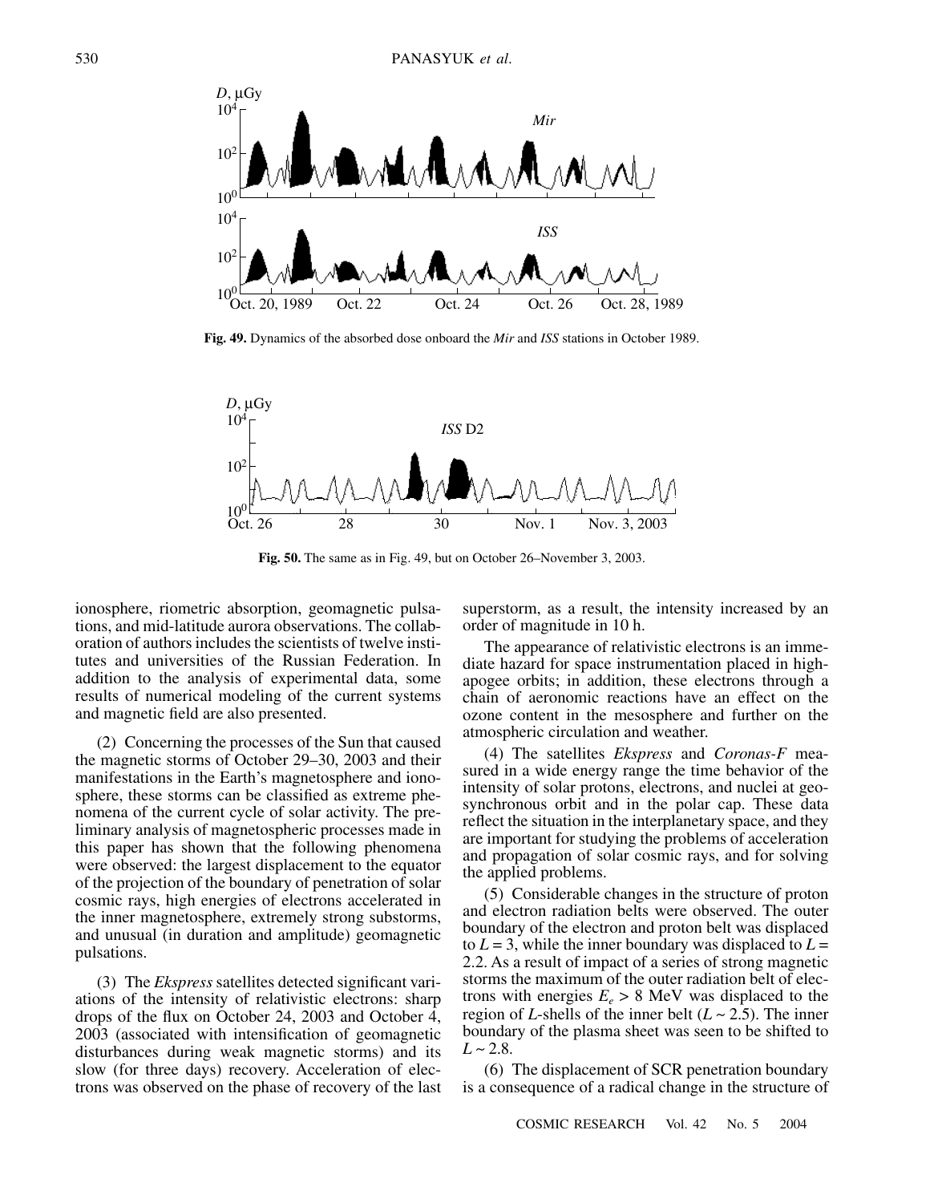Fig. 49. Dynamics of the absorbed dose onboard the *Mir* and *ISS* stations in October 1989.

Fig. 50. The same as in Fig. 49, but on October 26–November 3, 2003.

ionosphere, riometric absorption, geomagnetic pulsations, and mid-latitude aurora observations. The collaboration of authors includes the scientists of twelve institutes and universities of the Russian Federation. In addition to the analysis of experimental data, some results of numerical modeling of the current systems and magnetic field are also presented.

(2) Concerning the processes of the Sun that caused the magnetic storms of October 29–30, 2003 and their manifestations in the Earth's magnetosphere and ionosphere, these storms can be classified as extreme phenomena of the current cycle of solar activity. The preliminary analysis of magnetospheric processes made in this paper has shown that the following phenomena were observed: the largest displacement to the equator of the projection of the boundary of penetration of solar cosmic rays, high energies of electrons accelerated in the inner magnetosphere, extremely strong substorms, and unusual (in duration and amplitude) geomagnetic pulsations.

(3) The *Ekspress* satellites detected significant variations of the intensity of relativistic electrons: sharp drops of the flux on October 24, 2003 and October 4, 2003 (associated with intensification of geomagnetic disturbances during weak magnetic storms) and its slow (for three days) recovery. Acceleration of electrons was observed on the phase of recovery of the last superstorm, as a result, the intensity increased by an order of magnitude in 10 h.

The appearance of relativistic electrons is an immediate hazard for space instrumentation placed in high-apogee orbits; in addition, these electrons through a chain of aeronomic reactions have an effect on the ozone content in the mesosphere and further on the atmospheric circulation and weather.

(4) The satellites *Ekspress* and *Coronas-F* measured in a wide energy range the time behavior of the intensity of solar protons, electrons, and nuclei at geosynchronous orbit and in the polar cap. These data reflect the situation in the interplanetary space, and they are important for studying the problems of acceleration and propagation of solar cosmic rays, and for solving the applied problems.

(5) Considerable changes in the structure of proton and electron radiation belts were observed. The outer boundary of the electron and proton belt was displaced to $L = 3$, while the inner boundary was displaced to $L = 2.2$. As a result of impact of a series of strong magnetic storms the maximum of the outer radiation belt of electrons with energies $E_e > 8$ MeV was displaced to the region of $L$-shells of the inner belt ($L \sim 2.5$). The inner boundary of the plasma sheet was seen to be shifted to $L \sim 2.8$.

(6) The displacement of SCR penetration boundary is a consequence of a radical change in the structure of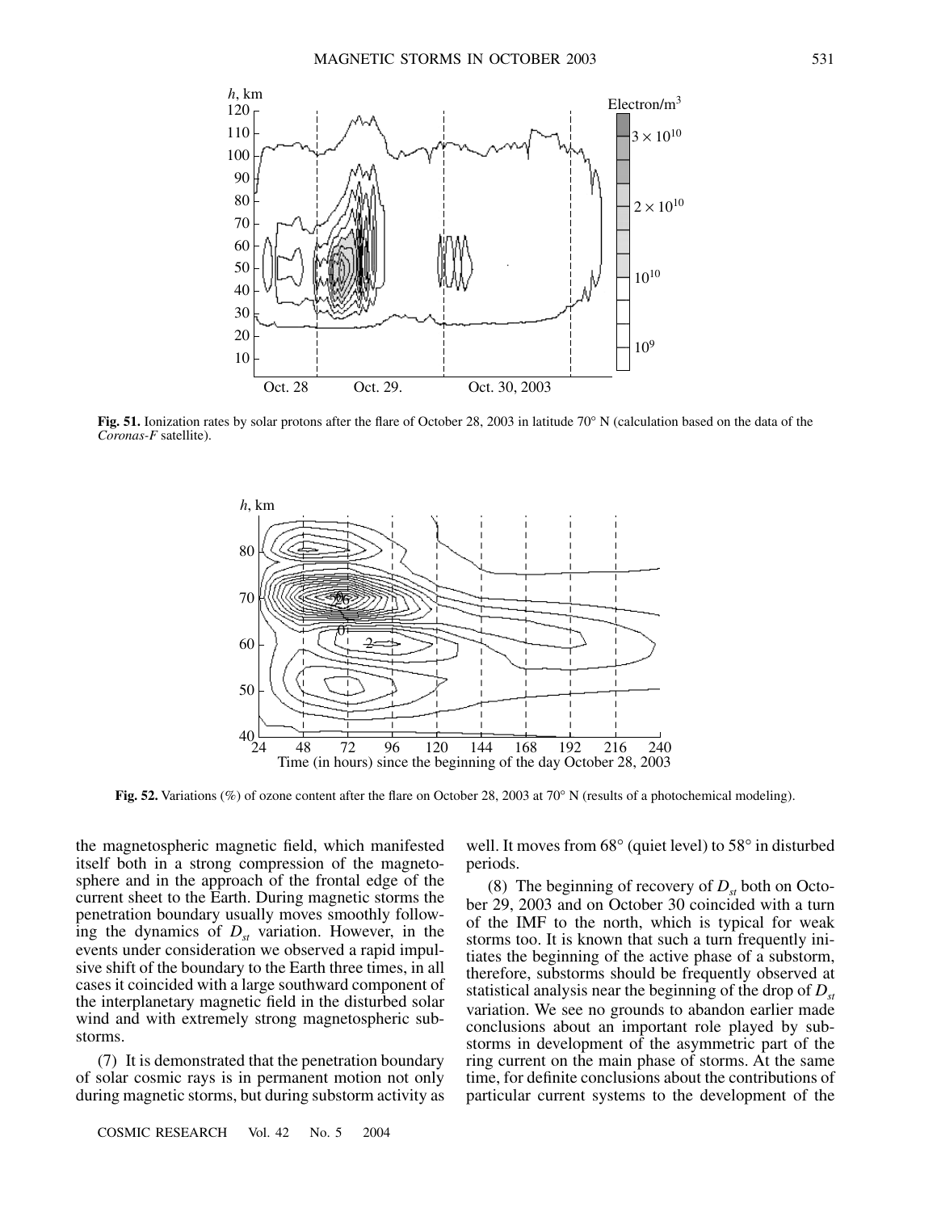**Fig. 51.** Ionization rates by solar protons after the flare of October 28, 2003 in latitude 70° N (calculation based on the data of the *Coronas-F* satellite).

**Fig. 52.** Variations (%) of ozone content after the flare on October 28, 2003 at 70° N (results of a photochemical modeling).

the magnetospheric magnetic field, which manifested itself both in a strong compression of the magnetosphere and in the approach of the frontal edge of the current sheet to the Earth. During magnetic storms the penetration boundary usually moves smoothly following the dynamics of $D_{st}$ variation. However, in the events under consideration we observed a rapid impulsive shift of the boundary to the Earth three times, in all cases it coincided with a large southward component of the interplanetary magnetic field in the disturbed solar wind and with extremely strong magnetospheric substorms.

(7) It is demonstrated that the penetration boundary of solar cosmic rays is in permanent motion not only during magnetic storms, but during substorm activity as well. It moves from 68° (quiet level) to 58° in disturbed periods.

(8) The beginning of recovery of $D_{st}$ both on October 29, 2003 and on October 30 coincided with a turn of the IMF to the north, which is typical for weak storms too. It is known that such a turn frequently initiates the beginning of the active phase of a substorm, therefore, substorms should be frequently observed at statistical analysis near the beginning of the drop of $D_{st}$ variation. We see no grounds to abandon earlier made conclusions about an important role played by substorms in development of the asymmetric part of the ring current on the main phase of storms. At the same time, for definite conclusions about the contributions of particular current systems to the development of the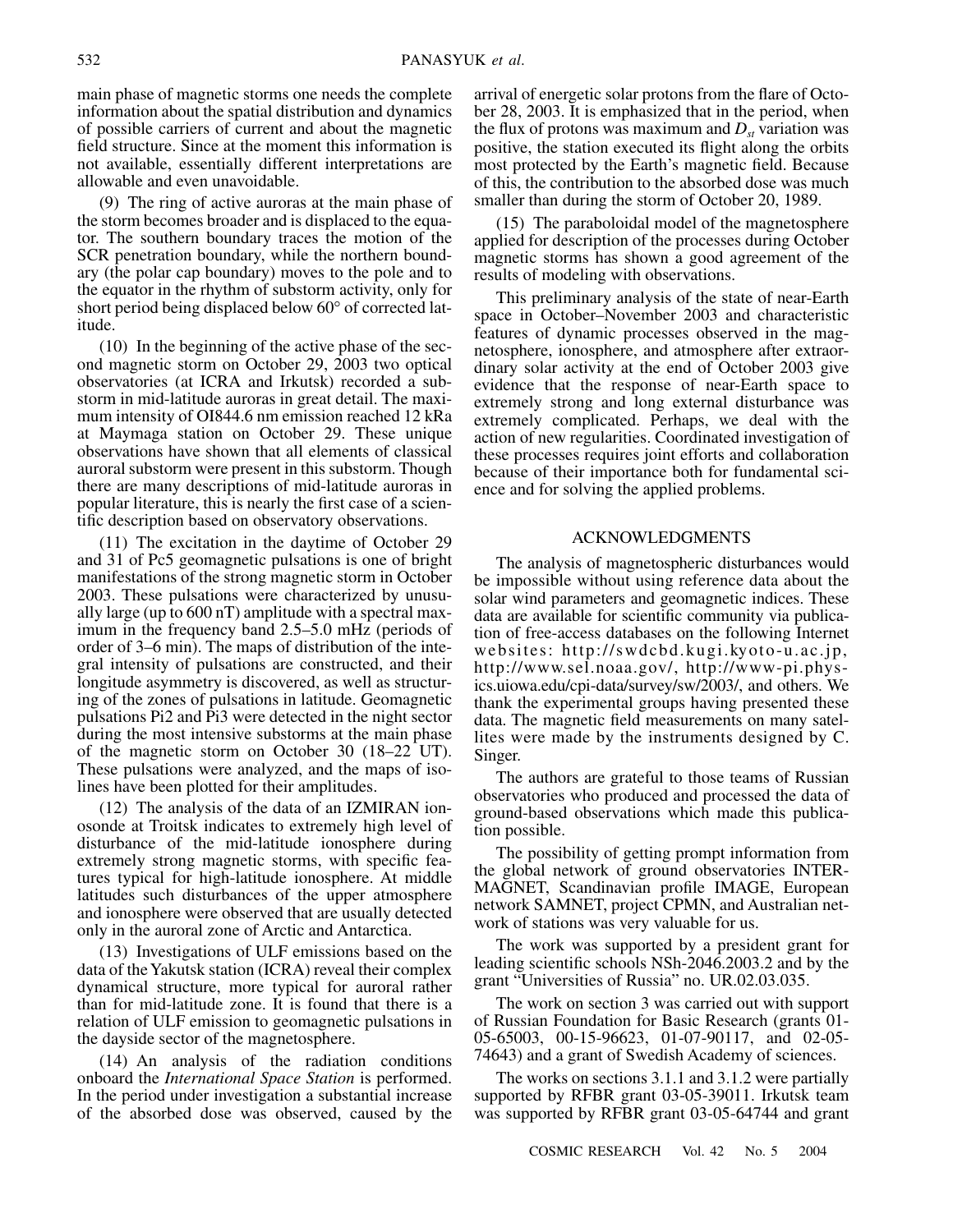main phase of magnetic storms one needs the complete information about the spatial distribution and dynamics of possible carriers of current and about the magnetic field structure. Since at the moment this information is not available, essentially different interpretations are allowable and even unavoidable.

(9) The ring of active auroras at the main phase of the storm becomes broader and is displaced to the equator. The southern boundary traces the motion of the SCR penetration boundary, while the northern boundary (the polar cap boundary) moves to the pole and to the equator in the rhythm of substorm activity, only for short period being displaced below 60° of corrected latitude.

(10) In the beginning of the active phase of the second magnetic storm on October 29, 2003 two optical observatories (at ICRA and Irkutsk) recorded a substorm in mid-latitude auroras in great detail. The maximum intensity of OI844.6 nm emission reached 12 kRa at Maymaga station on October 29. These unique observations have shown that all elements of classical auroral substorm were present in this substorm. Though there are many descriptions of mid-latitude auroras in popular literature, this is nearly the first case of a scientific description based on observatory observations.

(11) The excitation in the daytime of October 29 and 31 of Pc5 geomagnetic pulsations is one of bright manifestations of the strong magnetic storm in October 2003. These pulsations were characterized by unusually large (up to 600 nT) amplitude with a spectral maximum in the frequency band 2.5–5.0 mHz (periods of order of 3–6 min). The maps of distribution of the integral intensity of pulsations are constructed, and their longitude asymmetry is discovered, as well as structuring of the zones of pulsations in latitude. Geomagnetic pulsations Pi2 and Pi3 were detected in the night sector during the most intensive substorms at the main phase of the magnetic storm on October 30 (18–22 UT). These pulsations were analyzed, and the maps of isolines have been plotted for their amplitudes.

(12) The analysis of the data of an IZMIRAN ionosonde at Troitsk indicates to extremely high level of disturbance of the mid-latitude ionosphere during extremely strong magnetic storms, with specific features typical for high-latitude ionosphere. At middle latitudes such disturbances of the upper atmosphere and ionosphere were observed that are usually detected only in the auroral zone of Arctic and Antarctica.

(13) Investigations of ULF emissions based on the data of the Yakutsk station (ICRA) reveal their complex dynamical structure, more typical for auroral rather than for mid-latitude zone. It is found that there is a relation of ULF emission to geomagnetic pulsations in the dayside sector of the magnetosphere.

(14) An analysis of the radiation conditions onboard the *International Space Station* is performed. In the period under investigation a substantial increase of the absorbed dose was observed, caused by the arrival of energetic solar protons from the flare of October 28, 2003. It is emphasized that in the period, when the flux of protons was maximum and $D_{st}$ variation was positive, the station executed its flight along the orbits most protected by the Earth's magnetic field. Because of this, the contribution to the absorbed dose was much smaller than during the storm of October 20, 1989.

(15) The paraboloidal model of the magnetosphere applied for description of the processes during October magnetic storms has shown a good agreement of the results of modeling with observations.

This preliminary analysis of the state of near-Earth space in October–November 2003 and characteristic features of dynamic processes observed in the magnetosphere, ionosphere, and atmosphere after extraordinary solar activity at the end of October 2003 give evidence that the response of near-Earth space to extremely strong and long external disturbance was extremely complicated. Perhaps, we deal with the action of new regularities. Coordinated investigation of these processes requires joint efforts and collaboration because of their importance both for fundamental science and for solving the applied problems.

## ACKNOWLEDGMENTS

The analysis of magnetospheric disturbances would be impossible without using reference data about the solar wind parameters and geomagnetic indices. These data are available for scientific community via publication of free-access databases on the following Internet websites: http://swdcbd.kugi.kyoto-u.ac.jp, http://www.sel.noaa.gov/, http://www-pi.physics.uiowa.edu/cpi-data/survey/sw/2003/, and others. We thank the experimental groups having presented these data. The magnetic field measurements on many satellites were made by the instruments designed by C. Singer.

The authors are grateful to those teams of Russian observatories who produced and processed the data of ground-based observations which made this publication possible.

The possibility of getting prompt information from the global network of ground observatories INTERMAGNET, Scandinavian profile IMAGE, European network SAMNET, project CPMN, and Australian network of stations was very valuable for us.

The work was supported by a president grant for leading scientific schools NSh-2046.2003.2 and by the grant "Universities of Russia" no. UR.02.03.035.

The work on section 3 was carried out with support of Russian Foundation for Basic Research (grants 01-05-65003, 00-15-96623, 01-07-90117, and 02-05-74643) and a grant of Swedish Academy of sciences.

The works on sections 3.1.1 and 3.1.2 were partially supported by RFBR grant 03-05-39011. Irkutsk team was supported by RFBR grant 03-05-64744 and grant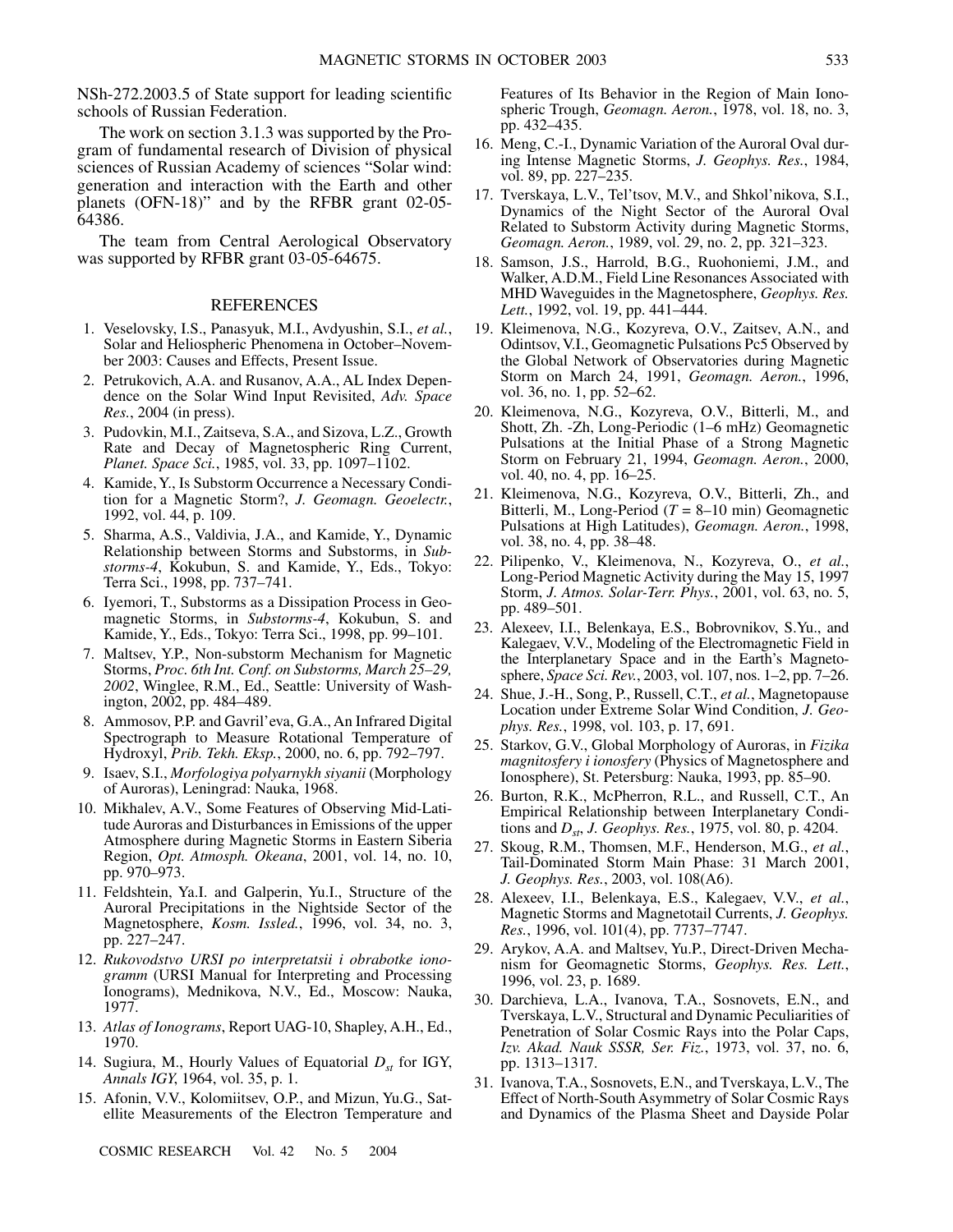NSh-272.2003.5 of State support for leading scientific schools of Russian Federation.

The work on section 3.1.3 was supported by the Program of fundamental research of Division of physical sciences of Russian Academy of sciences "Solar wind: generation and interaction with the Earth and other planets (OFN-18)" and by the RFBR grant 02-05-64386.

The team from Central Aerological Observatory was supported by RFBR grant 03-05-64675.

## REFERENCES

1. Veselovsky, I.S., Panasyuk, M.I., Avdyushin, S.I., *et al.*, Solar and Heliospheric Phenomena in October–November 2003: Causes and Effects, Present Issue.
2. Petrukovich, A.A. and Rusanov, A.A., AL Index Dependence on the Solar Wind Input Revisited, *Adv. Space Res.*, 2004 (in press).
3. Pudovkin, M.I., Zaitseva, S.A., and Sizova, L.Z., Growth Rate and Decay of Magnetospheric Ring Current, *Planet. Space Sci.*, 1985, vol. 33, pp. 1097–1102.
4. Kamide, Y., Is Substorm Occurrence a Necessary Condition for a Magnetic Storm?, *J. Geomagn. Geoelectr.*, 1992, vol. 44, p. 109.
5. Sharma, A.S., Valdivia, J.A., and Kamide, Y., Dynamic Relationship between Storms and Substorms, in *Substorms-4*, Kokubun, S. and Kamide, Y., Eds., Tokyo: Terra Sci., 1998, pp. 737–741.
6. Iyemori, T., Substorms as a Dissipation Process in Geomagnetic Storms, in *Substorms-4*, Kokubun, S. and Kamide, Y., Eds., Tokyo: Terra Sci., 1998, pp. 99–101.
7. Maltsev, Y.P., Non-substorm Mechanism for Magnetic Storms, *Proc. 6th Int. Conf. on Substorms, March 25–29, 2002*, Winglee, R.M., Ed., Seattle: University of Washington, 2002, pp. 484–489.
8. Ammosov, P.P. and Gavril'eva, G.A., An Infrared Digital Spectrograph to Measure Rotational Temperature of Hydroxyl, *Prib. Tekh. Eksp.*, 2000, no. 6, pp. 792–797.
9. Isaev, S.I., *Morfologiya polyarnykh siyanii* (Morphology of Auroras), Leningrad: Nauka, 1968.
10. Mikhalev, A.V., Some Features of Observing Mid-Latitude Auroras and Disturbances in Emissions of the upper Atmosphere during Magnetic Storms in Eastern Siberia Region, *Opt. Atmosph. Okeana*, 2001, vol. 14, no. 10, pp. 970–973.
11. Feldshtein, Ya.I. and Galperin, Yu.I., Structure of the Auroral Precipitations in the Nightside Sector of the Magnetosphere, *Kosm. Issled.*, 1996, vol. 34, no. 3, pp. 227–247.
12. *Rukovodstvo URSI po interpretatsii i obrabotke ionogramm* (URSI Manual for Interpreting and Processing Ionograms), Mednikova, N.V., Ed., Moscow: Nauka, 1977.
13. *Atlas of Ionograms*, Report UAG-10, Shapley, A.H., Ed., 1970.
14. Sugiura, M., Hourly Values of Equatorial $D_{st}$ for IGY, *Annals IGY*, 1964, vol. 35, p. 1.
15. Afonin, V.V., Kolomiitsev, O.P., and Mizun, Yu.G., Satellite Measurements of the Electron Temperature and Features of Its Behavior in the Region of Main Ionospheric Trough, *Geomagn. Aeron.*, 1978, vol. 18, no. 3, pp. 432–435.
16. Meng, C.-I., Dynamic Variation of the Auroral Oval during Intense Magnetic Storms, *J. Geophys. Res.*, 1984, vol. 89, pp. 227–235.
17. Tverskaya, L.V., Tel'tsov, M.V., and Shkol'nikova, S.I., Dynamics of the Night Sector of the Auroral Oval Related to Substorm Activity during Magnetic Storms, *Geomagn. Aeron.*, 1989, vol. 29, no. 2, pp. 321–323.
18. Samson, J.S., Harrold, B.G., Ruohoniemi, J.M., and Walker, A.D.M., Field Line Resonances Associated with MHD Waveguides in the Magnetosphere, *Geophys. Res. Lett.*, 1992, vol. 19, pp. 441–444.
19. Kleimenova, N.G., Kozyreva, O.V., Zaitsev, A.N., and Odintsov, V.I., Geomagnetic Pulsations Pc5 Observed by the Global Network of Observatories during Magnetic Storm on March 24, 1991, *Geomagn. Aeron.*, 1996, vol. 36, no. 1, pp. 52–62.
20. Kleimenova, N.G., Kozyreva, O.V., Bitterli, M., and Shott, Zh. -Zh, Long-Periodic (1–6 mHz) Geomagnetic Pulsations at the Initial Phase of a Strong Magnetic Storm on February 21, 1994, *Geomagn. Aeron.*, 2000, vol. 40, no. 4, pp. 16–25.
21. Kleimenova, N.G., Kozyreva, O.V., Bitterli, Zh., and Bitterli, M., Long-Period ($T$ = 8–10 min) Geomagnetic Pulsations at High Latitudes), *Geomagn. Aeron.*, 1998, vol. 38, no. 4, pp. 38–48.
22. Pilipenko, V., Kleimenova, N., Kozyreva, O., *et al.*, Long-Period Magnetic Activity during the May 15, 1997 Storm, *J. Atmos. Solar-Terr. Phys.*, 2001, vol. 63, no. 5, pp. 489–501.
23. Alexeev, I.I., Belenkaya, E.S., Bobrovnikov, S.Yu., and Kalegaev, V.V., Modeling of the Electromagnetic Field in the Interplanetary Space and in the Earth's Magnetosphere, *Space Sci. Rev.*, 2003, vol. 107, nos. 1–2, pp. 7–26.
24. Shue, J.-H., Song, P., Russell, C.T., *et al.*, Magnetopause Location under Extreme Solar Wind Condition, *J. Geophys. Res.*, 1998, vol. 103, p. 17, 691.
25. Starkov, G.V., Global Morphology of Auroras, in *Fizika magnitosfery i ionosfery* (Physics of Magnetosphere and Ionosphere), St. Petersburg: Nauka, 1993, pp. 85–90.
26. Burton, R.K., McPherron, R.L., and Russell, C.T., An Empirical Relationship between Interplanetary Conditions and $D_{st}$, *J. Geophys. Res.*, 1975, vol. 80, p. 4204.
27. Skoug, R.M., Thomsen, M.F., Henderson, M.G., *et al.*, Tail-Dominated Storm Main Phase: 31 March 2001, *J. Geophys. Res.*, 2003, vol. 108(A6).
28. Alexeev, I.I., Belenkaya, E.S., Kalegaev, V.V., *et al.*, Magnetic Storms and Magnetotail Currents, *J. Geophys. Res.*, 1996, vol. 101(4), pp. 7737–7747.
29. Arykov, A.A. and Maltsev, Yu.P., Direct-Driven Mechanism for Geomagnetic Storms, *Geophys. Res. Lett.*, 1996, vol. 23, p. 1689.
30. Darchieva, L.A., Ivanova, T.A., Sosnovets, E.N., and Tverskaya, L.V., Structural and Dynamic Peculiarities of Penetration of Solar Cosmic Rays into the Polar Caps, *Izv. Akad. Nauk SSSR, Ser. Fiz.*, 1973, vol. 37, no. 6, pp. 1313–1317.
31. Ivanova, T.A., Sosnovets, E.N., and Tverskaya, L.V., The Effect of North-South Asymmetry of Solar Cosmic Rays and Dynamics of the Plasma Sheet and Dayside Polar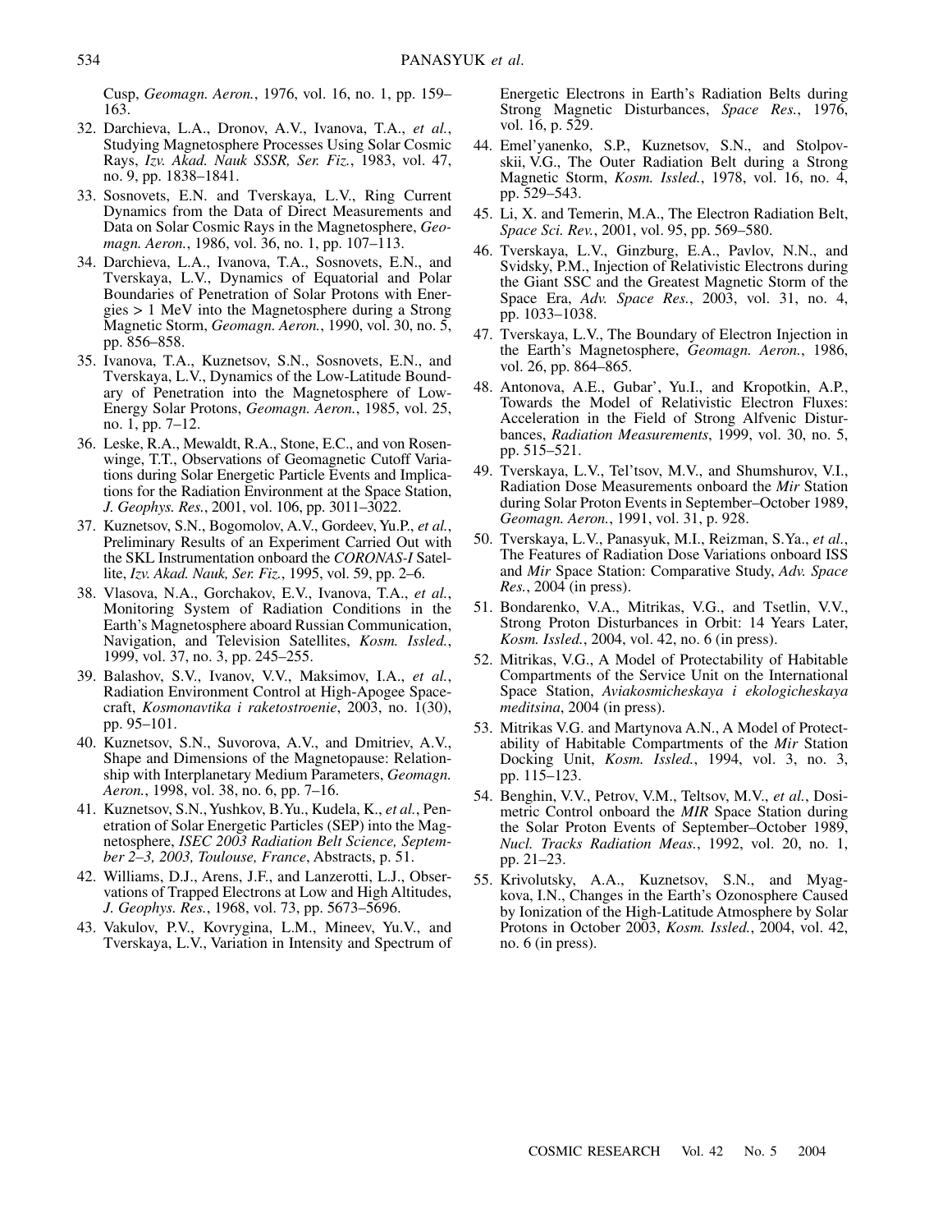Cusp, *Geomagn. Aeron.*, 1976, vol. 16, no. 1, pp. 159–163.

32. Darchieva, L.A., Dronov, A.V., Ivanova, T.A., *et al.*, Studying Magnetosphere Processes Using Solar Cosmic Rays, *Izv. Akad. Nauk SSSR, Ser. Fiz.*, 1983, vol. 47, no. 9, pp. 1838–1841.
33. Sosnovets, E.N. and Tverskaya, L.V., Ring Current Dynamics from the Data of Direct Measurements and Data on Solar Cosmic Rays in the Magnetosphere, *Geomagn. Aeron.*, 1986, vol. 36, no. 1, pp. 107–113.
34. Darchieva, L.A., Ivanova, T.A., Sosnovets, E.N., and Tverskaya, L.V., Dynamics of Equatorial and Polar Boundaries of Penetration of Solar Protons with Energies > 1 MeV into the Magnetosphere during a Strong Magnetic Storm, *Geomagn. Aeron.*, 1990, vol. 30, no. 5, pp. 856–858.
35. Ivanova, T.A., Kuznetsov, S.N., Sosnovets, E.N., and Tverskaya, L.V., Dynamics of the Low-Latitude Boundary of Penetration into the Magnetosphere of Low-Energy Solar Protons, *Geomagn. Aeron.*, 1985, vol. 25, no. 1, pp. 7–12.
36. Leske, R.A., Mewaldt, R.A., Stone, E.C., and von Rosenwinge, T.T., Observations of Geomagnetic Cutoff Variations during Solar Energetic Particle Events and Implications for the Radiation Environment at the Space Station, *J. Geophys. Res.*, 2001, vol. 106, pp. 3011–3022.
37. Kuznetsov, S.N., Bogomolov, A.V., Gordeev, Yu.P., *et al.*, Preliminary Results of an Experiment Carried Out with the SKL Instrumentation onboard the *CORONAS-I* Satellite, *Izv. Akad. Nauk, Ser. Fiz.*, 1995, vol. 59, pp. 2–6.
38. Vlasova, N.A., Gorchakov, E.V., Ivanova, T.A., *et al.*, Monitoring System of Radiation Conditions in the Earth's Magnetosphere aboard Russian Communication, Navigation, and Television Satellites, *Kosm. Issled.*, 1999, vol. 37, no. 3, pp. 245–255.
39. Balashov, S.V., Ivanov, V.V., Maksimov, I.A., *et al.*, Radiation Environment Control at High-Apogee Spacecraft, *Kosmonavtika i raketostroenie*, 2003, no. 1(30), pp. 95–101.
40. Kuznetsov, S.N., Suvorova, A.V., and Dmitriev, A.V., Shape and Dimensions of the Magnetopause: Relationship with Interplanetary Medium Parameters, *Geomagn. Aeron.*, 1998, vol. 38, no. 6, pp. 7–16.
41. Kuznetsov, S.N., Yushkov, B.Yu., Kudela, K., *et al.*, Penetration of Solar Energetic Particles (SEP) into the Magnetosphere, *ISEC 2003 Radiation Belt Science, September 2–3, 2003, Toulouse, France*, Abstracts, p. 51.
42. Williams, D.J., Arens, J.F., and Lanzerotti, L.J., Observations of Trapped Electrons at Low and High Altitudes, *J. Geophys. Res.*, 1968, vol. 73, pp. 5673–5696.
43. Vakulov, P.V., Kovrygina, L.M., Mineev, Yu.V., and Tverskaya, L.V., Variation in Intensity and Spectrum of Energetic Electrons in Earth's Radiation Belts during Strong Magnetic Disturbances, *Space Res.*, 1976, vol. 16, p. 529.
44. Emel'yanenko, S.P., Kuznetsov, S.N., and Stolpovskii, V.G., The Outer Radiation Belt during a Strong Magnetic Storm, *Kosm. Issled.*, 1978, vol. 16, no. 4, pp. 529–543.
45. Li, X. and Temerin, M.A., The Electron Radiation Belt, *Space Sci. Rev.*, 2001, vol. 95, pp. 569–580.
46. Tverskaya, L.V., Ginzburg, E.A., Pavlov, N.N., and Svidsky, P.M., Injection of Relativistic Electrons during the Giant SSC and the Greatest Magnetic Storm of the Space Era, *Adv. Space Res.*, 2003, vol. 31, no. 4, pp. 1033–1038.
47. Tverskaya, L.V., The Boundary of Electron Injection in the Earth's Magnetosphere, *Geomagn. Aeron.*, 1986, vol. 26, pp. 864–865.
48. Antonova, A.E., Gubar', Yu.I., and Kropotkin, A.P., Towards the Model of Relativistic Electron Fluxes: Acceleration in the Field of Strong Alfvenic Disturbances, *Radiation Measurements*, 1999, vol. 30, no. 5, pp. 515–521.
49. Tverskaya, L.V., Tel'tsov, M.V., and Shumshurov, V.I., Radiation Dose Measurements onboard the *Mir* Station during Solar Proton Events in September–October 1989, *Geomagn. Aeron.*, 1991, vol. 31, p. 928.
50. Tverskaya, L.V., Panasyuk, M.I., Reizman, S.Ya., *et al.*, The Features of Radiation Dose Variations onboard ISS and *Mir* Space Station: Comparative Study, *Adv. Space Res.*, 2004 (in press).
51. Bondarenko, V.A., Mitrikas, V.G., and Tsetlin, V.V., Strong Proton Disturbances in Orbit: 14 Years Later, *Kosm. Issled.*, 2004, vol. 42, no. 6 (in press).
52. Mitrikas, V.G., A Model of Protectability of Habitable Compartments of the Service Unit on the International Space Station, *Aviakosmicheskaya i ekologicheskaya meditsina*, 2004 (in press).
53. Mitrikas V.G. and Martynova A.N., A Model of Protectability of Habitable Compartments of the *Mir* Station Docking Unit, *Kosm. Issled.*, 1994, vol. 3, no. 3, pp. 115–123.
54. Benghin, V.V., Petrov, V.M., Teltsov, M.V., *et al.*, Dosimetric Control onboard the *MIR* Space Station during the Solar Proton Events of September–October 1989, *Nucl. Tracks Radiation Meas.*, 1992, vol. 20, no. 1, pp. 21–23.
55. Krivolutsky, A.A., Kuznetsov, S.N., and Myagkova, I.N., Changes in the Earth's Ozonosphere Caused by Ionization of the High-Latitude Atmosphere by Solar Protons in October 2003, *Kosm. Issled.*, 2004, vol. 42, no. 6 (in press).